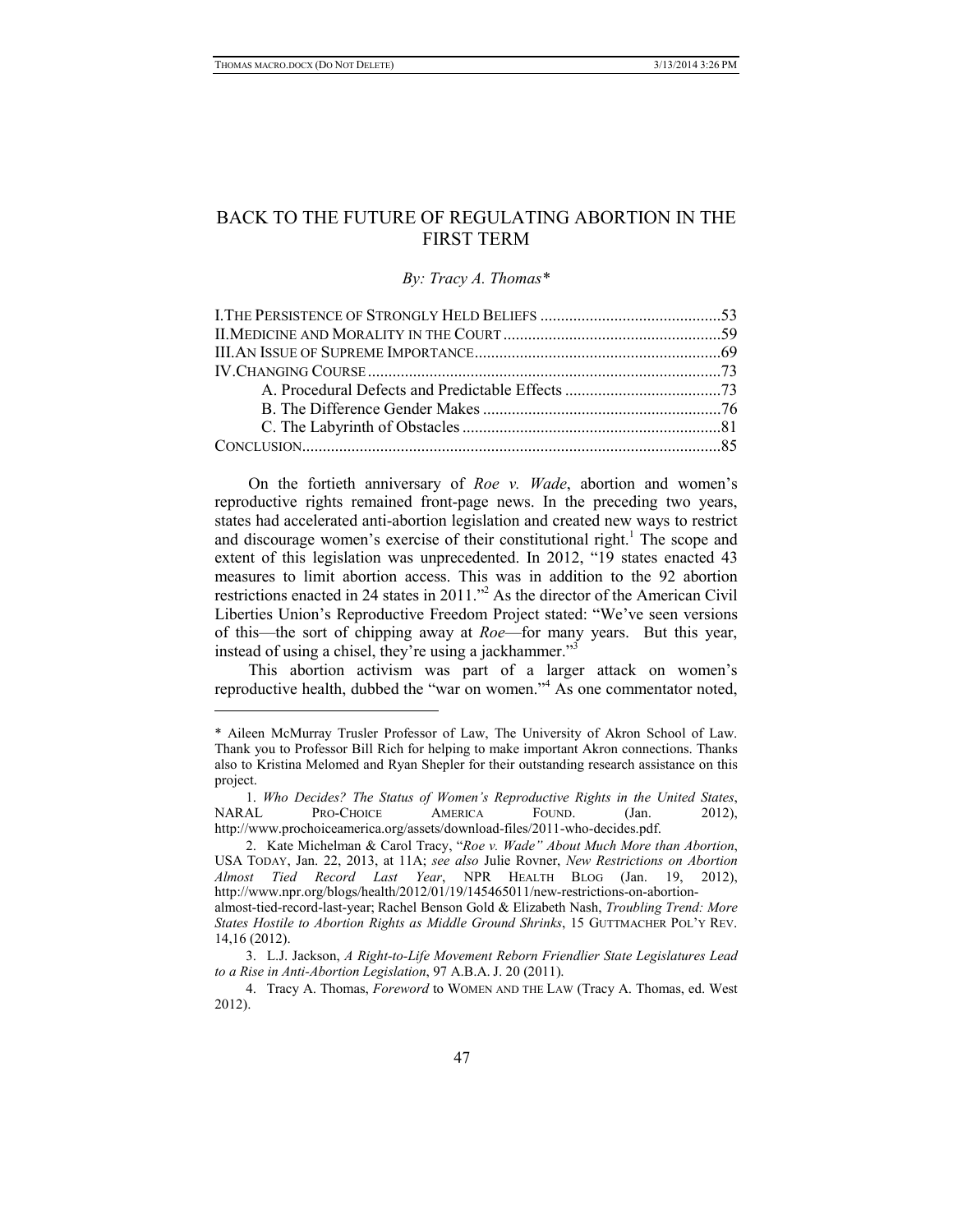# BACK TO THE FUTURE OF REGULATING ABORTION IN THE FIRST TERM

*By: Tracy A. Thomas**

I. THE PERSISTENCE OF STRONGLY HELD BELIEFS ............................................53
II. MEDICINE AND MORALITY IN THE COURT ....................................................59
III. AN ISSUE OF SUPREME IMPORTANCE...........................................................69
IV. CHANGING COURSE ......................................................................................73
    A. Procedural Defects and Predictable Effects ......................................73
    B. The Difference Gender Makes ..........................................................76
    C. The Labyrinth of Obstacles ...............................................................81
CONCLUSION......................................................................................................85

On the fortieth anniversary of *Roe v. Wade*, abortion and women's reproductive rights remained front-page news. In the preceding two years, states had accelerated anti-abortion legislation and created new ways to restrict and discourage women's exercise of their constitutional right.[1] The scope and extent of this legislation was unprecedented. In 2012, "19 states enacted 43 measures to limit abortion access. This was in addition to the 92 abortion restrictions enacted in 24 states in 2011."[2] As the director of the American Civil Liberties Union's Reproductive Freedom Project stated: "We've seen versions of this—the sort of chipping away at *Roe*—for many years. But this year, instead of using a chisel, they're using a jackhammer."[3]

This abortion activism was part of a larger attack on women's reproductive health, dubbed the "war on women."[4] As one commentator noted,

---

\* Aileen McMurray Trusler Professor of Law, The University of Akron School of Law. Thank you to Professor Bill Rich for helping to make important Akron connections. Thanks also to Kristina Melomed and Ryan Shepler for their outstanding research assistance on this project.

1. *Who Decides? The Status of Women's Reproductive Rights in the United States*, NARAL PRO-CHOICE AMERICA FOUND. (Jan. 2012), http://www.prochoiceamerica.org/assets/download-files/2011-who-decides.pdf.

2. Kate Michelman & Carol Tracy, "*Roe v. Wade" About Much More than Abortion*, USA TODAY, Jan. 22, 2013, at 11A; *see also* Julie Rovner, *New Restrictions on Abortion Almost Tied Record Last Year*, NPR HEALTH BLOG (Jan. 19, 2012), http://www.npr.org/blogs/health/2012/01/19/145465011/new-restrictions-on-abortion-almost-tied-record-last-year; Rachel Benson Gold & Elizabeth Nash, *Troubling Trend: More States Hostile to Abortion Rights as Middle Ground Shrinks*, 15 GUTTMACHER POL'Y REV. 14,16 (2012).

3. L.J. Jackson, *A Right-to-Life Movement Reborn Friendlier State Legislatures Lead to a Rise in Anti-Abortion Legislation*, 97 A.B.A. J. 20 (2011).

4. Tracy A. Thomas, *Foreword* to WOMEN AND THE LAW (Tracy A. Thomas, ed. West 2012).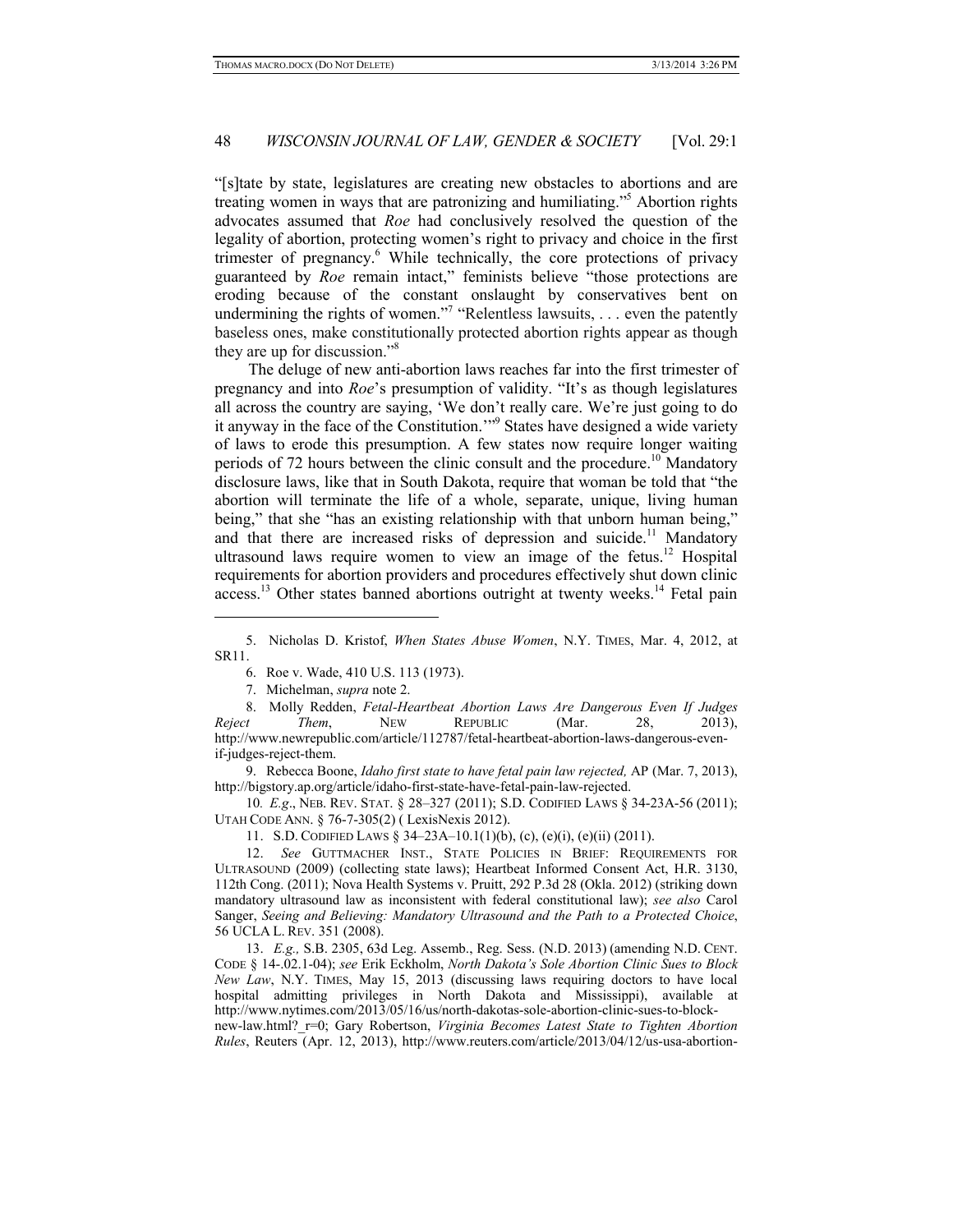"[s]tate by state, legislatures are creating new obstacles to abortions and are treating women in ways that are patronizing and humiliating."[5] Abortion rights advocates assumed that *Roe* had conclusively resolved the question of the legality of abortion, protecting women's right to privacy and choice in the first trimester of pregnancy.[6] While technically, the core protections of privacy guaranteed by *Roe* remain intact," feminists believe "those protections are eroding because of the constant onslaught by conservatives bent on undermining the rights of women."[7] "Relentless lawsuits, . . . even the patently baseless ones, make constitutionally protected abortion rights appear as though they are up for discussion."[8]

The deluge of new anti-abortion laws reaches far into the first trimester of pregnancy and into *Roe*'s presumption of validity. "It's as though legislatures all across the country are saying, 'We don't really care. We're just going to do it anyway in the face of the Constitution.'"[9] States have designed a wide variety of laws to erode this presumption. A few states now require longer waiting periods of 72 hours between the clinic consult and the procedure.[10] Mandatory disclosure laws, like that in South Dakota, require that woman be told that "the abortion will terminate the life of a whole, separate, unique, living human being," that she "has an existing relationship with that unborn human being," and that there are increased risks of depression and suicide.[11] Mandatory ultrasound laws require women to view an image of the fetus.[12] Hospital requirements for abortion providers and procedures effectively shut down clinic access.[13] Other states banned abortions outright at twenty weeks.[14] Fetal pain

---

5. Nicholas D. Kristof, *When States Abuse Women*, N.Y. TIMES, Mar. 4, 2012, at SR11.

6. Roe v. Wade, 410 U.S. 113 (1973).

7. Michelman, *supra* note 2.

8. Molly Redden, *Fetal-Heartbeat Abortion Laws Are Dangerous Even If Judges Reject Them*, NEW REPUBLIC (Mar. 28, 2013), http://www.newrepublic.com/article/112787/fetal-heartbeat-abortion-laws-dangerous-even-if-judges-reject-them.

9. Rebecca Boone, *Idaho first state to have fetal pain law rejected,* AP (Mar. 7, 2013), http://bigstory.ap.org/article/idaho-first-state-have-fetal-pain-law-rejected.

10. *E.g*., NEB. REV. STAT. § 28–327 (2011); S.D. CODIFIED LAWS § 34-23A-56 (2011); UTAH CODE ANN. § 76-7-305(2) ( LexisNexis 2012).

11. S.D. CODIFIED LAWS § 34–23A–10.1(1)(b), (c), (e)(i), (e)(ii) (2011).

12. *See* GUTTMACHER INST., STATE POLICIES IN BRIEF: REQUIREMENTS FOR ULTRASOUND (2009) (collecting state laws); Heartbeat Informed Consent Act, H.R. 3130, 112th Cong. (2011); Nova Health Systems v. Pruitt, 292 P.3d 28 (Okla. 2012) (striking down mandatory ultrasound law as inconsistent with federal constitutional law); *see also* Carol Sanger, *Seeing and Believing: Mandatory Ultrasound and the Path to a Protected Choice*, 56 UCLA L. REV. 351 (2008).

13. *E.g.,* S.B. 2305, 63d Leg. Assemb., Reg. Sess. (N.D. 2013) (amending N.D. CENT. CODE § 14-.02.1-04); *see* Erik Eckholm, *North Dakota's Sole Abortion Clinic Sues to Block New Law*, N.Y. TIMES, May 15, 2013 (discussing laws requiring doctors to have local hospital admitting privileges in North Dakota and Mississippi), available at http://www.nytimes.com/2013/05/16/us/north-dakotas-sole-abortion-clinic-sues-to-block-new-law.html?_r=0; Gary Robertson, *Virginia Becomes Latest State to Tighten Abortion Rules*, Reuters (Apr. 12, 2013), http://www.reuters.com/article/2013/04/12/us-usa-abortion-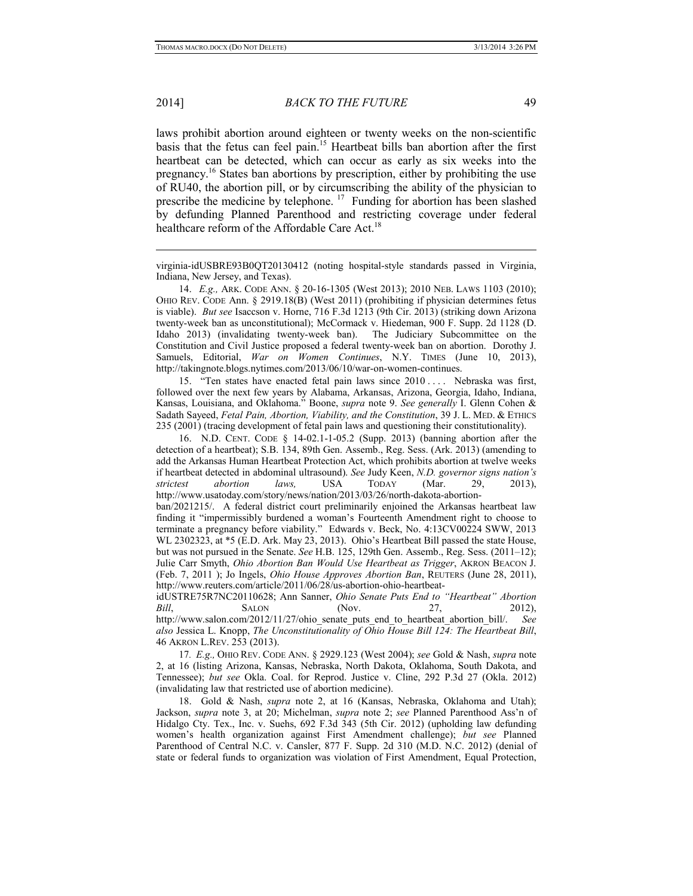laws prohibit abortion around eighteen or twenty weeks on the non-scientific basis that the fetus can feel pain.[15] Heartbeat bills ban abortion after the first heartbeat can be detected, which can occur as early as six weeks into the pregnancy.[16] States ban abortions by prescription, either by prohibiting the use of RU40, the abortion pill, or by circumscribing the ability of the physician to prescribe the medicine by telephone.[17] Funding for abortion has been slashed by defunding Planned Parenthood and restricting coverage under federal healthcare reform of the Affordable Care Act.[18]

---

virginia-idUSBRE93B0QT20130412 (noting hospital-style standards passed in Virginia, Indiana, New Jersey, and Texas).

14. *E.g.,* ARK. CODE ANN. § 20-16-1305 (West 2013); 2010 NEB. LAWS 1103 (2010); OHIO REV. CODE Ann. § 2919.18(B) (West 2011) (prohibiting if physician determines fetus is viable). *But see* Isaccson v. Horne, 716 F.3d 1213 (9th Cir. 2013) (striking down Arizona twenty-week ban as unconstitutional); McCormack v. Hiedeman, 900 F. Supp. 2d 1128 (D. Idaho 2013) (invalidating twenty-week ban). The Judiciary Subcommittee on the Constitution and Civil Justice proposed a federal twenty-week ban on abortion. Dorothy J. Samuels, Editorial, *War on Women Continues*, N.Y. TIMES (June 10, 2013), http://takingnote.blogs.nytimes.com/2013/06/10/war-on-women-continues.

15. "Ten states have enacted fetal pain laws since 2010 . . . . Nebraska was first, followed over the next few years by Alabama, Arkansas, Arizona, Georgia, Idaho, Indiana, Kansas, Louisiana, and Oklahoma." Boone, *supra* note 9. *See generally* I. Glenn Cohen & Sadath Sayeed, *Fetal Pain, Abortion, Viability, and the Constitution*, 39 J. L. MED. & ETHICS 235 (2001) (tracing development of fetal pain laws and questioning their constitutionality).

16. N.D. CENT. CODE § 14-02.1-1-05.2 (Supp. 2013) (banning abortion after the detection of a heartbeat); S.B. 134, 89th Gen. Assemb., Reg. Sess. (Ark. 2013) (amending to add the Arkansas Human Heartbeat Protection Act, which prohibits abortion at twelve weeks if heartbeat detected in abdominal ultrasound). *See* Judy Keen, *N.D. governor signs nation's strictest abortion laws,* USA TODAY (Mar. 29, 2013), http://www.usatoday.com/story/news/nation/2013/03/26/north-dakota-abortion-ban/2021215/. A federal district court preliminarily enjoined the Arkansas heartbeat law finding it "impermissibly burdened a woman's Fourteenth Amendment right to choose to terminate a pregnancy before viability." Edwards v. Beck, No. 4:13CV00224 SWW, 2013 WL 2302323, at \*5 (E.D. Ark. May 23, 2013). Ohio's Heartbeat Bill passed the state House, but was not pursued in the Senate. *See* H.B. 125, 129th Gen. Assemb., Reg. Sess. (2011–12); Julie Carr Smyth, *Ohio Abortion Ban Would Use Heartbeat as Trigger*, AKRON BEACON J. (Feb. 7, 2011 ); Jo Ingels, *Ohio House Approves Abortion Ban*, REUTERS (June 28, 2011), http://www.reuters.com/article/2011/06/28/us-abortion-ohio-heartbeat-idUSTRE75R7NC20110628; Ann Sanner, *Ohio Senate Puts End to "Heartbeat" Abortion Bill*, SALON (Nov. 27, 2012), http://www.salon.com/2012/11/27/ohio_senate_puts_end_to_heartbeat_abortion_bill/. *See also* Jessica L. Knopp, *The Unconstitutionality of Ohio House Bill 124: The Heartbeat Bill*, 46 AKRON L.REV. 253 (2013).

17. *E.g.,* OHIO REV. CODE ANN. § 2929.123 (West 2004); *see* Gold & Nash, *supra* note 2, at 16 (listing Arizona, Kansas, Nebraska, North Dakota, Oklahoma, South Dakota, and Tennessee); *but see* Okla. Coal. for Reprod. Justice v. Cline, 292 P.3d 27 (Okla. 2012) (invalidating law that restricted use of abortion medicine).

18. Gold & Nash, *supra* note 2, at 16 (Kansas, Nebraska, Oklahoma and Utah); Jackson, *supra* note 3, at 20; Michelman, *supra* note 2; *see* Planned Parenthood Ass'n of Hidalgo Cty. Tex., Inc. v. Suehs, 692 F.3d 343 (5th Cir. 2012) (upholding law defunding women's health organization against First Amendment challenge); *but see* Planned Parenthood of Central N.C. v. Cansler, 877 F. Supp. 2d 310 (M.D. N.C. 2012) (denial of state or federal funds to organization was violation of First Amendment, Equal Protection,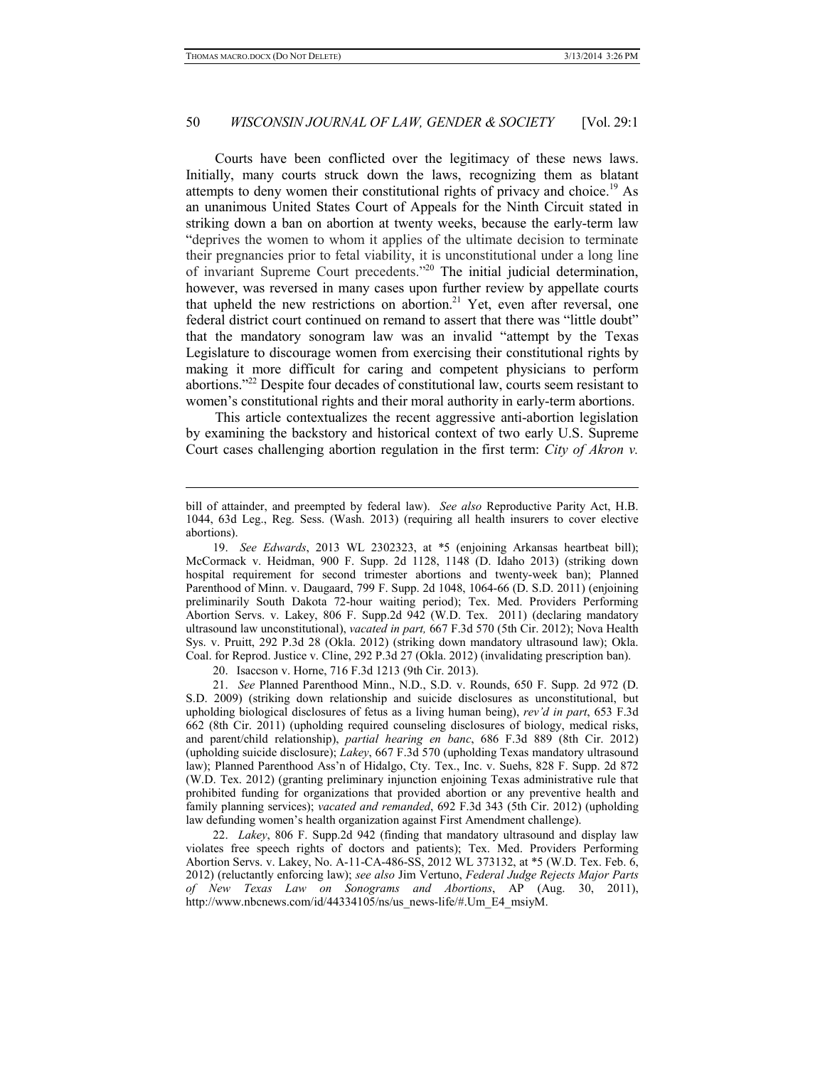Courts have been conflicted over the legitimacy of these news laws. Initially, many courts struck down the laws, recognizing them as blatant attempts to deny women their constitutional rights of privacy and choice.[19] As an unanimous United States Court of Appeals for the Ninth Circuit stated in striking down a ban on abortion at twenty weeks, because the early-term law "deprives the women to whom it applies of the ultimate decision to terminate their pregnancies prior to fetal viability, it is unconstitutional under a long line of invariant Supreme Court precedents."[20] The initial judicial determination, however, was reversed in many cases upon further review by appellate courts that upheld the new restrictions on abortion.[21] Yet, even after reversal, one federal district court continued on remand to assert that there was "little doubt" that the mandatory sonogram law was an invalid "attempt by the Texas Legislature to discourage women from exercising their constitutional rights by making it more difficult for caring and competent physicians to perform abortions."[22] Despite four decades of constitutional law, courts seem resistant to women's constitutional rights and their moral authority in early-term abortions.

This article contextualizes the recent aggressive anti-abortion legislation by examining the backstory and historical context of two early U.S. Supreme Court cases challenging abortion regulation in the first term: *City of Akron v.*

---

bill of attainder, and preempted by federal law). *See also* Reproductive Parity Act, H.B. 1044, 63d Leg., Reg. Sess. (Wash. 2013) (requiring all health insurers to cover elective abortions).

19. *See Edwards*, 2013 WL 2302323, at *5 (enjoining Arkansas heartbeat bill); McCormack v. Heidman, 900 F. Supp. 2d 1128, 1148 (D. Idaho 2013) (striking down hospital requirement for second trimester abortions and twenty-week ban); Planned Parenthood of Minn. v. Daugaard, 799 F. Supp. 2d 1048, 1064-66 (D. S.D. 2011) (enjoining preliminarily South Dakota 72-hour waiting period); Tex. Med. Providers Performing Abortion Servs. v. Lakey, 806 F. Supp.2d 942 (W.D. Tex. 2011) (declaring mandatory ultrasound law unconstitutional), *vacated in part,* 667 F.3d 570 (5th Cir. 2012); Nova Health Sys. v. Pruitt, 292 P.3d 28 (Okla. 2012) (striking down mandatory ultrasound law); Okla. Coal. for Reprod. Justice v. Cline, 292 P.3d 27 (Okla. 2012) (invalidating prescription ban).

20. Isaccson v. Horne, 716 F.3d 1213 (9th Cir. 2013).

21. *See* Planned Parenthood Minn., N.D., S.D. v. Rounds, 650 F. Supp. 2d 972 (D. S.D. 2009) (striking down relationship and suicide disclosures as unconstitutional, but upholding biological disclosures of fetus as a living human being), *rev'd in part*, 653 F.3d 662 (8th Cir. 2011) (upholding required counseling disclosures of biology, medical risks, and parent/child relationship), *partial hearing en banc*, 686 F.3d 889 (8th Cir. 2012) (upholding suicide disclosure); *Lakey*, 667 F.3d 570 (upholding Texas mandatory ultrasound law); Planned Parenthood Ass'n of Hidalgo, Cty. Tex., Inc. v. Suehs, 828 F. Supp. 2d 872 (W.D. Tex. 2012) (granting preliminary injunction enjoining Texas administrative rule that prohibited funding for organizations that provided abortion or any preventive health and family planning services); *vacated and remanded*, 692 F.3d 343 (5th Cir. 2012) (upholding law defunding women's health organization against First Amendment challenge).

22. *Lakey*, 806 F. Supp.2d 942 (finding that mandatory ultrasound and display law violates free speech rights of doctors and patients); Tex. Med. Providers Performing Abortion Servs. v. Lakey, No. A-11-CA-486-SS, 2012 WL 373132, at *5 (W.D. Tex. Feb. 6, 2012) (reluctantly enforcing law); *see also* Jim Vertuno, *Federal Judge Rejects Major Parts of New Texas Law on Sonograms and Abortions*, AP (Aug. 30, 2011), http://www.nbcnews.com/id/44334105/ns/us_news-life/#.Um_E4_msiyM.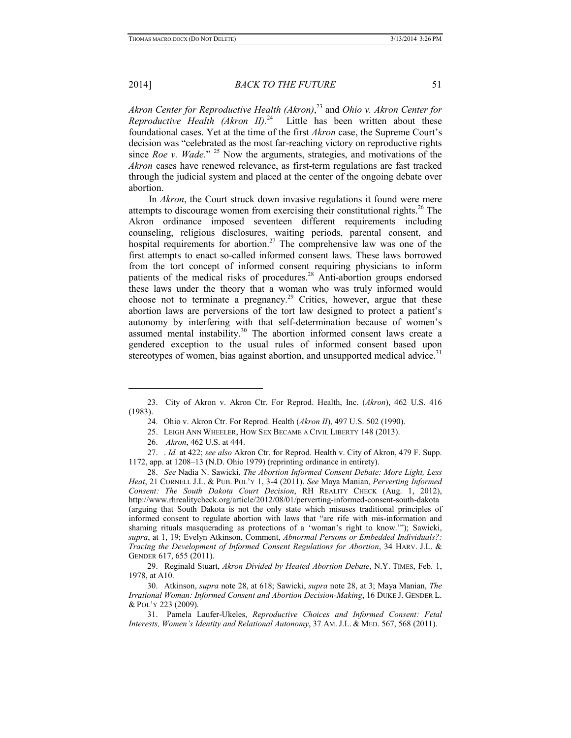*Akron Center for Reproductive Health (Akron)*,[23] and *Ohio v. Akron Center for Reproductive Health (Akron II)*.[24] Little has been written about these foundational cases. Yet at the time of the first *Akron* case, the Supreme Court's decision was "celebrated as the most far-reaching victory on reproductive rights since *Roe v. Wade.*"[25] Now the arguments, strategies, and motivations of the *Akron* cases have renewed relevance, as first-term regulations are fast tracked through the judicial system and placed at the center of the ongoing debate over abortion.

In *Akron*, the Court struck down invasive regulations it found were mere attempts to discourage women from exercising their constitutional rights.[26] The Akron ordinance imposed seventeen different requirements including counseling, religious disclosures, waiting periods, parental consent, and hospital requirements for abortion.[27] The comprehensive law was one of the first attempts to enact so-called informed consent laws. These laws borrowed from the tort concept of informed consent requiring physicians to inform patients of the medical risks of procedures.[28] Anti-abortion groups endorsed these laws under the theory that a woman who was truly informed would choose not to terminate a pregnancy.[29] Critics, however, argue that these abortion laws are perversions of the tort law designed to protect a patient's autonomy by interfering with that self-determination because of women's assumed mental instability.[30] The abortion informed consent laws create a gendered exception to the usual rules of informed consent based upon stereotypes of women, bias against abortion, and unsupported medical advice.[31]

---

23. City of Akron v. Akron Ctr. For Reprod. Health, Inc. (*Akron*), 462 U.S. 416 (1983).

24. Ohio v. Akron Ctr. For Reprod. Health (*Akron II*), 497 U.S. 502 (1990).

25. LEIGH ANN WHEELER, HOW SEX BECAME A CIVIL LIBERTY 148 (2013).

26. *Akron*, 462 U.S. at 444.

27. . *Id.* at 422; *see also* Akron Ctr. for Reprod. Health v. City of Akron, 479 F. Supp. 1172, app. at 1208–13 (N.D. Ohio 1979) (reprinting ordinance in entirety).

28. *See* Nadia N. Sawicki, *The Abortion Informed Consent Debate: More Light, Less Heat*, 21 CORNELL J.L. & PUB. POL'Y 1, 3-4 (2011). *See* Maya Manian, *Perverting Informed Consent: The South Dakota Court Decision*, RH REALITY CHECK (Aug. 1, 2012), http://www.rhrealitycheck.org/article/2012/08/01/perverting-informed-consent-south-dakota (arguing that South Dakota is not the only state which misuses traditional principles of informed consent to regulate abortion with laws that "are rife with mis-information and shaming rituals masquerading as protections of a 'woman's right to know.'"); Sawicki, *supra*, at 1, 19; Evelyn Atkinson, Comment, *Abnormal Persons or Embedded Individuals?: Tracing the Development of Informed Consent Regulations for Abortion*, 34 HARV. J.L. & GENDER 617, 655 (2011).

29. Reginald Stuart, *Akron Divided by Heated Abortion Debate*, N.Y. TIMES, Feb. 1, 1978, at A10.

30. Atkinson, *supra* note 28, at 618; Sawicki, *supra* note 28, at 3; Maya Manian, *The Irrational Woman: Informed Consent and Abortion Decision-Making*, 16 DUKE J. GENDER L. & POL'Y 223 (2009).

31. Pamela Laufer-Ukeles, *Reproductive Choices and Informed Consent: Fetal Interests, Women's Identity and Relational Autonomy*, 37 AM. J.L. & MED. 567, 568 (2011).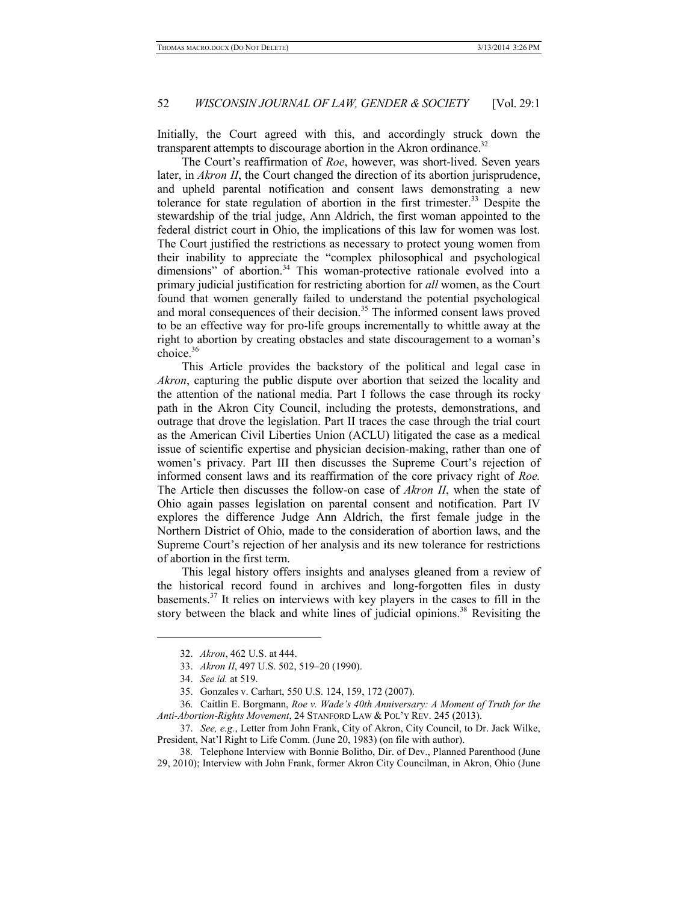Initially, the Court agreed with this, and accordingly struck down the transparent attempts to discourage abortion in the Akron ordinance.[32]

The Court's reaffirmation of *Roe*, however, was short-lived. Seven years later, in *Akron II*, the Court changed the direction of its abortion jurisprudence, and upheld parental notification and consent laws demonstrating a new tolerance for state regulation of abortion in the first trimester.[33] Despite the stewardship of the trial judge, Ann Aldrich, the first woman appointed to the federal district court in Ohio, the implications of this law for women was lost. The Court justified the restrictions as necessary to protect young women from their inability to appreciate the "complex philosophical and psychological dimensions" of abortion.[34] This woman-protective rationale evolved into a primary judicial justification for restricting abortion for *all* women, as the Court found that women generally failed to understand the potential psychological and moral consequences of their decision.[35] The informed consent laws proved to be an effective way for pro-life groups incrementally to whittle away at the right to abortion by creating obstacles and state discouragement to a woman's choice.[36]

This Article provides the backstory of the political and legal case in *Akron*, capturing the public dispute over abortion that seized the locality and the attention of the national media. Part I follows the case through its rocky path in the Akron City Council, including the protests, demonstrations, and outrage that drove the legislation. Part II traces the case through the trial court as the American Civil Liberties Union (ACLU) litigated the case as a medical issue of scientific expertise and physician decision-making, rather than one of women's privacy. Part III then discusses the Supreme Court's rejection of informed consent laws and its reaffirmation of the core privacy right of *Roe.* The Article then discusses the follow-on case of *Akron II*, when the state of Ohio again passes legislation on parental consent and notification. Part IV explores the difference Judge Ann Aldrich, the first female judge in the Northern District of Ohio, made to the consideration of abortion laws, and the Supreme Court's rejection of her analysis and its new tolerance for restrictions of abortion in the first term.

This legal history offers insights and analyses gleaned from a review of the historical record found in archives and long-forgotten files in dusty basements.[37] It relies on interviews with key players in the cases to fill in the story between the black and white lines of judicial opinions.[38] Revisiting the

---

32. *Akron*, 462 U.S. at 444.

33. *Akron II*, 497 U.S. 502, 519–20 (1990).

34. *See id.* at 519.

35. Gonzales v. Carhart, 550 U.S. 124, 159, 172 (2007).

36. Caitlin E. Borgmann, *Roe v. Wade's 40th Anniversary: A Moment of Truth for the Anti-Abortion-Rights Movement*, 24 STANFORD LAW & POL'Y REV. 245 (2013).

37. *See, e.g.*, Letter from John Frank, City of Akron, City Council, to Dr. Jack Wilke, President, Nat'l Right to Life Comm. (June 20, 1983) (on file with author).

38. Telephone Interview with Bonnie Bolitho, Dir. of Dev., Planned Parenthood (June 29, 2010); Interview with John Frank, former Akron City Councilman, in Akron, Ohio (June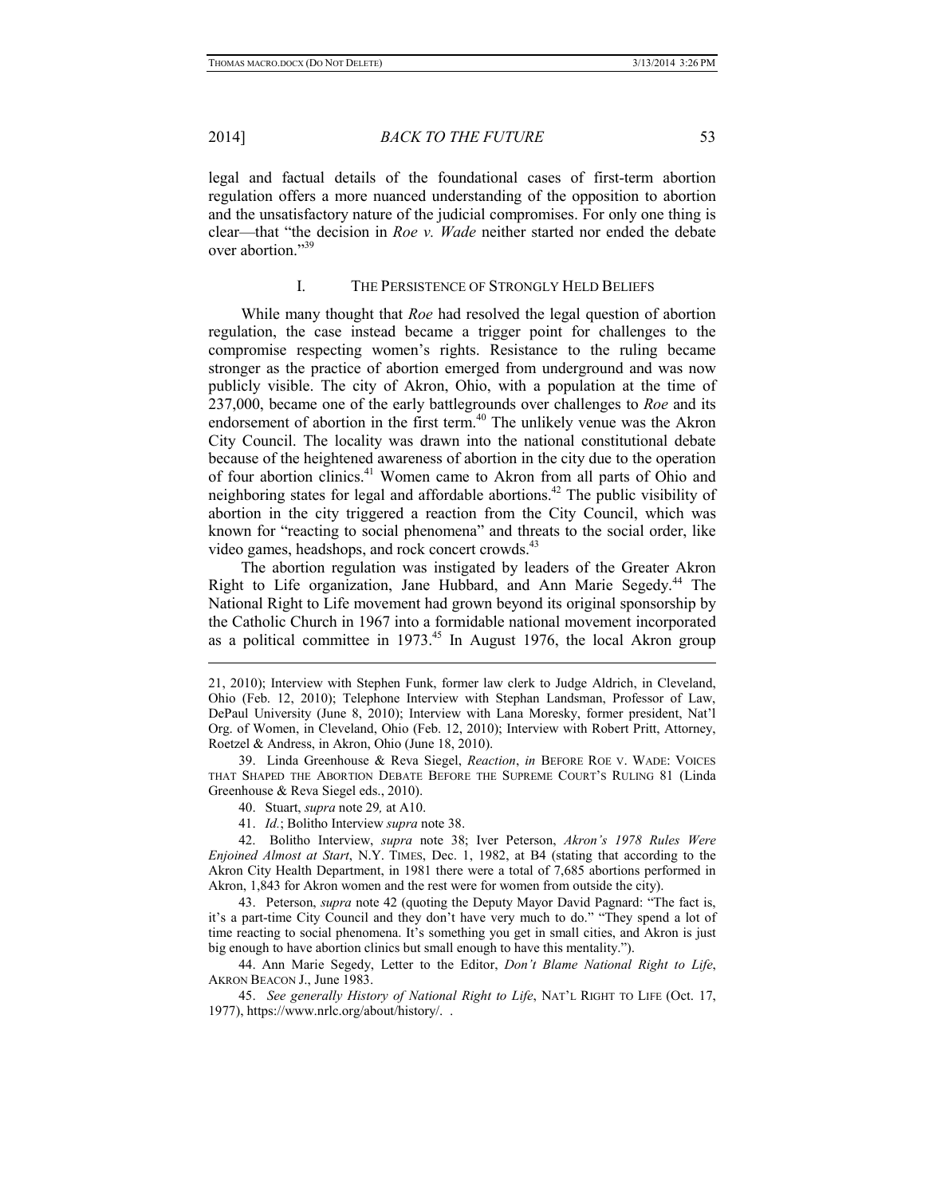legal and factual details of the foundational cases of first-term abortion regulation offers a more nuanced understanding of the opposition to abortion and the unsatisfactory nature of the judicial compromises. For only one thing is clear—that "the decision in *Roe v. Wade* neither started nor ended the debate over abortion."[39]

## I. THE PERSISTENCE OF STRONGLY HELD BELIEFS

While many thought that *Roe* had resolved the legal question of abortion regulation, the case instead became a trigger point for challenges to the compromise respecting women's rights. Resistance to the ruling became stronger as the practice of abortion emerged from underground and was now publicly visible. The city of Akron, Ohio, with a population at the time of 237,000, became one of the early battlegrounds over challenges to *Roe* and its endorsement of abortion in the first term.[40] The unlikely venue was the Akron City Council. The locality was drawn into the national constitutional debate because of the heightened awareness of abortion in the city due to the operation of four abortion clinics.[41] Women came to Akron from all parts of Ohio and neighboring states for legal and affordable abortions.[42] The public visibility of abortion in the city triggered a reaction from the City Council, which was known for "reacting to social phenomena" and threats to the social order, like video games, headshops, and rock concert crowds.[43]

The abortion regulation was instigated by leaders of the Greater Akron Right to Life organization, Jane Hubbard, and Ann Marie Segedy.[44] The National Right to Life movement had grown beyond its original sponsorship by the Catholic Church in 1967 into a formidable national movement incorporated as a political committee in 1973.[45] In August 1976, the local Akron group

---

21, 2010); Interview with Stephen Funk, former law clerk to Judge Aldrich, in Cleveland, Ohio (Feb. 12, 2010); Telephone Interview with Stephan Landsman, Professor of Law, DePaul University (June 8, 2010); Interview with Lana Moresky, former president, Nat'l Org. of Women, in Cleveland, Ohio (Feb. 12, 2010); Interview with Robert Pritt, Attorney, Roetzel & Andress, in Akron, Ohio (June 18, 2010).

39. Linda Greenhouse & Reva Siegel, *Reaction*, *in* BEFORE ROE V. WADE: VOICES THAT SHAPED THE ABORTION DEBATE BEFORE THE SUPREME COURT'S RULING 81 (Linda Greenhouse & Reva Siegel eds., 2010).

40. Stuart, *supra* note 29*,* at A10.

41. *Id.*; Bolitho Interview *supra* note 38.

42. Bolitho Interview, *supra* note 38; Iver Peterson, *Akron's 1978 Rules Were Enjoined Almost at Start*, N.Y. TIMES, Dec. 1, 1982, at B4 (stating that according to the Akron City Health Department, in 1981 there were a total of 7,685 abortions performed in Akron, 1,843 for Akron women and the rest were for women from outside the city).

43. Peterson, *supra* note 42 (quoting the Deputy Mayor David Pagnard: "The fact is, it's a part-time City Council and they don't have very much to do." "They spend a lot of time reacting to social phenomena. It's something you get in small cities, and Akron is just big enough to have abortion clinics but small enough to have this mentality.").

44. Ann Marie Segedy, Letter to the Editor, *Don't Blame National Right to Life*, AKRON BEACON J., June 1983.

45. *See generally History of National Right to Life*, NAT'L RIGHT TO LIFE (Oct. 17, 1977), https://www.nrlc.org/about/history/. .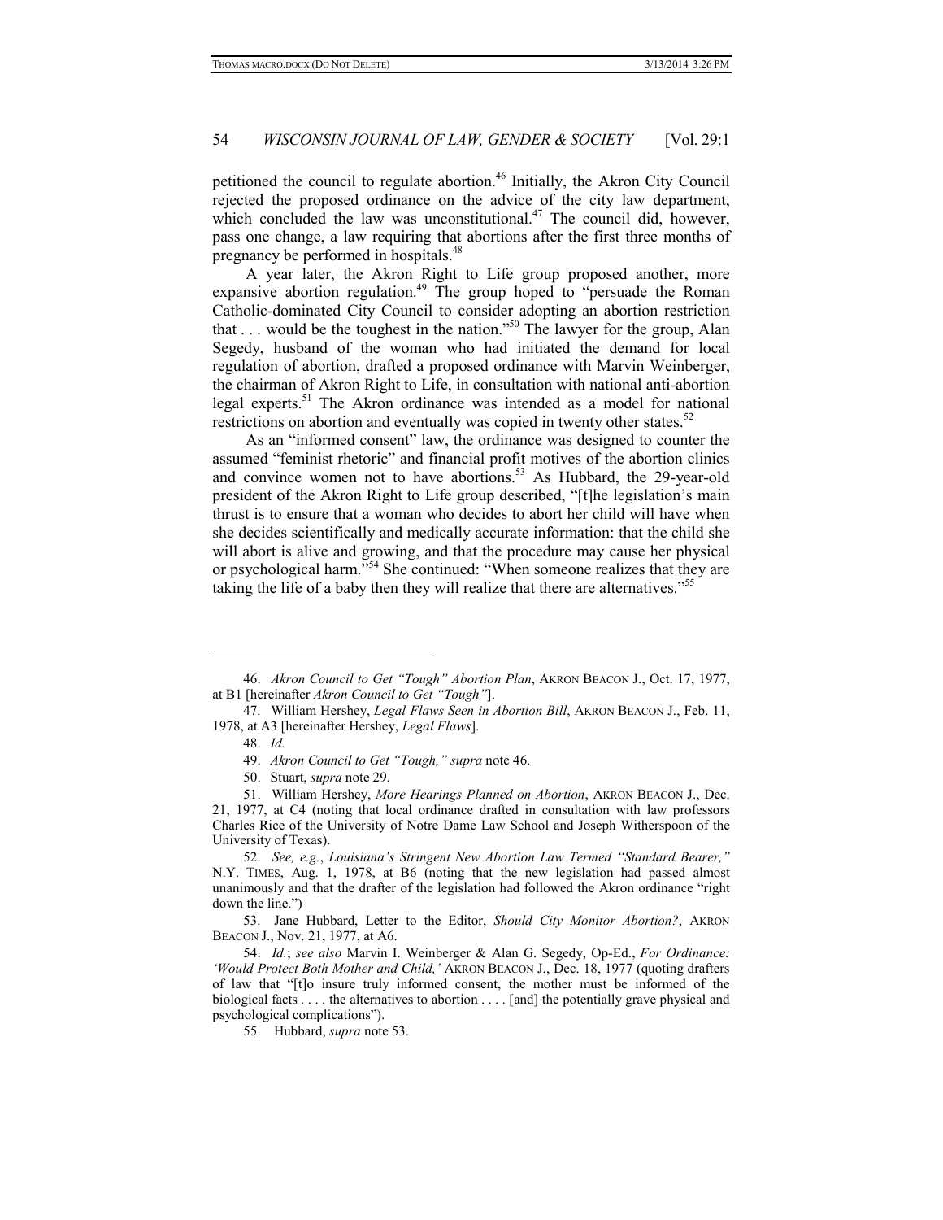petitioned the council to regulate abortion.[46] Initially, the Akron City Council rejected the proposed ordinance on the advice of the city law department, which concluded the law was unconstitutional.[47] The council did, however, pass one change, a law requiring that abortions after the first three months of pregnancy be performed in hospitals.[48]

A year later, the Akron Right to Life group proposed another, more expansive abortion regulation.[49] The group hoped to "persuade the Roman Catholic-dominated City Council to consider adopting an abortion restriction that . . . would be the toughest in the nation."[50] The lawyer for the group, Alan Segedy, husband of the woman who had initiated the demand for local regulation of abortion, drafted a proposed ordinance with Marvin Weinberger, the chairman of Akron Right to Life, in consultation with national anti-abortion legal experts.[51] The Akron ordinance was intended as a model for national restrictions on abortion and eventually was copied in twenty other states.[52]

As an "informed consent" law, the ordinance was designed to counter the assumed "feminist rhetoric" and financial profit motives of the abortion clinics and convince women not to have abortions.[53] As Hubbard, the 29-year-old president of the Akron Right to Life group described, "[t]he legislation's main thrust is to ensure that a woman who decides to abort her child will have when she decides scientifically and medically accurate information: that the child she will abort is alive and growing, and that the procedure may cause her physical or psychological harm."[54] She continued: "When someone realizes that they are taking the life of a baby then they will realize that there are alternatives."[55]

---

46. *Akron Council to Get "Tough" Abortion Plan*, AKRON BEACON J., Oct. 17, 1977, at B1 [hereinafter *Akron Council to Get "Tough"*].

47. William Hershey, *Legal Flaws Seen in Abortion Bill*, AKRON BEACON J., Feb. 11, 1978, at A3 [hereinafter Hershey, *Legal Flaws*].

48. *Id.*

49. *Akron Council to Get "Tough," supra* note 46.

50. Stuart, *supra* note 29.

51. William Hershey, *More Hearings Planned on Abortion*, AKRON BEACON J., Dec. 21, 1977, at C4 (noting that local ordinance drafted in consultation with law professors Charles Rice of the University of Notre Dame Law School and Joseph Witherspoon of the University of Texas).

52. *See, e.g.*, *Louisiana's Stringent New Abortion Law Termed "Standard Bearer,"* N.Y. TIMES, Aug. 1, 1978, at B6 (noting that the new legislation had passed almost unanimously and that the drafter of the legislation had followed the Akron ordinance "right down the line.")

53. Jane Hubbard, Letter to the Editor, *Should City Monitor Abortion?*, AKRON BEACON J., Nov. 21, 1977, at A6.

54. *Id.*; *see also* Marvin I. Weinberger & Alan G. Segedy, Op-Ed., *For Ordinance: 'Would Protect Both Mother and Child,'* AKRON BEACON J., Dec. 18, 1977 (quoting drafters of law that "[t]o insure truly informed consent, the mother must be informed of the biological facts . . . . the alternatives to abortion . . . . [and] the potentially grave physical and psychological complications").

55. Hubbard, *supra* note 53.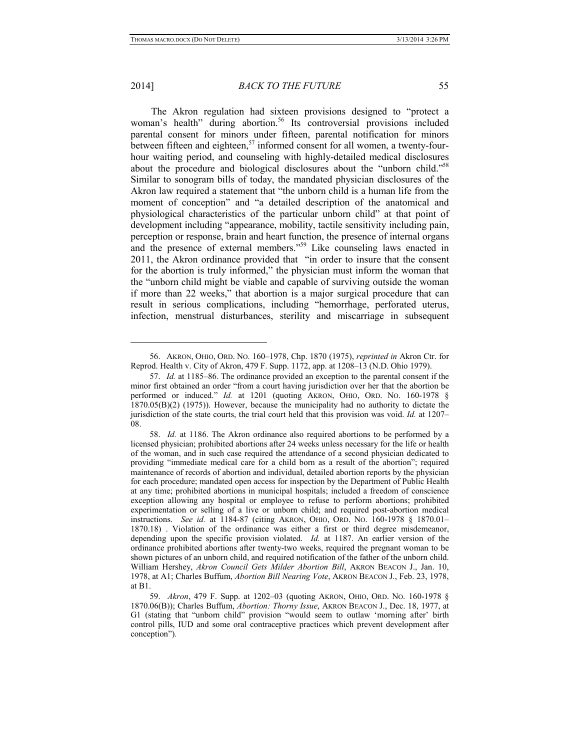The Akron regulation had sixteen provisions designed to "protect a woman's health" during abortion.[56] Its controversial provisions included parental consent for minors under fifteen, parental notification for minors between fifteen and eighteen,[57] informed consent for all women, a twenty-four-hour waiting period, and counseling with highly-detailed medical disclosures about the procedure and biological disclosures about the "unborn child."[58] Similar to sonogram bills of today, the mandated physician disclosures of the Akron law required a statement that "the unborn child is a human life from the moment of conception" and "a detailed description of the anatomical and physiological characteristics of the particular unborn child" at that point of development including "appearance, mobility, tactile sensitivity including pain, perception or response, brain and heart function, the presence of internal organs and the presence of external members."[59] Like counseling laws enacted in 2011, the Akron ordinance provided that "in order to insure that the consent for the abortion is truly informed," the physician must inform the woman that the "unborn child might be viable and capable of surviving outside the woman if more than 22 weeks," that abortion is a major surgical procedure that can result in serious complications, including "hemorrhage, perforated uterus, infection, menstrual disturbances, sterility and miscarriage in subsequent

---

56. AKRON, OHIO, ORD. NO. 160–1978, Chp. 1870 (1975), *reprinted in* Akron Ctr. for Reprod. Health v. City of Akron, 479 F. Supp. 1172, app. at 1208–13 (N.D. Ohio 1979).

57. *Id.* at 1185–86. The ordinance provided an exception to the parental consent if the minor first obtained an order "from a court having jurisdiction over her that the abortion be performed or induced." *Id.* at 1201 (quoting AKRON, OHIO, ORD. NO. 160-1978 § 1870.05(B)(2) (1975)). However, because the municipality had no authority to dictate the jurisdiction of the state courts, the trial court held that this provision was void. *Id.* at 1207–08.

58. *Id.* at 1186. The Akron ordinance also required abortions to be performed by a licensed physician; prohibited abortions after 24 weeks unless necessary for the life or health of the woman, and in such case required the attendance of a second physician dedicated to providing "immediate medical care for a child born as a result of the abortion"; required maintenance of records of abortion and individual, detailed abortion reports by the physician for each procedure; mandated open access for inspection by the Department of Public Health at any time; prohibited abortions in municipal hospitals; included a freedom of conscience exception allowing any hospital or employee to refuse to perform abortions; prohibited experimentation or selling of a live or unborn child; and required post-abortion medical instructions. *See id.* at 1184-87 (citing AKRON, OHIO, ORD. NO. 160-1978 § 1870.01–1870.18) . Violation of the ordinance was either a first or third degree misdemeanor, depending upon the specific provision violated. *Id.* at 1187. An earlier version of the ordinance prohibited abortions after twenty-two weeks, required the pregnant woman to be shown pictures of an unborn child, and required notification of the father of the unborn child. William Hershey, *Akron Council Gets Milder Abortion Bill*, AKRON BEACON J., Jan. 10, 1978, at A1; Charles Buffum, *Abortion Bill Nearing Vote*, AKRON BEACON J., Feb. 23, 1978, at B1.

59. *Akron*, 479 F. Supp. at 1202–03 (quoting AKRON, OHIO, ORD. NO. 160-1978 § 1870.06(B)); Charles Buffum, *Abortion: Thorny Issue*, AKRON BEACON J., Dec. 18, 1977, at G1 (stating that "unborn child" provision "would seem to outlaw 'morning after' birth control pills, IUD and some oral contraceptive practices which prevent development after conception").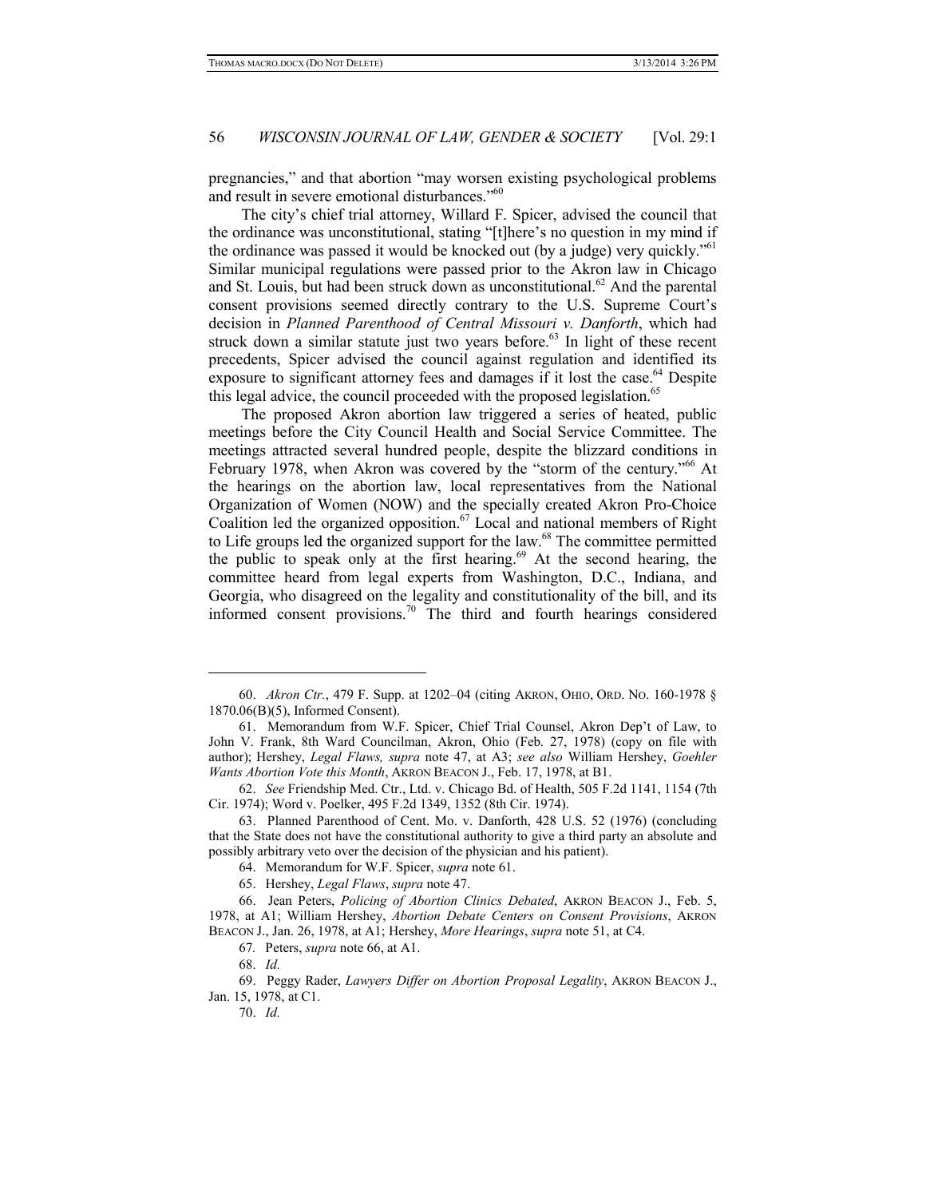pregnancies," and that abortion "may worsen existing psychological problems and result in severe emotional disturbances."[60]

The city's chief trial attorney, Willard F. Spicer, advised the council that the ordinance was unconstitutional, stating "[t]here's no question in my mind if the ordinance was passed it would be knocked out (by a judge) very quickly."[61] Similar municipal regulations were passed prior to the Akron law in Chicago and St. Louis, but had been struck down as unconstitutional.[62] And the parental consent provisions seemed directly contrary to the U.S. Supreme Court's decision in *Planned Parenthood of Central Missouri v. Danforth*, which had struck down a similar statute just two years before.[63] In light of these recent precedents, Spicer advised the council against regulation and identified its exposure to significant attorney fees and damages if it lost the case.[64] Despite this legal advice, the council proceeded with the proposed legislation.[65]

The proposed Akron abortion law triggered a series of heated, public meetings before the City Council Health and Social Service Committee. The meetings attracted several hundred people, despite the blizzard conditions in February 1978, when Akron was covered by the "storm of the century."[66] At the hearings on the abortion law, local representatives from the National Organization of Women (NOW) and the specially created Akron Pro-Choice Coalition led the organized opposition.[67] Local and national members of Right to Life groups led the organized support for the law.[68] The committee permitted the public to speak only at the first hearing.[69] At the second hearing, the committee heard from legal experts from Washington, D.C., Indiana, and Georgia, who disagreed on the legality and constitutionality of the bill, and its informed consent provisions.[70] The third and fourth hearings considered

---

60. *Akron Ctr.*, 479 F. Supp. at 1202–04 (citing AKRON, OHIO, ORD. NO. 160-1978 § 1870.06(B)(5), Informed Consent).

61. Memorandum from W.F. Spicer, Chief Trial Counsel, Akron Dep't of Law, to John V. Frank, 8th Ward Councilman, Akron, Ohio (Feb. 27, 1978) (copy on file with author); Hershey, *Legal Flaws, supra* note 47, at A3; *see also* William Hershey, *Goehler Wants Abortion Vote this Month*, AKRON BEACON J., Feb. 17, 1978, at B1.

62. *See* Friendship Med. Ctr., Ltd. v. Chicago Bd. of Health, 505 F.2d 1141, 1154 (7th Cir. 1974); Word v. Poelker, 495 F.2d 1349, 1352 (8th Cir. 1974).

63. Planned Parenthood of Cent. Mo. v. Danforth, 428 U.S. 52 (1976) (concluding that the State does not have the constitutional authority to give a third party an absolute and possibly arbitrary veto over the decision of the physician and his patient).

64. Memorandum for W.F. Spicer, *supra* note 61.

65. Hershey, *Legal Flaws*, *supra* note 47.

66. Jean Peters, *Policing of Abortion Clinics Debated*, AKRON BEACON J., Feb. 5, 1978, at A1; William Hershey, *Abortion Debate Centers on Consent Provisions*, AKRON BEACON J., Jan. 26, 1978, at A1; Hershey, *More Hearings*, *supra* note 51, at C4.

67. Peters, *supra* note 66, at A1.

68. *Id.*

69. Peggy Rader, *Lawyers Differ on Abortion Proposal Legality*, AKRON BEACON J., Jan. 15, 1978, at C1.

70. *Id.*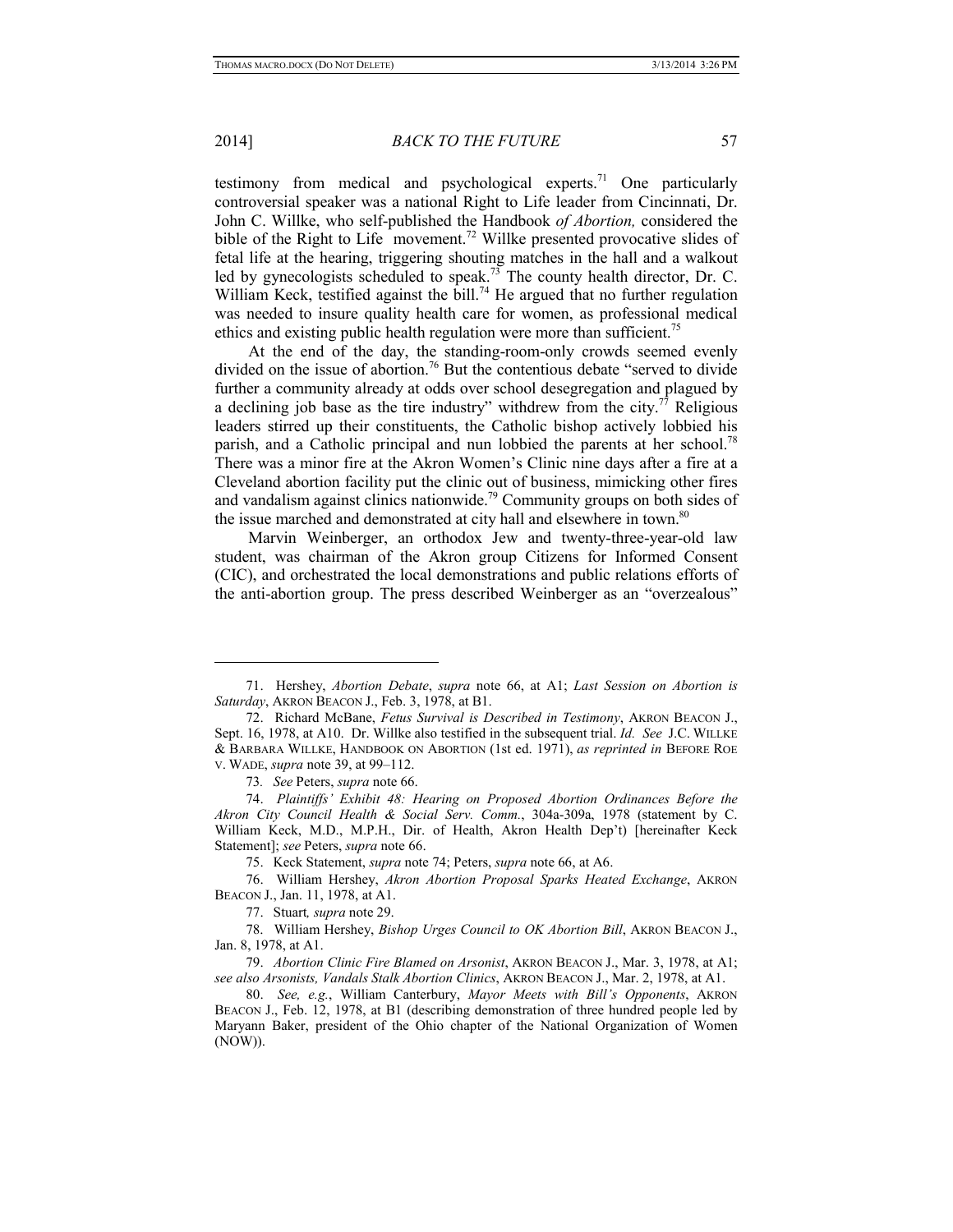testimony from medical and psychological experts.[71] One particularly controversial speaker was a national Right to Life leader from Cincinnati, Dr. John C. Willke, who self-published the Handbook *of Abortion,* considered the bible of the Right to Life movement.[72] Willke presented provocative slides of fetal life at the hearing, triggering shouting matches in the hall and a walkout led by gynecologists scheduled to speak.[73] The county health director, Dr. C. William Keck, testified against the bill.[74] He argued that no further regulation was needed to insure quality health care for women, as professional medical ethics and existing public health regulation were more than sufficient.[75]

At the end of the day, the standing-room-only crowds seemed evenly divided on the issue of abortion.[76] But the contentious debate "served to divide further a community already at odds over school desegregation and plagued by a declining job base as the tire industry" withdrew from the city.[77] Religious leaders stirred up their constituents, the Catholic bishop actively lobbied his parish, and a Catholic principal and nun lobbied the parents at her school.[78] There was a minor fire at the Akron Women's Clinic nine days after a fire at a Cleveland abortion facility put the clinic out of business, mimicking other fires and vandalism against clinics nationwide.[79] Community groups on both sides of the issue marched and demonstrated at city hall and elsewhere in town.[80]

Marvin Weinberger, an orthodox Jew and twenty-three-year-old law student, was chairman of the Akron group Citizens for Informed Consent (CIC), and orchestrated the local demonstrations and public relations efforts of the anti-abortion group. The press described Weinberger as an "overzealous"

---

71. Hershey, *Abortion Debate*, *supra* note 66, at A1; *Last Session on Abortion is Saturday*, AKRON BEACON J., Feb. 3, 1978, at B1.

72. Richard McBane, *Fetus Survival is Described in Testimony*, AKRON BEACON J., Sept. 16, 1978, at A10. Dr. Willke also testified in the subsequent trial. *Id. See* J.C. WILLKE & BARBARA WILLKE, HANDBOOK ON ABORTION (1st ed. 1971), *as reprinted in* BEFORE ROE V. WADE, *supra* note 39, at 99–112.

73. *See* Peters, *supra* note 66.

74. *Plaintiffs' Exhibit 48: Hearing on Proposed Abortion Ordinances Before the Akron City Council Health & Social Serv. Comm.*, 304a-309a, 1978 (statement by C. William Keck, M.D., M.P.H., Dir. of Health, Akron Health Dep't) [hereinafter Keck Statement]; *see* Peters, *supra* note 66.

75. Keck Statement, *supra* note 74; Peters, *supra* note 66, at A6.

76. William Hershey, *Akron Abortion Proposal Sparks Heated Exchange*, AKRON BEACON J., Jan. 11, 1978, at A1.

77. Stuart*, supra* note 29.

78. William Hershey, *Bishop Urges Council to OK Abortion Bill*, AKRON BEACON J., Jan. 8, 1978, at A1.

79. *Abortion Clinic Fire Blamed on Arsonist*, AKRON BEACON J., Mar. 3, 1978, at A1; *see also Arsonists, Vandals Stalk Abortion Clinics*, AKRON BEACON J., Mar. 2, 1978, at A1.

80. *See, e.g.*, William Canterbury, *Mayor Meets with Bill's Opponents*, AKRON BEACON J., Feb. 12, 1978, at B1 (describing demonstration of three hundred people led by Maryann Baker, president of the Ohio chapter of the National Organization of Women (NOW)).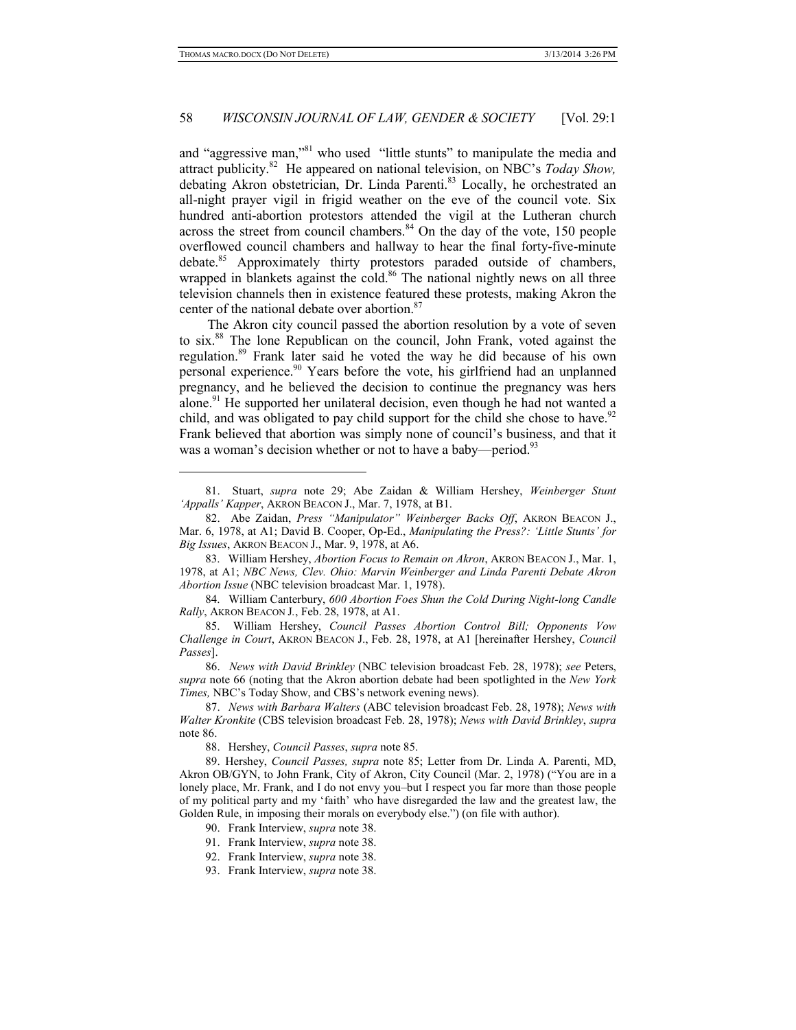and "aggressive man,"[81] who used "little stunts" to manipulate the media and attract publicity.[82] He appeared on national television, on NBC's *Today Show,* debating Akron obstetrician, Dr. Linda Parenti.[83] Locally, he orchestrated an all-night prayer vigil in frigid weather on the eve of the council vote. Six hundred anti-abortion protestors attended the vigil at the Lutheran church across the street from council chambers.[84] On the day of the vote, 150 people overflowed council chambers and hallway to hear the final forty-five-minute debate.[85] Approximately thirty protestors paraded outside of chambers, wrapped in blankets against the cold.[86] The national nightly news on all three television channels then in existence featured these protests, making Akron the center of the national debate over abortion.[87]

The Akron city council passed the abortion resolution by a vote of seven to six.[88] The lone Republican on the council, John Frank, voted against the regulation.[89] Frank later said he voted the way he did because of his own personal experience.[90] Years before the vote, his girlfriend had an unplanned pregnancy, and he believed the decision to continue the pregnancy was hers alone.[91] He supported her unilateral decision, even though he had not wanted a child, and was obligated to pay child support for the child she chose to have.[92] Frank believed that abortion was simply none of council's business, and that it was a woman's decision whether or not to have a baby—period.[93]

---

81. Stuart, *supra* note 29; Abe Zaidan & William Hershey, *Weinberger Stunt 'Appalls' Kapper*, AKRON BEACON J., Mar. 7, 1978, at B1.

82. Abe Zaidan, *Press "Manipulator" Weinberger Backs Off*, AKRON BEACON J., Mar. 6, 1978, at A1; David B. Cooper, Op-Ed., *Manipulating the Press?: 'Little Stunts' for Big Issues*, AKRON BEACON J., Mar. 9, 1978, at A6.

83. William Hershey, *Abortion Focus to Remain on Akron*, AKRON BEACON J., Mar. 1, 1978, at A1; *NBC News, Clev. Ohio: Marvin Weinberger and Linda Parenti Debate Akron Abortion Issue* (NBC television broadcast Mar. 1, 1978).

84. William Canterbury, *600 Abortion Foes Shun the Cold During Night-long Candle Rally*, AKRON BEACON J., Feb. 28, 1978, at A1.

85. William Hershey, *Council Passes Abortion Control Bill; Opponents Vow Challenge in Court*, AKRON BEACON J., Feb. 28, 1978, at A1 [hereinafter Hershey, *Council Passes*].

86. *News with David Brinkley* (NBC television broadcast Feb. 28, 1978); *see* Peters, *supra* note 66 (noting that the Akron abortion debate had been spotlighted in the *New York Times,* NBC's Today Show, and CBS's network evening news).

87. *News with Barbara Walters* (ABC television broadcast Feb. 28, 1978); *News with Walter Kronkite* (CBS television broadcast Feb. 28, 1978); *News with David Brinkley*, *supra* note 86.

88. Hershey, *Council Passes*, *supra* note 85.

89. Hershey, *Council Passes, supra* note 85; Letter from Dr. Linda A. Parenti, MD, Akron OB/GYN, to John Frank, City of Akron, City Council (Mar. 2, 1978) ("You are in a lonely place, Mr. Frank, and I do not envy you–but I respect you far more than those people of my political party and my 'faith' who have disregarded the law and the greatest law, the Golden Rule, in imposing their morals on everybody else.") (on file with author).

90. Frank Interview, *supra* note 38.

91. Frank Interview, *supra* note 38.

92. Frank Interview, *supra* note 38.

93. Frank Interview, *supra* note 38.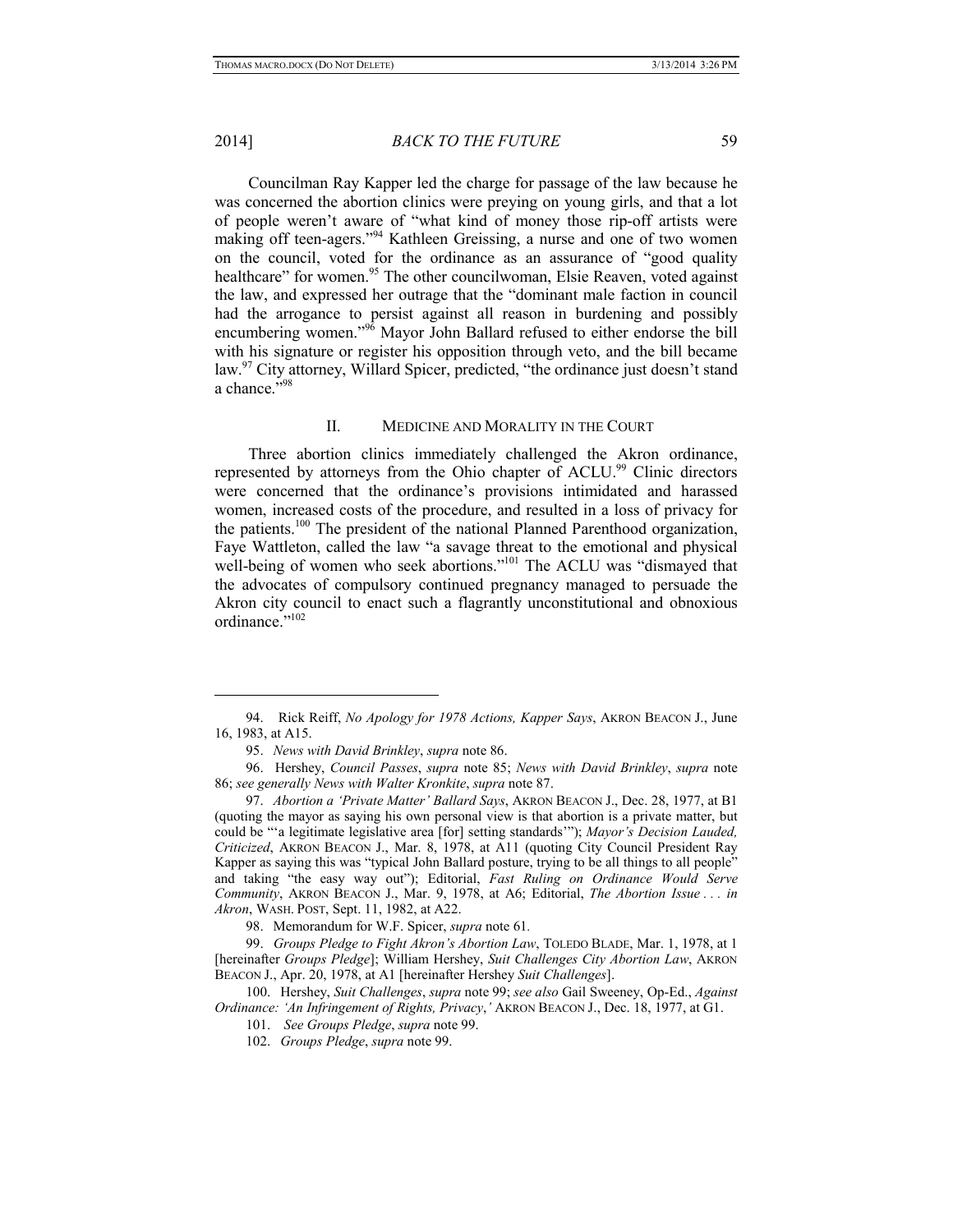Councilman Ray Kapper led the charge for passage of the law because he was concerned the abortion clinics were preying on young girls, and that a lot of people weren't aware of "what kind of money those rip-off artists were making off teen-agers."[94] Kathleen Greissing, a nurse and one of two women on the council, voted for the ordinance as an assurance of "good quality healthcare" for women.[95] The other councilwoman, Elsie Reaven, voted against the law, and expressed her outrage that the "dominant male faction in council had the arrogance to persist against all reason in burdening and possibly encumbering women."[96] Mayor John Ballard refused to either endorse the bill with his signature or register his opposition through veto, and the bill became law.[97] City attorney, Willard Spicer, predicted, "the ordinance just doesn't stand a chance."[98]

## II. MEDICINE AND MORALITY IN THE COURT

Three abortion clinics immediately challenged the Akron ordinance, represented by attorneys from the Ohio chapter of ACLU.[99] Clinic directors were concerned that the ordinance's provisions intimidated and harassed women, increased costs of the procedure, and resulted in a loss of privacy for the patients.[100] The president of the national Planned Parenthood organization, Faye Wattleton, called the law "a savage threat to the emotional and physical well-being of women who seek abortions."[101] The ACLU was "dismayed that the advocates of compulsory continued pregnancy managed to persuade the Akron city council to enact such a flagrantly unconstitutional and obnoxious ordinance."[102]

---

94. Rick Reiff, *No Apology for 1978 Actions, Kapper Says*, AKRON BEACON J., June 16, 1983, at A15.

95. *News with David Brinkley*, *supra* note 86.

96. Hershey, *Council Passes*, *supra* note 85; *News with David Brinkley*, *supra* note 86; *see generally News with Walter Kronkite*, *supra* note 87.

97. *Abortion a 'Private Matter' Ballard Says*, AKRON BEACON J., Dec. 28, 1977, at B1 (quoting the mayor as saying his own personal view is that abortion is a private matter, but could be "'a legitimate legislative area [for] setting standards'"); *Mayor's Decision Lauded, Criticized*, AKRON BEACON J., Mar. 8, 1978, at A11 (quoting City Council President Ray Kapper as saying this was "typical John Ballard posture, trying to be all things to all people" and taking "the easy way out"); Editorial, *Fast Ruling on Ordinance Would Serve Community*, AKRON BEACON J., Mar. 9, 1978, at A6; Editorial, *The Abortion Issue . . . in Akron*, WASH. POST, Sept. 11, 1982, at A22.

98. Memorandum for W.F. Spicer, *supra* note 61.

99. *Groups Pledge to Fight Akron's Abortion Law*, TOLEDO BLADE, Mar. 1, 1978, at 1 [hereinafter *Groups Pledge*]; William Hershey, *Suit Challenges City Abortion Law*, AKRON BEACON J., Apr. 20, 1978, at A1 [hereinafter Hershey *Suit Challenges*].

100. Hershey, *Suit Challenges*, *supra* note 99; *see also* Gail Sweeney, Op-Ed., *Against Ordinance: 'An Infringement of Rights, Privacy*,*'* AKRON BEACON J., Dec. 18, 1977, at G1.

101. *See Groups Pledge*, *supra* note 99.

102. *Groups Pledge*, *supra* note 99.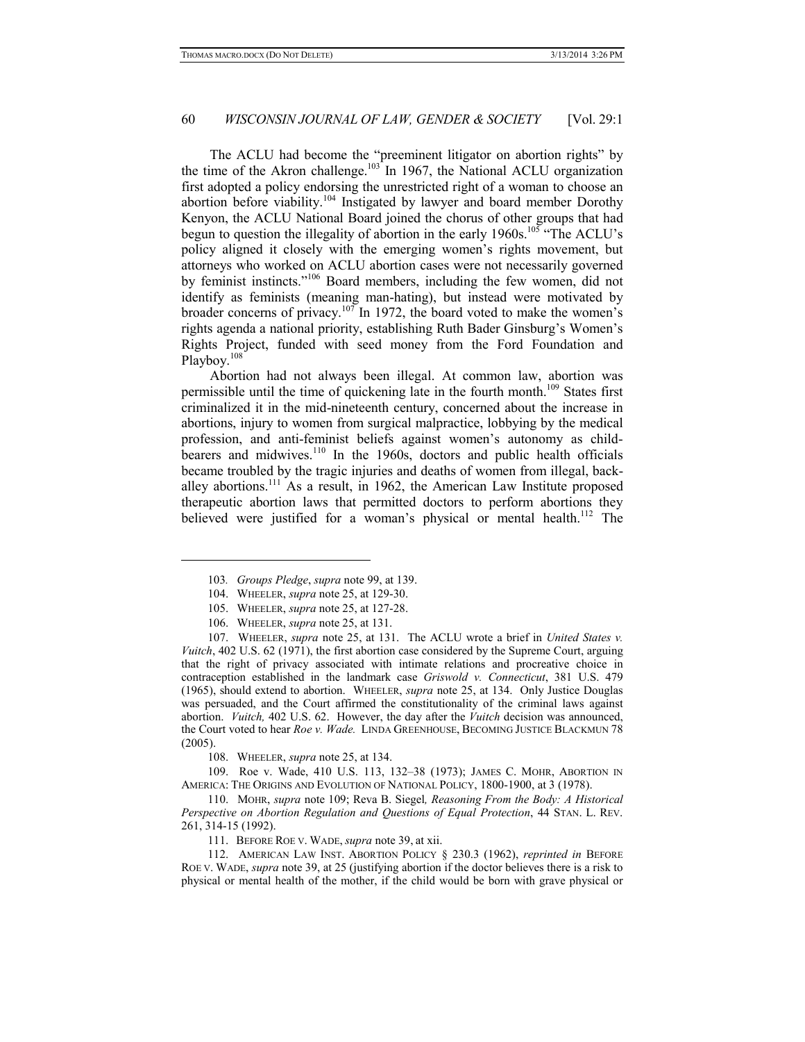The ACLU had become the "preeminent litigator on abortion rights" by the time of the Akron challenge.[103] In 1967, the National ACLU organization first adopted a policy endorsing the unrestricted right of a woman to choose an abortion before viability.[104] Instigated by lawyer and board member Dorothy Kenyon, the ACLU National Board joined the chorus of other groups that had begun to question the illegality of abortion in the early 1960s.[105] "The ACLU's policy aligned it closely with the emerging women's rights movement, but attorneys who worked on ACLU abortion cases were not necessarily governed by feminist instincts."[106] Board members, including the few women, did not identify as feminists (meaning man-hating), but instead were motivated by broader concerns of privacy.[107] In 1972, the board voted to make the women's rights agenda a national priority, establishing Ruth Bader Ginsburg's Women's Rights Project, funded with seed money from the Ford Foundation and Playboy.[108]

Abortion had not always been illegal. At common law, abortion was permissible until the time of quickening late in the fourth month.[109] States first criminalized it in the mid-nineteenth century, concerned about the increase in abortions, injury to women from surgical malpractice, lobbying by the medical profession, and anti-feminist beliefs against women's autonomy as child-bearers and midwives.[110] In the 1960s, doctors and public health officials became troubled by the tragic injuries and deaths of women from illegal, back-alley abortions.[111] As a result, in 1962, the American Law Institute proposed therapeutic abortion laws that permitted doctors to perform abortions they believed were justified for a woman's physical or mental health.[112] The

---

103. *Groups Pledge*, *supra* note 99, at 139.

104. WHEELER, *supra* note 25, at 129-30.

105. WHEELER, *supra* note 25, at 127-28.

106. WHEELER, *supra* note 25, at 131.

107. WHEELER, *supra* note 25, at 131. The ACLU wrote a brief in *United States v. Vuitch*, 402 U.S. 62 (1971), the first abortion case considered by the Supreme Court, arguing that the right of privacy associated with intimate relations and procreative choice in contraception established in the landmark case *Griswold v. Connecticut*, 381 U.S. 479 (1965), should extend to abortion. WHEELER, *supra* note 25, at 134. Only Justice Douglas was persuaded, and the Court affirmed the constitutionality of the criminal laws against abortion. *Vuitch,* 402 U.S. 62. However, the day after the *Vuitch* decision was announced, the Court voted to hear *Roe v. Wade.* LINDA GREENHOUSE, BECOMING JUSTICE BLACKMUN 78 (2005).

108. WHEELER, *supra* note 25, at 134.

109. Roe v. Wade, 410 U.S. 113, 132–38 (1973); JAMES C. MOHR, ABORTION IN AMERICA: THE ORIGINS AND EVOLUTION OF NATIONAL POLICY, 1800-1900, at 3 (1978).

110. MOHR, *supra* note 109; Reva B. Siegel*, Reasoning From the Body: A Historical Perspective on Abortion Regulation and Questions of Equal Protection*, 44 STAN. L. REV. 261, 314-15 (1992).

111. BEFORE ROE V. WADE, *supra* note 39, at xii.

112. AMERICAN LAW INST. ABORTION POLICY § 230.3 (1962), *reprinted in* BEFORE ROE V. WADE, *supra* note 39, at 25 (justifying abortion if the doctor believes there is a risk to physical or mental health of the mother, if the child would be born with grave physical or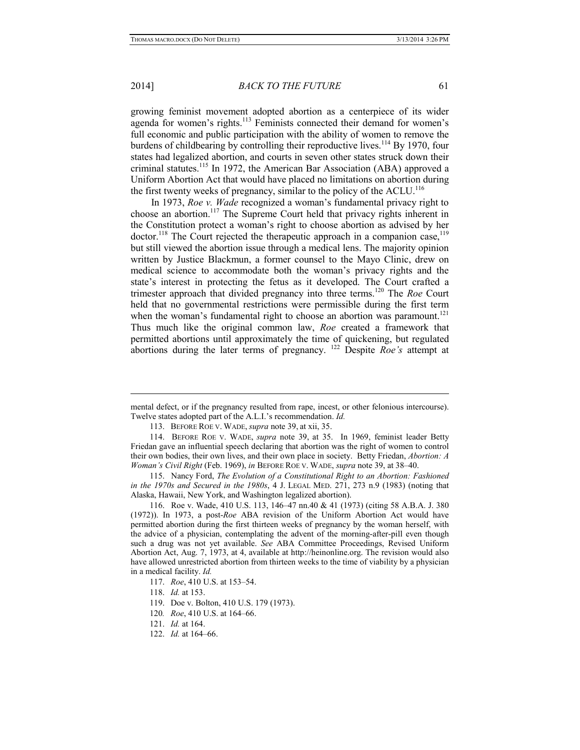growing feminist movement adopted abortion as a centerpiece of its wider agenda for women's rights.[113] Feminists connected their demand for women's full economic and public participation with the ability of women to remove the burdens of childbearing by controlling their reproductive lives.[114] By 1970, four states had legalized abortion, and courts in seven other states struck down their criminal statutes.[115] In 1972, the American Bar Association (ABA) approved a Uniform Abortion Act that would have placed no limitations on abortion during the first twenty weeks of pregnancy, similar to the policy of the ACLU.[116]

In 1973, *Roe v. Wade* recognized a woman's fundamental privacy right to choose an abortion.[117] The Supreme Court held that privacy rights inherent in the Constitution protect a woman's right to choose abortion as advised by her doctor.[118] The Court rejected the therapeutic approach in a companion case,[119] but still viewed the abortion issue through a medical lens. The majority opinion written by Justice Blackmun, a former counsel to the Mayo Clinic, drew on medical science to accommodate both the woman's privacy rights and the state's interest in protecting the fetus as it developed. The Court crafted a trimester approach that divided pregnancy into three terms.[120] The *Roe* Court held that no governmental restrictions were permissible during the first term when the woman's fundamental right to choose an abortion was paramount.[121] Thus much like the original common law, *Roe* created a framework that permitted abortions until approximately the time of quickening, but regulated abortions during the later terms of pregnancy. [122] Despite *Roe's* attempt at

---

mental defect, or if the pregnancy resulted from rape, incest, or other felonious intercourse). Twelve states adopted part of the A.L.I.'s recommendation. *Id.*

113. BEFORE ROE V. WADE, *supra* note 39, at xii, 35.

114. BEFORE ROE V. WADE, *supra* note 39, at 35. In 1969, feminist leader Betty Friedan gave an influential speech declaring that abortion was the right of women to control their own bodies, their own lives, and their own place in society. Betty Friedan, *Abortion: A Woman's Civil Right* (Feb. 1969), *in* BEFORE ROE V. WADE, *supra* note 39, at 38–40.

115. Nancy Ford, *The Evolution of a Constitutional Right to an Abortion: Fashioned in the 1970s and Secured in the 1980s*, 4 J. LEGAL MED. 271, 273 n.9 (1983) (noting that Alaska, Hawaii, New York, and Washington legalized abortion).

116. Roe v. Wade, 410 U.S. 113, 146–47 nn.40 & 41 (1973) (citing 58 A.B.A. J. 380 (1972)). In 1973, a post-*Roe* ABA revision of the Uniform Abortion Act would have permitted abortion during the first thirteen weeks of pregnancy by the woman herself, with the advice of a physician, contemplating the advent of the morning-after-pill even though such a drug was not yet available. *See* ABA Committee Proceedings, Revised Uniform Abortion Act, Aug. 7, 1973, at 4, available at http://heinonline.org. The revision would also have allowed unrestricted abortion from thirteen weeks to the time of viability by a physician in a medical facility. *Id.*

117. *Roe*, 410 U.S. at 153–54.

118. *Id.* at 153.

119. Doe v. Bolton, 410 U.S. 179 (1973).

120. *Roe*, 410 U.S. at 164–66.

121. *Id.* at 164.

122. *Id.* at 164–66.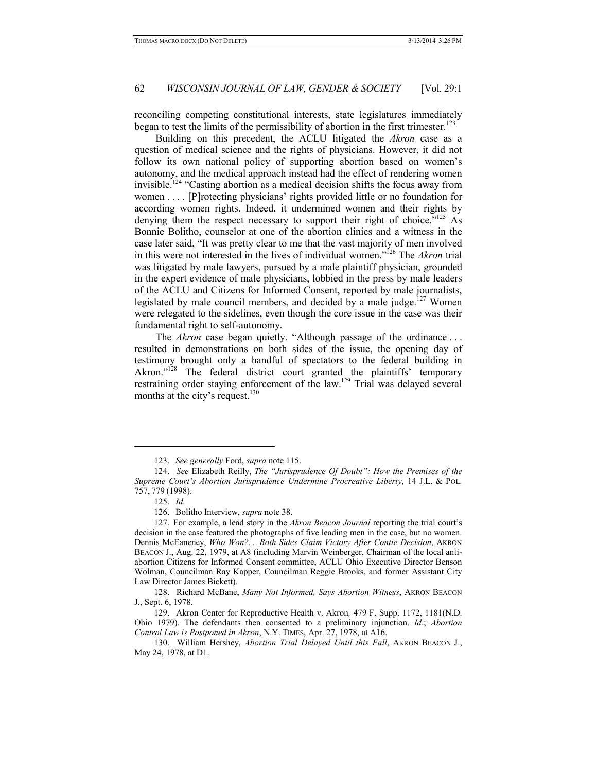reconciling competing constitutional interests, state legislatures immediately began to test the limits of the permissibility of abortion in the first trimester.[123]

Building on this precedent, the ACLU litigated the *Akron* case as a question of medical science and the rights of physicians. However, it did not follow its own national policy of supporting abortion based on women's autonomy, and the medical approach instead had the effect of rendering women invisible.[124] "Casting abortion as a medical decision shifts the focus away from women . . . . [P]rotecting physicians' rights provided little or no foundation for according women rights. Indeed, it undermined women and their rights by denying them the respect necessary to support their right of choice."[125] As Bonnie Bolitho, counselor at one of the abortion clinics and a witness in the case later said, "It was pretty clear to me that the vast majority of men involved in this were not interested in the lives of individual women."[126] The *Akron* trial was litigated by male lawyers, pursued by a male plaintiff physician, grounded in the expert evidence of male physicians, lobbied in the press by male leaders of the ACLU and Citizens for Informed Consent, reported by male journalists, legislated by male council members, and decided by a male judge.[127] Women were relegated to the sidelines, even though the core issue in the case was their fundamental right to self-autonomy.

The *Akron* case began quietly. "Although passage of the ordinance . . . resulted in demonstrations on both sides of the issue, the opening day of testimony brought only a handful of spectators to the federal building in Akron."[128] The federal district court granted the plaintiffs' temporary restraining order staying enforcement of the law.[129] Trial was delayed several months at the city's request.[130]

---

123. *See generally* Ford, *supra* note 115.

124. *See* Elizabeth Reilly, *The "Jurisprudence Of Doubt": How the Premises of the Supreme Court's Abortion Jurisprudence Undermine Procreative Liberty*, 14 J.L. & POL. 757, 779 (1998).

125. *Id.*

126. Bolitho Interview, *supra* note 38.

127. For example, a lead story in the *Akron Beacon Journal* reporting the trial court's decision in the case featured the photographs of five leading men in the case, but no women. Dennis McEaneney, *Who Won?. . .Both Sides Claim Victory After Contie Decision*, AKRON BEACON J., Aug. 22, 1979, at A8 (including Marvin Weinberger, Chairman of the local anti-abortion Citizens for Informed Consent committee, ACLU Ohio Executive Director Benson Wolman, Councilman Ray Kapper, Councilman Reggie Brooks, and former Assistant City Law Director James Bickett).

128. Richard McBane, *Many Not Informed, Says Abortion Witness*, AKRON BEACON J., Sept. 6, 1978.

129. Akron Center for Reproductive Health v. Akron*,* 479 F. Supp. 1172, 1181(N.D. Ohio 1979). The defendants then consented to a preliminary injunction. *Id.*; *Abortion Control Law is Postponed in Akron*, N.Y. TIMES, Apr. 27, 1978, at A16.

130. William Hershey, *Abortion Trial Delayed Until this Fall*, AKRON BEACON J., May 24, 1978, at D1.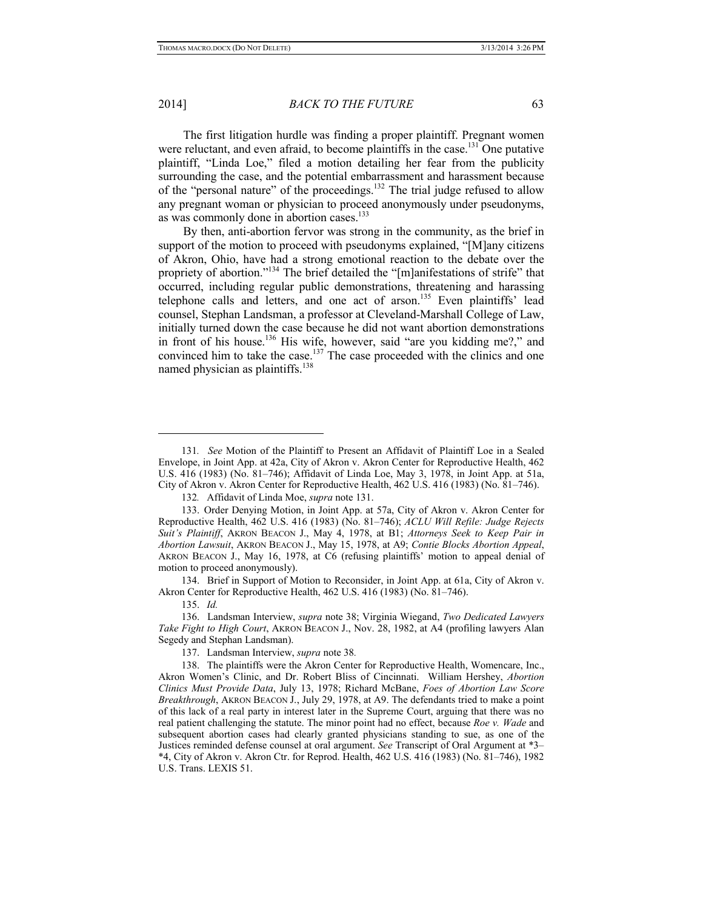The first litigation hurdle was finding a proper plaintiff. Pregnant women were reluctant, and even afraid, to become plaintiffs in the case.[131] One putative plaintiff, "Linda Loe," filed a motion detailing her fear from the publicity surrounding the case, and the potential embarrassment and harassment because of the "personal nature" of the proceedings.[132] The trial judge refused to allow any pregnant woman or physician to proceed anonymously under pseudonyms, as was commonly done in abortion cases.[133]

By then, anti-abortion fervor was strong in the community, as the brief in support of the motion to proceed with pseudonyms explained, "[M]any citizens of Akron, Ohio, have had a strong emotional reaction to the debate over the propriety of abortion."[134] The brief detailed the "[m]anifestations of strife" that occurred, including regular public demonstrations, threatening and harassing telephone calls and letters, and one act of arson.[135] Even plaintiffs' lead counsel, Stephan Landsman, a professor at Cleveland-Marshall College of Law, initially turned down the case because he did not want abortion demonstrations in front of his house.[136] His wife, however, said "are you kidding me?," and convinced him to take the case.[137] The case proceeded with the clinics and one named physician as plaintiffs.[138]

---

131. *See* Motion of the Plaintiff to Present an Affidavit of Plaintiff Loe in a Sealed Envelope, in Joint App. at 42a, City of Akron v. Akron Center for Reproductive Health, 462 U.S. 416 (1983) (No. 81–746); Affidavit of Linda Loe, May 3, 1978, in Joint App. at 51a, City of Akron v. Akron Center for Reproductive Health, 462 U.S. 416 (1983) (No. 81–746).

132. Affidavit of Linda Moe, *supra* note 131.

133. Order Denying Motion, in Joint App. at 57a, City of Akron v. Akron Center for Reproductive Health, 462 U.S. 416 (1983) (No. 81–746); *ACLU Will Refile: Judge Rejects Suit's Plaintiff*, AKRON BEACON J., May 4, 1978, at B1; *Attorneys Seek to Keep Pair in Abortion Lawsuit*, AKRON BEACON J., May 15, 1978, at A9; *Contie Blocks Abortion Appeal*, AKRON BEACON J., May 16, 1978, at C6 (refusing plaintiffs' motion to appeal denial of motion to proceed anonymously).

134. Brief in Support of Motion to Reconsider, in Joint App. at 61a, City of Akron v. Akron Center for Reproductive Health, 462 U.S. 416 (1983) (No. 81–746).

135. *Id.*

136. Landsman Interview, *supra* note 38; Virginia Wiegand, *Two Dedicated Lawyers Take Fight to High Court*, AKRON BEACON J., Nov. 28, 1982, at A4 (profiling lawyers Alan Segedy and Stephan Landsman).

137. Landsman Interview, *supra* note 38.

138. The plaintiffs were the Akron Center for Reproductive Health, Womencare, Inc., Akron Women's Clinic, and Dr. Robert Bliss of Cincinnati. William Hershey, *Abortion Clinics Must Provide Data*, July 13, 1978; Richard McBane, *Foes of Abortion Law Score Breakthrough*, AKRON BEACON J., July 29, 1978, at A9. The defendants tried to make a point of this lack of a real party in interest later in the Supreme Court, arguing that there was no real patient challenging the statute. The minor point had no effect, because *Roe v. Wade* and subsequent abortion cases had clearly granted physicians standing to sue, as one of the Justices reminded defense counsel at oral argument. *See* Transcript of Oral Argument at *3–*4, City of Akron v. Akron Ctr. for Reprod. Health, 462 U.S. 416 (1983) (No. 81–746), 1982 U.S. Trans. LEXIS 51.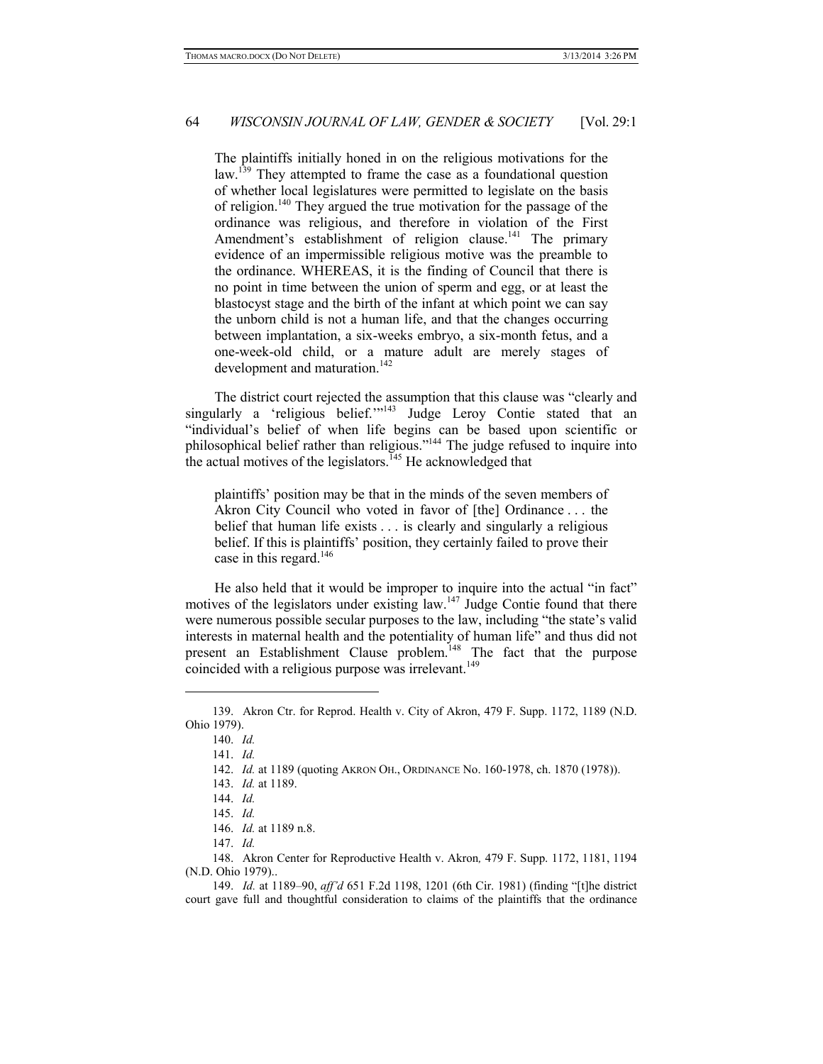The plaintiffs initially honed in on the religious motivations for the law.[139] They attempted to frame the case as a foundational question of whether local legislatures were permitted to legislate on the basis of religion.[140] They argued the true motivation for the passage of the ordinance was religious, and therefore in violation of the First Amendment's establishment of religion clause.[141] The primary evidence of an impermissible religious motive was the preamble to the ordinance. WHEREAS, it is the finding of Council that there is no point in time between the union of sperm and egg, or at least the blastocyst stage and the birth of the infant at which point we can say the unborn child is not a human life, and that the changes occurring between implantation, a six-weeks embryo, a six-month fetus, and a one-week-old child, or a mature adult are merely stages of development and maturation.[142]

The district court rejected the assumption that this clause was "clearly and singularly a 'religious belief.'"[143] Judge Leroy Contie stated that an "individual's belief of when life begins can be based upon scientific or philosophical belief rather than religious."[144] The judge refused to inquire into the actual motives of the legislators.[145] He acknowledged that

> plaintiffs' position may be that in the minds of the seven members of Akron City Council who voted in favor of [the] Ordinance . . . the belief that human life exists . . . is clearly and singularly a religious belief. If this is plaintiffs' position, they certainly failed to prove their case in this regard.[146]

He also held that it would be improper to inquire into the actual "in fact" motives of the legislators under existing law.[147] Judge Contie found that there were numerous possible secular purposes to the law, including "the state's valid interests in maternal health and the potentiality of human life" and thus did not present an Establishment Clause problem.[148] The fact that the purpose coincided with a religious purpose was irrelevant.[149]

---

139. Akron Ctr. for Reprod. Health v. City of Akron, 479 F. Supp. 1172, 1189 (N.D. Ohio 1979).

140. *Id.*

141. *Id.*

142. *Id.* at 1189 (quoting AKRON OH., ORDINANCE No. 160-1978, ch. 1870 (1978)).

143. *Id.* at 1189.

144. *Id.*

145. *Id.*

146. *Id.* at 1189 n.8.

147. *Id.*

148. Akron Center for Reproductive Health v. Akron*,* 479 F. Supp. 1172, 1181, 1194 (N.D. Ohio 1979)..

149. *Id.* at 1189–90, *aff'd* 651 F.2d 1198, 1201 (6th Cir. 1981) (finding "[t]he district court gave full and thoughtful consideration to claims of the plaintiffs that the ordinance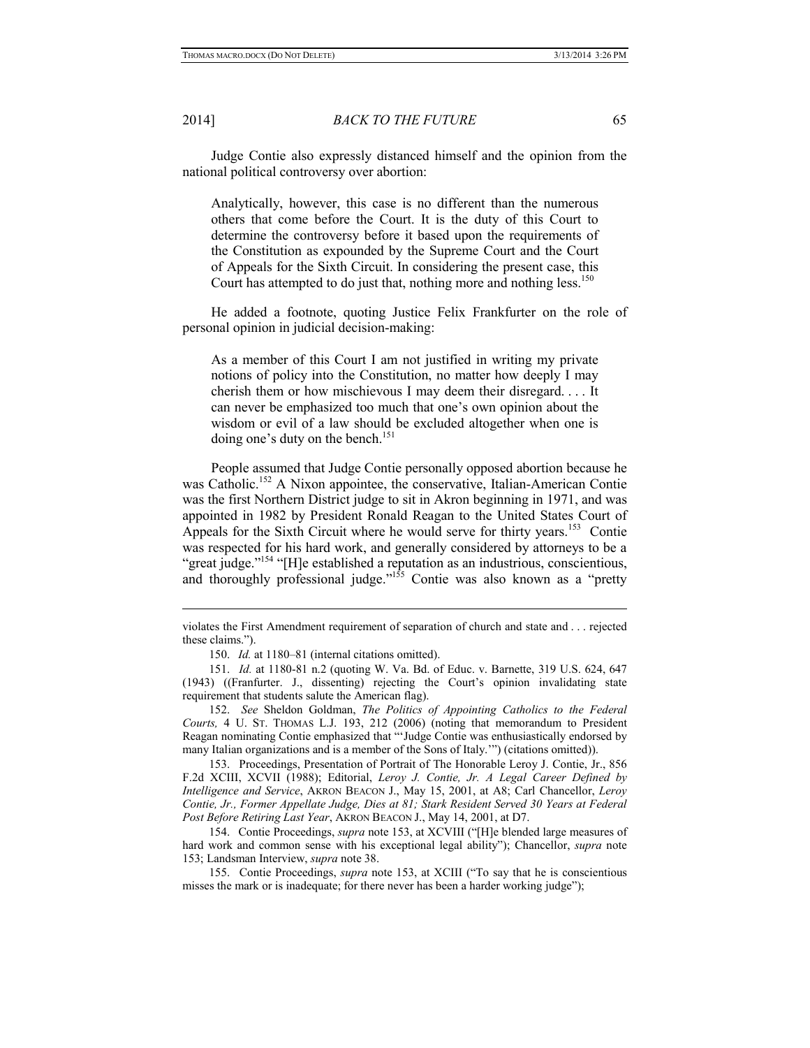Judge Contie also expressly distanced himself and the opinion from the national political controversy over abortion:

> Analytically, however, this case is no different than the numerous others that come before the Court. It is the duty of this Court to determine the controversy before it based upon the requirements of the Constitution as expounded by the Supreme Court and the Court of Appeals for the Sixth Circuit. In considering the present case, this Court has attempted to do just that, nothing more and nothing less.[150]

He added a footnote, quoting Justice Felix Frankfurter on the role of personal opinion in judicial decision-making:

> As a member of this Court I am not justified in writing my private notions of policy into the Constitution, no matter how deeply I may cherish them or how mischievous I may deem their disregard. . . . It can never be emphasized too much that one's own opinion about the wisdom or evil of a law should be excluded altogether when one is doing one's duty on the bench.[151]

People assumed that Judge Contie personally opposed abortion because he was Catholic.[152] A Nixon appointee, the conservative, Italian-American Contie was the first Northern District judge to sit in Akron beginning in 1971, and was appointed in 1982 by President Ronald Reagan to the United States Court of Appeals for the Sixth Circuit where he would serve for thirty years.[153] Contie was respected for his hard work, and generally considered by attorneys to be a "great judge."[154] "[H]e established a reputation as an industrious, conscientious, and thoroughly professional judge."[155] Contie was also known as a "pretty

---

violates the First Amendment requirement of separation of church and state and . . . rejected these claims.").

150. *Id.* at 1180–81 (internal citations omitted).

151. *Id.* at 1180-81 n.2 (quoting W. Va. Bd. of Educ. v. Barnette, 319 U.S. 624, 647 (1943) ((Franfurter. J., dissenting) rejecting the Court's opinion invalidating state requirement that students salute the American flag).

152. *See* Sheldon Goldman, *The Politics of Appointing Catholics to the Federal Courts,* 4 U. ST. THOMAS L.J. 193, 212 (2006) (noting that memorandum to President Reagan nominating Contie emphasized that "'Judge Contie was enthusiastically endorsed by many Italian organizations and is a member of the Sons of Italy.'") (citations omitted)).

153. Proceedings, Presentation of Portrait of The Honorable Leroy J. Contie, Jr., 856 F.2d XCIII, XCVII (1988); Editorial, *Leroy J. Contie, Jr. A Legal Career Defined by Intelligence and Service*, AKRON BEACON J., May 15, 2001, at A8; Carl Chancellor, *Leroy Contie, Jr., Former Appellate Judge, Dies at 81; Stark Resident Served 30 Years at Federal Post Before Retiring Last Year*, AKRON BEACON J., May 14, 2001, at D7.

154. Contie Proceedings, *supra* note 153, at XCVIII ("[H]e blended large measures of hard work and common sense with his exceptional legal ability"); Chancellor, *supra* note 153; Landsman Interview, *supra* note 38.

155. Contie Proceedings, *supra* note 153, at XCIII ("To say that he is conscientious misses the mark or is inadequate; for there never has been a harder working judge");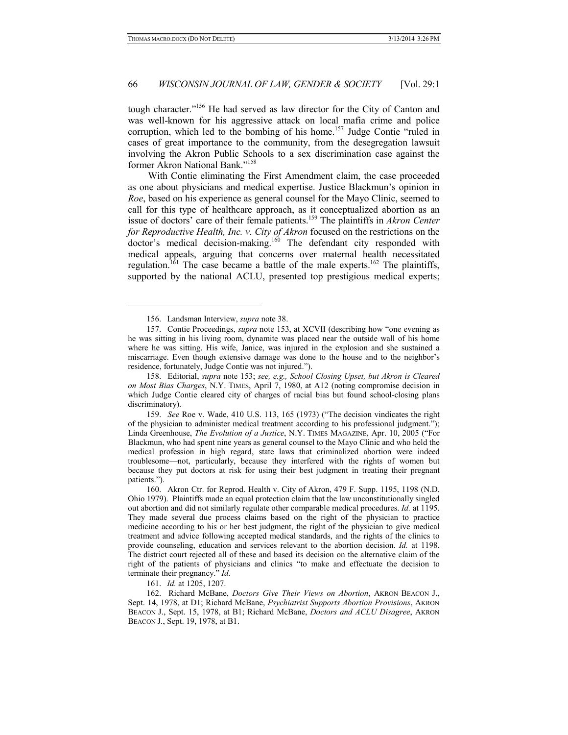tough character."[156] He had served as law director for the City of Canton and was well-known for his aggressive attack on local mafia crime and police corruption, which led to the bombing of his home.[157] Judge Contie "ruled in cases of great importance to the community, from the desegregation lawsuit involving the Akron Public Schools to a sex discrimination case against the former Akron National Bank."[158]

With Contie eliminating the First Amendment claim, the case proceeded as one about physicians and medical expertise. Justice Blackmun's opinion in *Roe*, based on his experience as general counsel for the Mayo Clinic, seemed to call for this type of healthcare approach, as it conceptualized abortion as an issue of doctors' care of their female patients.[159] The plaintiffs in *Akron Center for Reproductive Health, Inc. v. City of Akron* focused on the restrictions on the doctor's medical decision-making.[160] The defendant city responded with medical appeals, arguing that concerns over maternal health necessitated regulation.[161] The case became a battle of the male experts.[162] The plaintiffs, supported by the national ACLU, presented top prestigious medical experts;

---

156. Landsman Interview, *supra* note 38.

157. Contie Proceedings, *supra* note 153, at XCVII (describing how "one evening as he was sitting in his living room, dynamite was placed near the outside wall of his home where he was sitting. His wife, Janice, was injured in the explosion and she sustained a miscarriage. Even though extensive damage was done to the house and to the neighbor's residence, fortunately, Judge Contie was not injured.").

158. Editorial, *supra* note 153; *see, e.g., School Closing Upset, but Akron is Cleared on Most Bias Charges*, N.Y. TIMES, April 7, 1980, at A12 (noting compromise decision in which Judge Contie cleared city of charges of racial bias but found school-closing plans discriminatory).

159. *See* Roe v. Wade, 410 U.S. 113, 165 (1973) ("The decision vindicates the right of the physician to administer medical treatment according to his professional judgment."); Linda Greenhouse, *The Evolution of a Justice*, N.Y. TIMES MAGAZINE, Apr. 10, 2005 ("For Blackmun, who had spent nine years as general counsel to the Mayo Clinic and who held the medical profession in high regard, state laws that criminalized abortion were indeed troublesome—not, particularly, because they interfered with the rights of women but because they put doctors at risk for using their best judgment in treating their pregnant patients.").

160. Akron Ctr. for Reprod. Health v. City of Akron, 479 F. Supp. 1195, 1198 (N.D. Ohio 1979). Plaintiffs made an equal protection claim that the law unconstitutionally singled out abortion and did not similarly regulate other comparable medical procedures. *Id.* at 1195. They made several due process claims based on the right of the physician to practice medicine according to his or her best judgment, the right of the physician to give medical treatment and advice following accepted medical standards, and the rights of the clinics to provide counseling, education and services relevant to the abortion decision. *Id.* at 1198. The district court rejected all of these and based its decision on the alternative claim of the right of the patients of physicians and clinics "to make and effectuate the decision to terminate their pregnancy." *Id.*

161. *Id.* at 1205, 1207.

162. Richard McBane, *Doctors Give Their Views on Abortion*, AKRON BEACON J., Sept. 14, 1978, at D1; Richard McBane, *Psychiatrist Supports Abortion Provisions*, AKRON BEACON J., Sept. 15, 1978, at B1; Richard McBane, *Doctors and ACLU Disagree*, AKRON BEACON J., Sept. 19, 1978, at B1.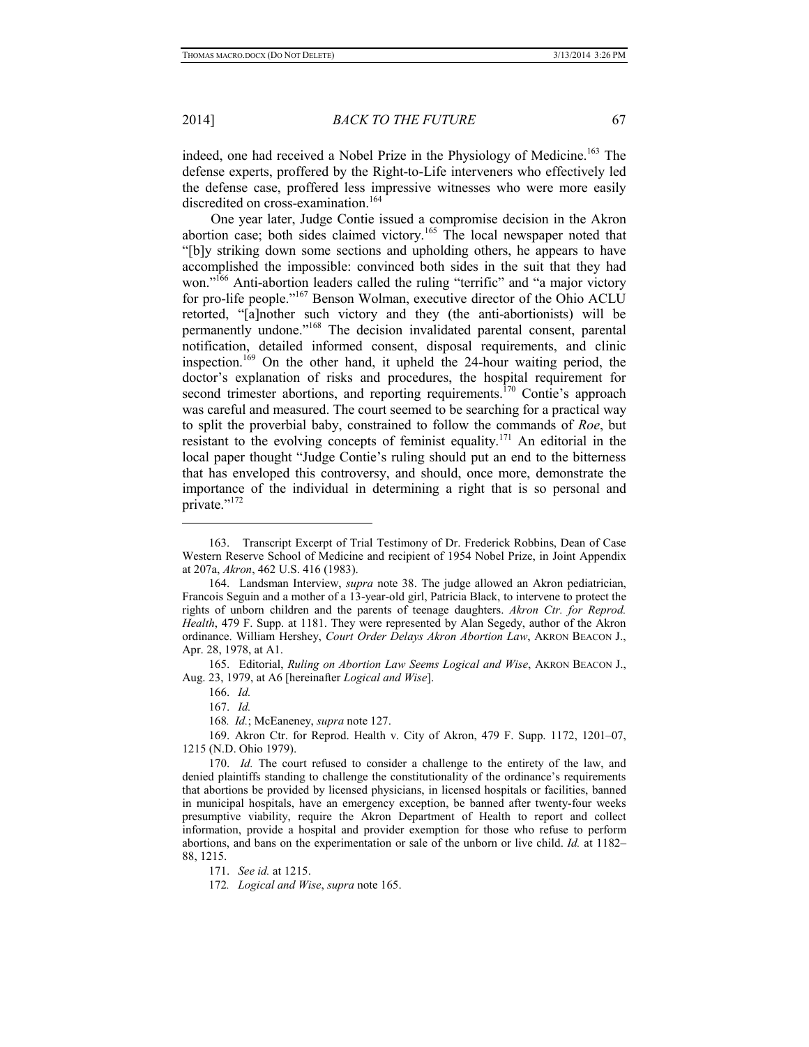indeed, one had received a Nobel Prize in the Physiology of Medicine.[163] The defense experts, proffered by the Right-to-Life interveners who effectively led the defense case, proffered less impressive witnesses who were more easily discredited on cross-examination.[164]

One year later, Judge Contie issued a compromise decision in the Akron abortion case; both sides claimed victory.[165] The local newspaper noted that "[b]y striking down some sections and upholding others, he appears to have accomplished the impossible: convinced both sides in the suit that they had won."[166] Anti-abortion leaders called the ruling "terrific" and "a major victory for pro-life people."[167] Benson Wolman, executive director of the Ohio ACLU retorted, "[a]nother such victory and they (the anti-abortionists) will be permanently undone."[168] The decision invalidated parental consent, parental notification, detailed informed consent, disposal requirements, and clinic inspection.[169] On the other hand, it upheld the 24-hour waiting period, the doctor's explanation of risks and procedures, the hospital requirement for second trimester abortions, and reporting requirements.[170] Contie's approach was careful and measured. The court seemed to be searching for a practical way to split the proverbial baby, constrained to follow the commands of *Roe*, but resistant to the evolving concepts of feminist equality.[171] An editorial in the local paper thought "Judge Contie's ruling should put an end to the bitterness that has enveloped this controversy, and should, once more, demonstrate the importance of the individual in determining a right that is so personal and private."[172]

---

163. Transcript Excerpt of Trial Testimony of Dr. Frederick Robbins, Dean of Case Western Reserve School of Medicine and recipient of 1954 Nobel Prize, in Joint Appendix at 207a, *Akron*, 462 U.S. 416 (1983).

164. Landsman Interview, *supra* note 38. The judge allowed an Akron pediatrician, Francois Seguin and a mother of a 13-year-old girl, Patricia Black, to intervene to protect the rights of unborn children and the parents of teenage daughters. *Akron Ctr. for Reprod. Health*, 479 F. Supp. at 1181. They were represented by Alan Segedy, author of the Akron ordinance. William Hershey, *Court Order Delays Akron Abortion Law*, AKRON BEACON J., Apr. 28, 1978, at A1.

165. Editorial, *Ruling on Abortion Law Seems Logical and Wise*, AKRON BEACON J., Aug. 23, 1979, at A6 [hereinafter *Logical and Wise*].

166. *Id.*

167. *Id.*

168. *Id.*; McEaneney, *supra* note 127.

169. Akron Ctr. for Reprod. Health v. City of Akron, 479 F. Supp. 1172, 1201–07, 1215 (N.D. Ohio 1979).

170. *Id.* The court refused to consider a challenge to the entirety of the law, and denied plaintiffs standing to challenge the constitutionality of the ordinance's requirements that abortions be provided by licensed physicians, in licensed hospitals or facilities, banned in municipal hospitals, have an emergency exception, be banned after twenty-four weeks presumptive viability, require the Akron Department of Health to report and collect information, provide a hospital and provider exemption for those who refuse to perform abortions, and bans on the experimentation or sale of the unborn or live child. *Id.* at 1182–88, 1215.

171. *See id.* at 1215.

172. *Logical and Wise*, *supra* note 165.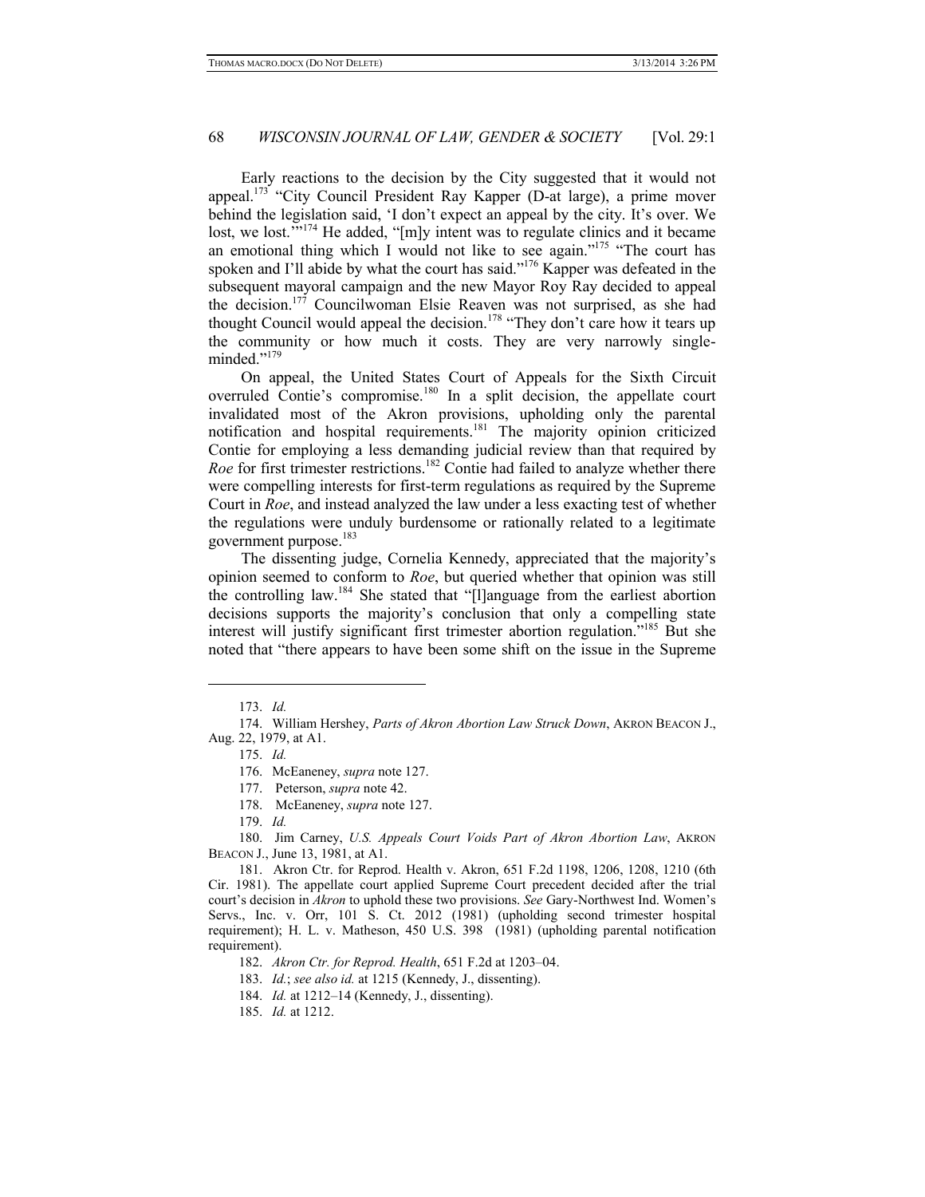Early reactions to the decision by the City suggested that it would not appeal.[173] "City Council President Ray Kapper (D-at large), a prime mover behind the legislation said, 'I don't expect an appeal by the city. It's over. We lost, we lost.'"[174] He added, "[m]y intent was to regulate clinics and it became an emotional thing which I would not like to see again."[175] "The court has spoken and I'll abide by what the court has said."[176] Kapper was defeated in the subsequent mayoral campaign and the new Mayor Roy Ray decided to appeal the decision.[177] Councilwoman Elsie Reaven was not surprised, as she had thought Council would appeal the decision.[178] "They don't care how it tears up the community or how much it costs. They are very narrowly single-minded."[179]

On appeal, the United States Court of Appeals for the Sixth Circuit overruled Contie's compromise.[180] In a split decision, the appellate court invalidated most of the Akron provisions, upholding only the parental notification and hospital requirements.[181] The majority opinion criticized Contie for employing a less demanding judicial review than that required by *Roe* for first trimester restrictions.[182] Contie had failed to analyze whether there were compelling interests for first-term regulations as required by the Supreme Court in *Roe*, and instead analyzed the law under a less exacting test of whether the regulations were unduly burdensome or rationally related to a legitimate government purpose.[183]

The dissenting judge, Cornelia Kennedy, appreciated that the majority's opinion seemed to conform to *Roe*, but queried whether that opinion was still the controlling law.[184] She stated that "[l]anguage from the earliest abortion decisions supports the majority's conclusion that only a compelling state interest will justify significant first trimester abortion regulation."[185] But she noted that "there appears to have been some shift on the issue in the Supreme

---

173. *Id.*

174. William Hershey, *Parts of Akron Abortion Law Struck Down*, AKRON BEACON J., Aug. 22, 1979, at A1.

175. *Id.*

176. McEaneney, *supra* note 127.

177. Peterson, *supra* note 42.

178. McEaneney, *supra* note 127.

179. *Id.*

180. Jim Carney, *U.S. Appeals Court Voids Part of Akron Abortion Law*, AKRON BEACON J., June 13, 1981, at A1.

181. Akron Ctr. for Reprod. Health v. Akron, 651 F.2d 1198, 1206, 1208, 1210 (6th Cir. 1981). The appellate court applied Supreme Court precedent decided after the trial court's decision in *Akron* to uphold these two provisions. *See* Gary-Northwest Ind. Women's Servs., Inc. v. Orr, 101 S. Ct. 2012 (1981) (upholding second trimester hospital requirement); H. L. v. Matheson, 450 U.S. 398 (1981) (upholding parental notification requirement).

182. *Akron Ctr. for Reprod. Health*, 651 F.2d at 1203–04.

183. *Id.*; *see also id.* at 1215 (Kennedy, J., dissenting).

184. *Id.* at 1212–14 (Kennedy, J., dissenting).

185. *Id.* at 1212.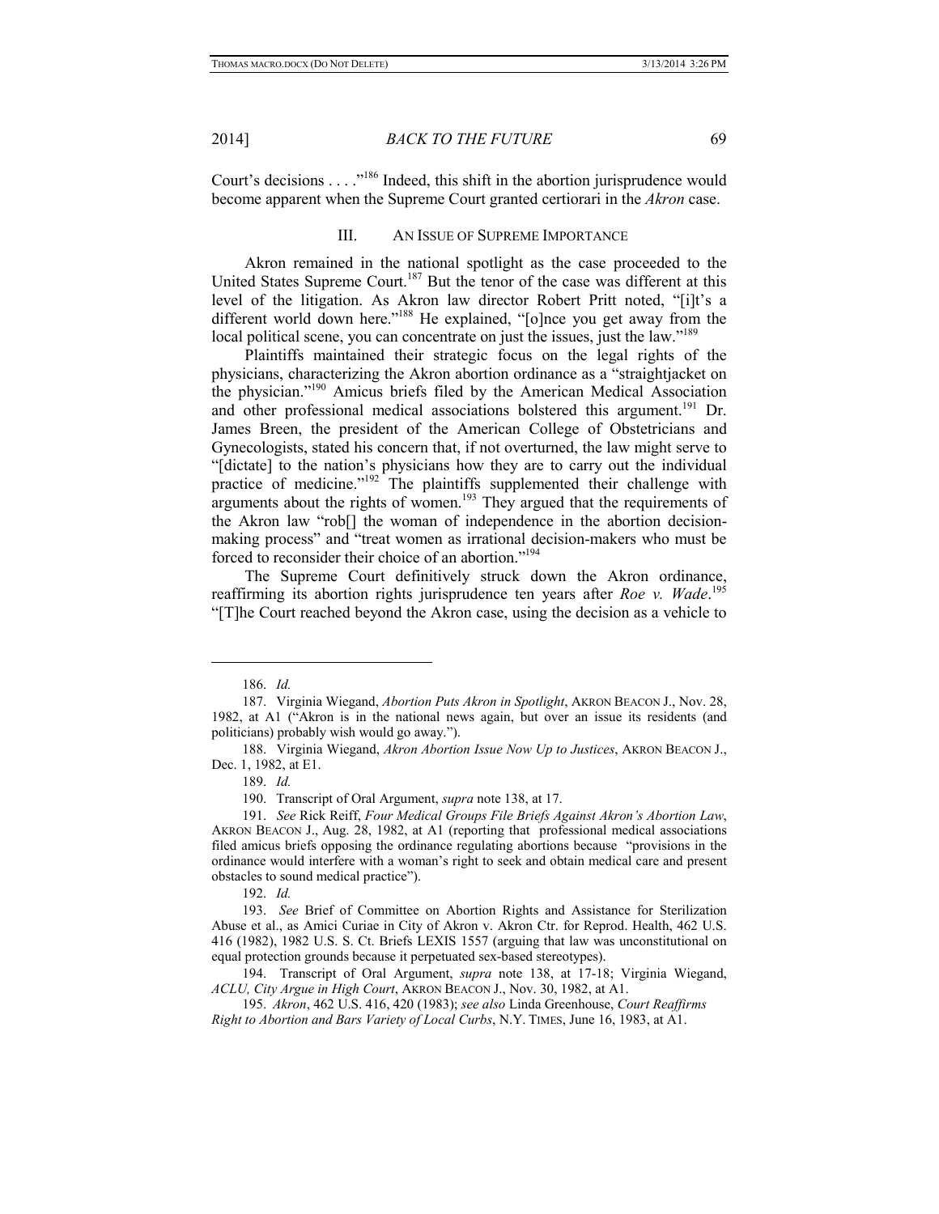Court's decisions . . . ."[186] Indeed, this shift in the abortion jurisprudence would become apparent when the Supreme Court granted certiorari in the *Akron* case.

## III. AN ISSUE OF SUPREME IMPORTANCE

Akron remained in the national spotlight as the case proceeded to the United States Supreme Court.[187] But the tenor of the case was different at this level of the litigation. As Akron law director Robert Pritt noted, "[i]t's a different world down here."[188] He explained, "[o]nce you get away from the local political scene, you can concentrate on just the issues, just the law."[189]

Plaintiffs maintained their strategic focus on the legal rights of the physicians, characterizing the Akron abortion ordinance as a "straightjacket on the physician."[190] Amicus briefs filed by the American Medical Association and other professional medical associations bolstered this argument.[191] Dr. James Breen, the president of the American College of Obstetricians and Gynecologists, stated his concern that, if not overturned, the law might serve to "[dictate] to the nation's physicians how they are to carry out the individual practice of medicine."[192] The plaintiffs supplemented their challenge with arguments about the rights of women.[193] They argued that the requirements of the Akron law "rob[] the woman of independence in the abortion decision-making process" and "treat women as irrational decision-makers who must be forced to reconsider their choice of an abortion."[194]

The Supreme Court definitively struck down the Akron ordinance, reaffirming its abortion rights jurisprudence ten years after *Roe v. Wade*.[195] "[T]he Court reached beyond the Akron case, using the decision as a vehicle to

---

186. *Id.*

187. Virginia Wiegand, *Abortion Puts Akron in Spotlight*, AKRON BEACON J., Nov. 28, 1982, at A1 ("Akron is in the national news again, but over an issue its residents (and politicians) probably wish would go away.").

188. Virginia Wiegand, *Akron Abortion Issue Now Up to Justices*, AKRON BEACON J., Dec. 1, 1982, at E1.

189. *Id.*

190. Transcript of Oral Argument, *supra* note 138, at 17.

191. *See* Rick Reiff, *Four Medical Groups File Briefs Against Akron's Abortion Law*, AKRON BEACON J., Aug. 28, 1982, at A1 (reporting that professional medical associations filed amicus briefs opposing the ordinance regulating abortions because "provisions in the ordinance would interfere with a woman's right to seek and obtain medical care and present obstacles to sound medical practice").

192. *Id.*

193. *See* Brief of Committee on Abortion Rights and Assistance for Sterilization Abuse et al., as Amici Curiae in City of Akron v. Akron Ctr. for Reprod. Health, 462 U.S. 416 (1982), 1982 U.S. S. Ct. Briefs LEXIS 1557 (arguing that law was unconstitutional on equal protection grounds because it perpetuated sex-based stereotypes).

194. Transcript of Oral Argument, *supra* note 138, at 17-18; Virginia Wiegand, *ACLU, City Argue in High Court*, AKRON BEACON J., Nov. 30, 1982, at A1.

195. *Akron*, 462 U.S. 416, 420 (1983); *see also* Linda Greenhouse, *Court Reaffirms Right to Abortion and Bars Variety of Local Curbs*, N.Y. TIMES, June 16, 1983, at A1.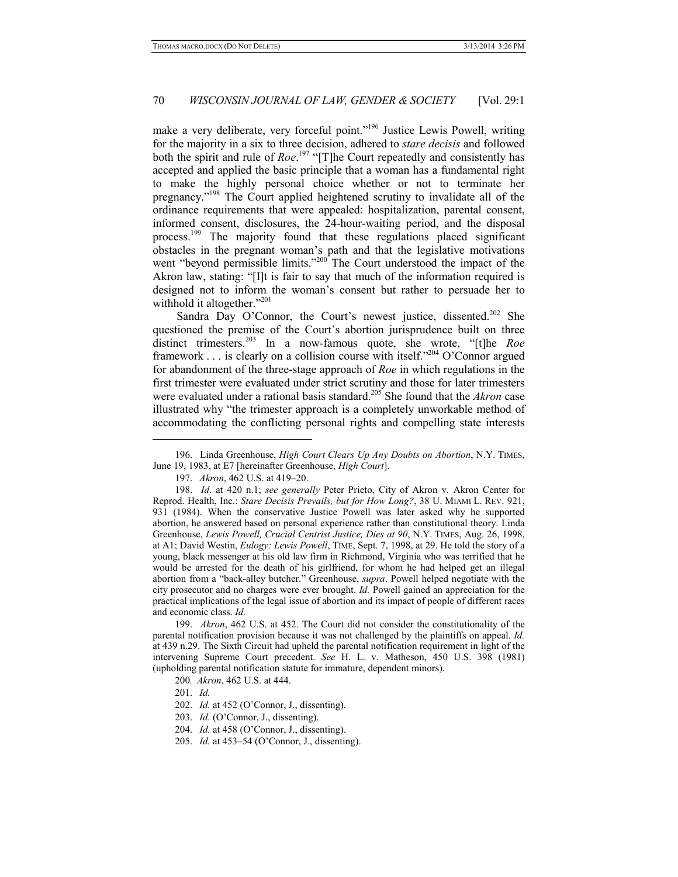make a very deliberate, very forceful point."[196] Justice Lewis Powell, writing for the majority in a six to three decision, adhered to *stare decisis* and followed both the spirit and rule of *Roe*.[197] "[T]he Court repeatedly and consistently has accepted and applied the basic principle that a woman has a fundamental right to make the highly personal choice whether or not to terminate her pregnancy."[198] The Court applied heightened scrutiny to invalidate all of the ordinance requirements that were appealed: hospitalization, parental consent, informed consent, disclosures, the 24-hour-waiting period, and the disposal process.[199] The majority found that these regulations placed significant obstacles in the pregnant woman's path and that the legislative motivations went "beyond permissible limits."[200] The Court understood the impact of the Akron law, stating: "[I]t is fair to say that much of the information required is designed not to inform the woman's consent but rather to persuade her to withhold it altogether."[201]

Sandra Day O'Connor, the Court's newest justice, dissented.[202] She questioned the premise of the Court's abortion jurisprudence built on three distinct trimesters.[203] In a now-famous quote, she wrote, "[t]he *Roe* framework . . . is clearly on a collision course with itself."[204] O'Connor argued for abandonment of the three-stage approach of *Roe* in which regulations in the first trimester were evaluated under strict scrutiny and those for later trimesters were evaluated under a rational basis standard.[205] She found that the *Akron* case illustrated why "the trimester approach is a completely unworkable method of accommodating the conflicting personal rights and compelling state interests

---

196. Linda Greenhouse, *High Court Clears Up Any Doubts on Abortion*, N.Y. TIMES, June 19, 1983, at E7 [hereinafter Greenhouse, *High Court*].

197. *Akron*, 462 U.S. at 419–20.

198. *Id*. at 420 n.1; *see generally* Peter Prieto, City of Akron v. Akron Center for Reprod. Health, Inc.: *Stare Decisis Prevails, but for How Long?*, 38 U. MIAMI L. REV. 921, 931 (1984). When the conservative Justice Powell was later asked why he supported abortion, he answered based on personal experience rather than constitutional theory. Linda Greenhouse, *Lewis Powell, Crucial Centrist Justice, Dies at 90*, N.Y. TIMES, Aug. 26, 1998, at A1; David Westin, *Eulogy: Lewis Powell*, TIME, Sept. 7, 1998, at 29. He told the story of a young, black messenger at his old law firm in Richmond, Virginia who was terrified that he would be arrested for the death of his girlfriend, for whom he had helped get an illegal abortion from a "back-alley butcher." Greenhouse, *supra*. Powell helped negotiate with the city prosecutor and no charges were ever brought. *Id.* Powell gained an appreciation for the practical implications of the legal issue of abortion and its impact of people of different races and economic class. *Id.*

199. *Akron*, 462 U.S. at 452. The Court did not consider the constitutionality of the parental notification provision because it was not challenged by the plaintiffs on appeal. *Id.* at 439 n.29. The Sixth Circuit had upheld the parental notification requirement in light of the intervening Supreme Court precedent. *See* H. L. v. Matheson, 450 U.S. 398 (1981) (upholding parental notification statute for immature, dependent minors).

200. *Akron*, 462 U.S. at 444.

201. *Id.*

202. *Id.* at 452 (O'Connor, J., dissenting).

203. *Id.* (O'Connor, J., dissenting).

204. *Id.* at 458 (O'Connor, J., dissenting).

205. *Id.* at 453–54 (O'Connor, J., dissenting).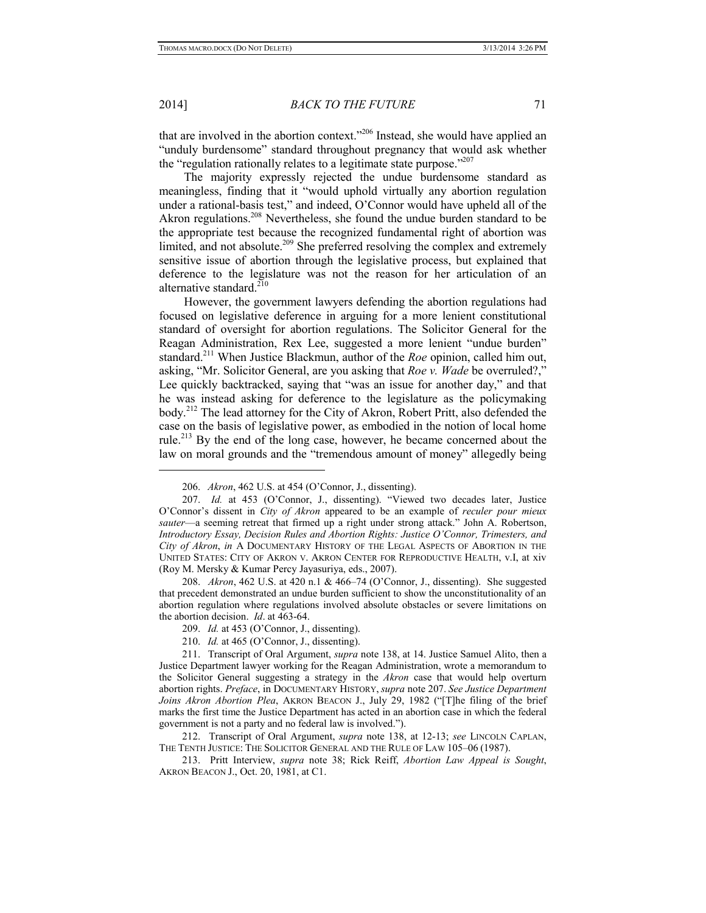that are involved in the abortion context."[206] Instead, she would have applied an "unduly burdensome" standard throughout pregnancy that would ask whether the "regulation rationally relates to a legitimate state purpose."[207]

The majority expressly rejected the undue burdensome standard as meaningless, finding that it "would uphold virtually any abortion regulation under a rational-basis test," and indeed, O'Connor would have upheld all of the Akron regulations.[208] Nevertheless, she found the undue burden standard to be the appropriate test because the recognized fundamental right of abortion was limited, and not absolute.[209] She preferred resolving the complex and extremely sensitive issue of abortion through the legislative process, but explained that deference to the legislature was not the reason for her articulation of an alternative standard.[210]

However, the government lawyers defending the abortion regulations had focused on legislative deference in arguing for a more lenient constitutional standard of oversight for abortion regulations. The Solicitor General for the Reagan Administration, Rex Lee, suggested a more lenient "undue burden" standard.[211] When Justice Blackmun, author of the *Roe* opinion, called him out, asking, "Mr. Solicitor General, are you asking that *Roe v. Wade* be overruled?," Lee quickly backtracked, saying that "was an issue for another day," and that he was instead asking for deference to the legislature as the policymaking body.[212] The lead attorney for the City of Akron, Robert Pritt, also defended the case on the basis of legislative power, as embodied in the notion of local home rule.[213] By the end of the long case, however, he became concerned about the law on moral grounds and the "tremendous amount of money" allegedly being

---

206. *Akron*, 462 U.S. at 454 (O'Connor, J., dissenting).

207. *Id.* at 453 (O'Connor, J., dissenting). "Viewed two decades later, Justice O'Connor's dissent in *City of Akron* appeared to be an example of *reculer pour mieux sauter*—a seeming retreat that firmed up a right under strong attack." John A. Robertson, *Introductory Essay, Decision Rules and Abortion Rights: Justice O'Connor, Trimesters, and City of Akron*, *in* A DOCUMENTARY HISTORY OF THE LEGAL ASPECTS OF ABORTION IN THE UNITED STATES: CITY OF AKRON V. AKRON CENTER FOR REPRODUCTIVE HEALTH, v.I, at xiv (Roy M. Mersky & Kumar Percy Jayasuriya, eds., 2007).

208. *Akron*, 462 U.S. at 420 n.1 & 466–74 (O'Connor, J., dissenting). She suggested that precedent demonstrated an undue burden sufficient to show the unconstitutionality of an abortion regulation where regulations involved absolute obstacles or severe limitations on the abortion decision. *Id*. at 463-64.

209. *Id.* at 453 (O'Connor, J., dissenting).

210. *Id.* at 465 (O'Connor, J., dissenting).

211. Transcript of Oral Argument, *supra* note 138, at 14. Justice Samuel Alito, then a Justice Department lawyer working for the Reagan Administration, wrote a memorandum to the Solicitor General suggesting a strategy in the *Akron* case that would help overturn abortion rights. *Preface*, in DOCUMENTARY HISTORY, *supra* note 207. *See Justice Department Joins Akron Abortion Plea*, AKRON BEACON J., July 29, 1982 ("[T]he filing of the brief marks the first time the Justice Department has acted in an abortion case in which the federal government is not a party and no federal law is involved.").

212. Transcript of Oral Argument, *supra* note 138, at 12-13; *see* LINCOLN CAPLAN, THE TENTH JUSTICE: THE SOLICITOR GENERAL AND THE RULE OF LAW 105–06 (1987).

213. Pritt Interview, *supra* note 38; Rick Reiff, *Abortion Law Appeal is Sought*, AKRON BEACON J., Oct. 20, 1981, at C1.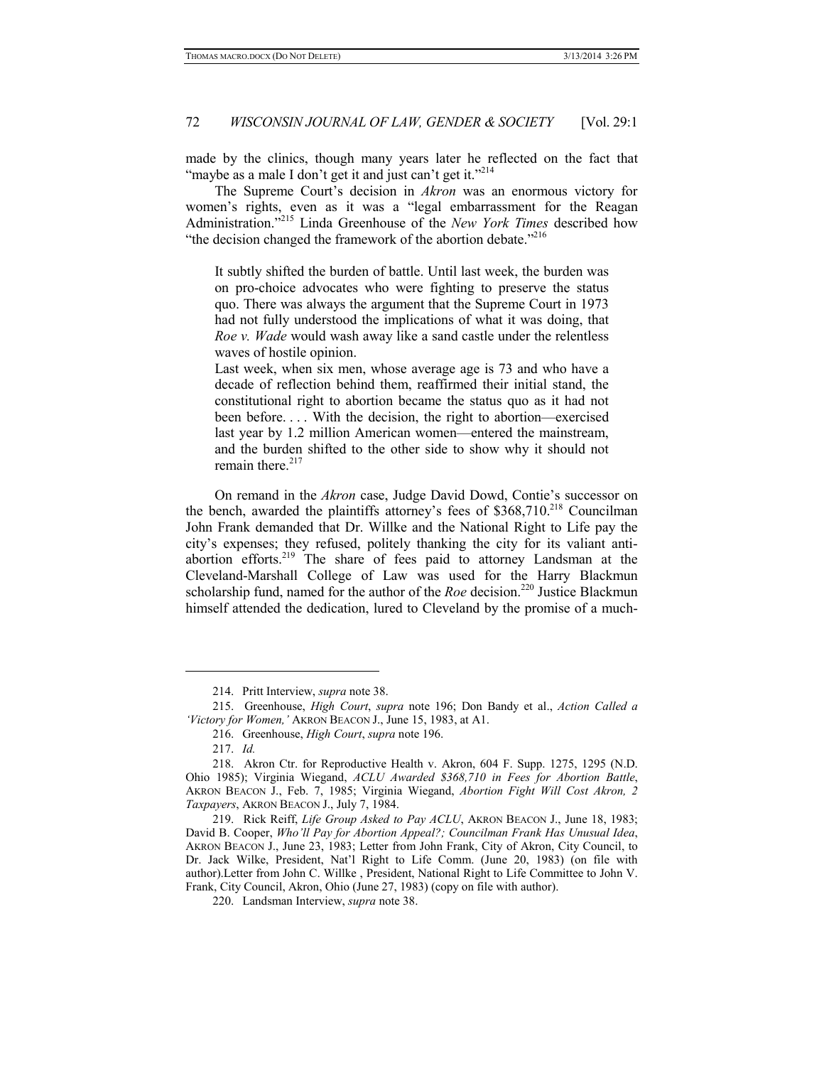made by the clinics, though many years later he reflected on the fact that "maybe as a male I don't get it and just can't get it."[214]

The Supreme Court's decision in *Akron* was an enormous victory for women's rights, even as it was a "legal embarrassment for the Reagan Administration."[215] Linda Greenhouse of the *New York Times* described how "the decision changed the framework of the abortion debate."[216]

> It subtly shifted the burden of battle. Until last week, the burden was on pro-choice advocates who were fighting to preserve the status quo. There was always the argument that the Supreme Court in 1973 had not fully understood the implications of what it was doing, that *Roe v. Wade* would wash away like a sand castle under the relentless waves of hostile opinion.
>
> Last week, when six men, whose average age is 73 and who have a decade of reflection behind them, reaffirmed their initial stand, the constitutional right to abortion became the status quo as it had not been before. . . . With the decision, the right to abortion—exercised last year by 1.2 million American women—entered the mainstream, and the burden shifted to the other side to show why it should not remain there.[217]

On remand in the *Akron* case, Judge David Dowd, Contie's successor on the bench, awarded the plaintiffs attorney's fees of $368,710.[218] Councilman John Frank demanded that Dr. Willke and the National Right to Life pay the city's expenses; they refused, politely thanking the city for its valiant anti-abortion efforts.[219] The share of fees paid to attorney Landsman at the Cleveland-Marshall College of Law was used for the Harry Blackmun scholarship fund, named for the author of the *Roe* decision.[220] Justice Blackmun himself attended the dedication, lured to Cleveland by the promise of a much-

---

214. Pritt Interview, *supra* note 38.

215. Greenhouse, *High Court*, *supra* note 196; Don Bandy et al., *Action Called a 'Victory for Women,'* AKRON BEACON J., June 15, 1983, at A1.

216. Greenhouse, *High Court*, *supra* note 196.

217. *Id.*

218. Akron Ctr. for Reproductive Health v. Akron, 604 F. Supp. 1275, 1295 (N.D. Ohio 1985); Virginia Wiegand, *ACLU Awarded $368,710 in Fees for Abortion Battle*, AKRON BEACON J., Feb. 7, 1985; Virginia Wiegand, *Abortion Fight Will Cost Akron, 2 Taxpayers*, AKRON BEACON J., July 7, 1984.

219. Rick Reiff, *Life Group Asked to Pay ACLU*, AKRON BEACON J., June 18, 1983; David B. Cooper, *Who'll Pay for Abortion Appeal?; Councilman Frank Has Unusual Idea*, AKRON BEACON J., June 23, 1983; Letter from John Frank, City of Akron, City Council, to Dr. Jack Wilke, President, Nat'l Right to Life Comm. (June 20, 1983) (on file with author).Letter from John C. Willke , President, National Right to Life Committee to John V. Frank, City Council, Akron, Ohio (June 27, 1983) (copy on file with author).

220. Landsman Interview, *supra* note 38.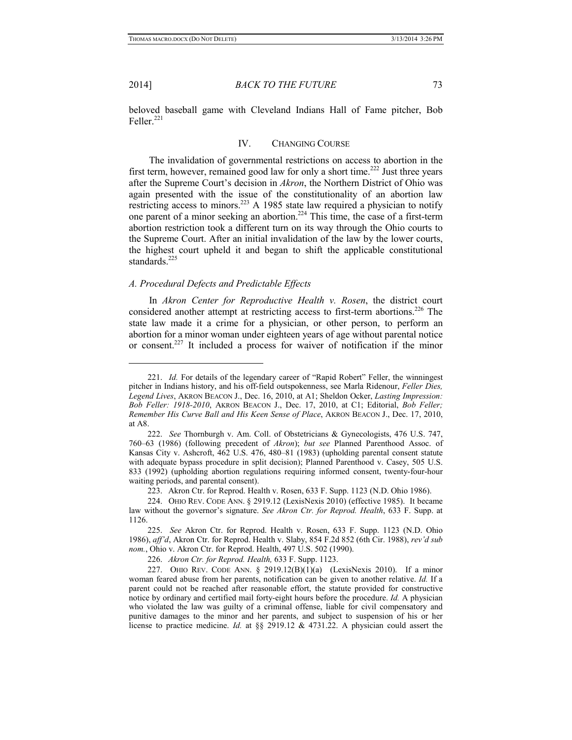beloved baseball game with Cleveland Indians Hall of Fame pitcher, Bob Feller.[221]

## IV. CHANGING COURSE

The invalidation of governmental restrictions on access to abortion in the first term, however, remained good law for only a short time.[222] Just three years after the Supreme Court's decision in *Akron*, the Northern District of Ohio was again presented with the issue of the constitutionality of an abortion law restricting access to minors.[223] A 1985 state law required a physician to notify one parent of a minor seeking an abortion.[224] This time, the case of a first-term abortion restriction took a different turn on its way through the Ohio courts to the Supreme Court. After an initial invalidation of the law by the lower courts, the highest court upheld it and began to shift the applicable constitutional standards.[225]

### *A. Procedural Defects and Predictable Effects*

In *Akron Center for Reproductive Health v. Rosen*, the district court considered another attempt at restricting access to first-term abortions.[226] The state law made it a crime for a physician, or other person, to perform an abortion for a minor woman under eighteen years of age without parental notice or consent.[227] It included a process for waiver of notification if the minor

---

221. *Id.* For details of the legendary career of "Rapid Robert" Feller, the winningest pitcher in Indians history, and his off-field outspokenness, see Marla Ridenour, *Feller Dies, Legend Lives*, AKRON BEACON J., Dec. 16, 2010, at A1; Sheldon Ocker, *Lasting Impression: Bob Feller: 1918-2010*, AKRON BEACON J., Dec. 17, 2010, at C1; Editorial, *Bob Feller; Remember His Curve Ball and His Keen Sense of Place*, AKRON BEACON J., Dec. 17, 2010, at A8.

222. *See* Thornburgh v. Am. Coll. of Obstetricians & Gynecologists, 476 U.S. 747, 760–63 (1986) (following precedent of *Akron*); *but see* Planned Parenthood Assoc. of Kansas City v. Ashcroft, 462 U.S. 476, 480–81 (1983) (upholding parental consent statute with adequate bypass procedure in split decision); Planned Parenthood v. Casey, 505 U.S. 833 (1992) (upholding abortion regulations requiring informed consent, twenty-four-hour waiting periods, and parental consent).

223. Akron Ctr. for Reprod. Health v. Rosen, 633 F. Supp. 1123 (N.D. Ohio 1986).

224. OHIO REV. CODE ANN. § 2919.12 (LexisNexis 2010) (effective 1985). It became law without the governor's signature. *See Akron Ctr. for Reprod. Health*, 633 F. Supp. at 1126.

225. *See* Akron Ctr. for Reprod. Health v. Rosen, 633 F. Supp. 1123 (N.D. Ohio 1986), *aff'd*, Akron Ctr. for Reprod. Health v. Slaby, 854 F.2d 852 (6th Cir. 1988), *rev'd sub nom.*, Ohio v. Akron Ctr. for Reprod. Health, 497 U.S. 502 (1990).

226. *Akron Ctr. for Reprod. Health,* 633 F. Supp. 1123.

227. OHIO REV. CODE ANN. § 2919.12(B)(1)(a) (LexisNexis 2010). If a minor woman feared abuse from her parents, notification can be given to another relative. *Id.* If a parent could not be reached after reasonable effort, the statute provided for constructive notice by ordinary and certified mail forty-eight hours before the procedure. *Id.* A physician who violated the law was guilty of a criminal offense, liable for civil compensatory and punitive damages to the minor and her parents, and subject to suspension of his or her license to practice medicine. *Id.* at §§ 2919.12 & 4731.22. A physician could assert the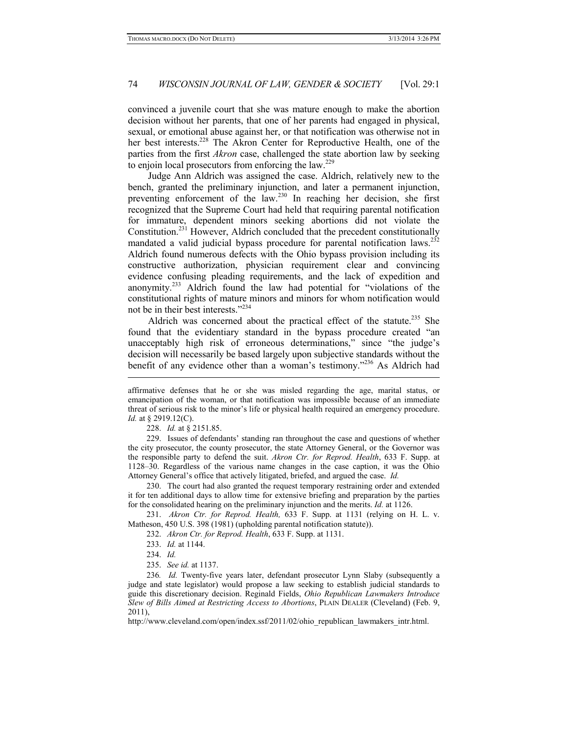convinced a juvenile court that she was mature enough to make the abortion decision without her parents, that one of her parents had engaged in physical, sexual, or emotional abuse against her, or that notification was otherwise not in her best interests.[228] The Akron Center for Reproductive Health, one of the parties from the first *Akron* case, challenged the state abortion law by seeking to enjoin local prosecutors from enforcing the law.[229]

Judge Ann Aldrich was assigned the case. Aldrich, relatively new to the bench, granted the preliminary injunction, and later a permanent injunction, preventing enforcement of the law.[230] In reaching her decision, she first recognized that the Supreme Court had held that requiring parental notification for immature, dependent minors seeking abortions did not violate the Constitution.[231] However, Aldrich concluded that the precedent constitutionally mandated a valid judicial bypass procedure for parental notification laws.[232] Aldrich found numerous defects with the Ohio bypass provision including its constructive authorization, physician requirement clear and convincing evidence confusing pleading requirements, and the lack of expedition and anonymity.[233] Aldrich found the law had potential for "violations of the constitutional rights of mature minors and minors for whom notification would not be in their best interests."[234]

Aldrich was concerned about the practical effect of the statute.[235] She found that the evidentiary standard in the bypass procedure created "an unacceptably high risk of erroneous determinations," since "the judge's decision will necessarily be based largely upon subjective standards without the benefit of any evidence other than a woman's testimony."[236] As Aldrich had

---

affirmative defenses that he or she was misled regarding the age, marital status, or emancipation of the woman, or that notification was impossible because of an immediate threat of serious risk to the minor's life or physical health required an emergency procedure. *Id.* at § 2919.12(C).

228. *Id.* at § 2151.85.

229. Issues of defendants' standing ran throughout the case and questions of whether the city prosecutor, the county prosecutor, the state Attorney General, or the Governor was the responsible party to defend the suit. *Akron Ctr. for Reprod. Health*, 633 F. Supp. at 1128–30. Regardless of the various name changes in the case caption, it was the Ohio Attorney General's office that actively litigated, briefed, and argued the case. *Id.*

230. The court had also granted the request temporary restraining order and extended it for ten additional days to allow time for extensive briefing and preparation by the parties for the consolidated hearing on the preliminary injunction and the merits. *Id.* at 1126.

231. *Akron Ctr. for Reprod. Health,* 633 F. Supp. at 1131 (relying on H. L. v. Matheson, 450 U.S. 398 (1981) (upholding parental notification statute)).

232. *Akron Ctr. for Reprod. Health*, 633 F. Supp. at 1131.

233. *Id.* at 1144.

234. *Id.*

235. *See id.* at 1137.

236. *Id.* Twenty-five years later, defendant prosecutor Lynn Slaby (subsequently a judge and state legislator) would propose a law seeking to establish judicial standards to guide this discretionary decision. Reginald Fields, *Ohio Republican Lawmakers Introduce Slew of Bills Aimed at Restricting Access to Abortions*, PLAIN DEALER (Cleveland) (Feb. 9, 2011),

http://www.cleveland.com/open/index.ssf/2011/02/ohio_republican_lawmakers_intr.html.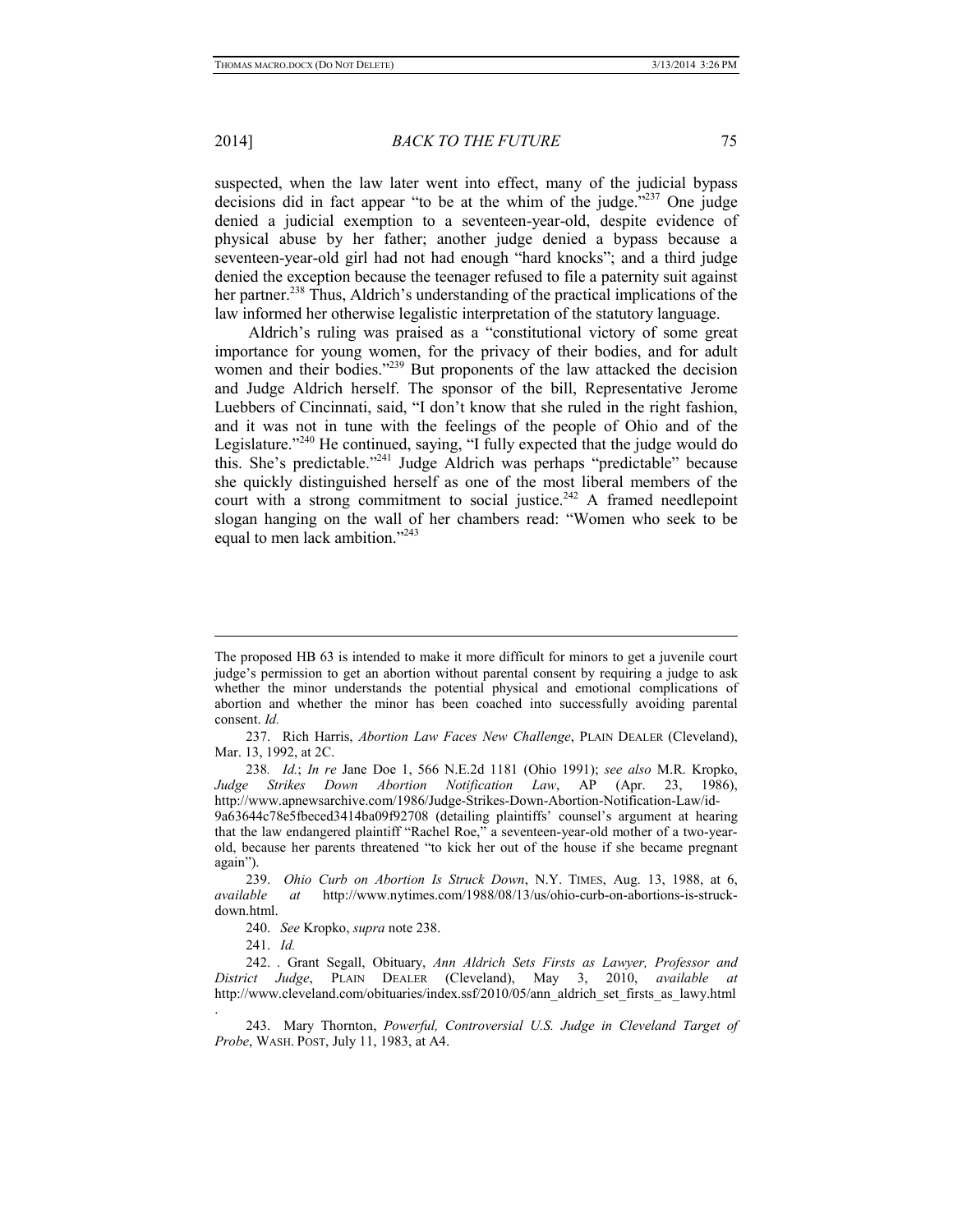suspected, when the law later went into effect, many of the judicial bypass decisions did in fact appear "to be at the whim of the judge."[237] One judge denied a judicial exemption to a seventeen-year-old, despite evidence of physical abuse by her father; another judge denied a bypass because a seventeen-year-old girl had not had enough "hard knocks"; and a third judge denied the exception because the teenager refused to file a paternity suit against her partner.[238] Thus, Aldrich's understanding of the practical implications of the law informed her otherwise legalistic interpretation of the statutory language.

Aldrich's ruling was praised as a "constitutional victory of some great importance for young women, for the privacy of their bodies, and for adult women and their bodies."[239] But proponents of the law attacked the decision and Judge Aldrich herself. The sponsor of the bill, Representative Jerome Luebbers of Cincinnati, said, "I don't know that she ruled in the right fashion, and it was not in tune with the feelings of the people of Ohio and of the Legislature."[240] He continued, saying, "I fully expected that the judge would do this. She's predictable."[241] Judge Aldrich was perhaps "predictable" because she quickly distinguished herself as one of the most liberal members of the court with a strong commitment to social justice.[242] A framed needlepoint slogan hanging on the wall of her chambers read: "Women who seek to be equal to men lack ambition."[243]

---

The proposed HB 63 is intended to make it more difficult for minors to get a juvenile court judge's permission to get an abortion without parental consent by requiring a judge to ask whether the minor understands the potential physical and emotional complications of abortion and whether the minor has been coached into successfully avoiding parental consent. *Id.*

237. Rich Harris, *Abortion Law Faces New Challenge*, PLAIN DEALER (Cleveland), Mar. 13, 1992, at 2C.

238. *Id.*; *In re* Jane Doe 1, 566 N.E.2d 1181 (Ohio 1991); *see also* M.R. Kropko, *Judge Strikes Down Abortion Notification Law*, AP (Apr. 23, 1986), http://www.apnewsarchive.com/1986/Judge-Strikes-Down-Abortion-Notification-Law/id-9a63644c78e5fbeced3414ba09f92708 (detailing plaintiffs' counsel's argument at hearing that the law endangered plaintiff "Rachel Roe," a seventeen-year-old mother of a two-year-old, because her parents threatened "to kick her out of the house if she became pregnant again").

239. *Ohio Curb on Abortion Is Struck Down*, N.Y. TIMES, Aug. 13, 1988, at 6, *available at* http://www.nytimes.com/1988/08/13/us/ohio-curb-on-abortions-is-struck-down.html.

240. *See* Kropko, *supra* note 238.

241. *Id.*

242. . Grant Segall, Obituary, *Ann Aldrich Sets Firsts as Lawyer, Professor and District Judge*, PLAIN DEALER (Cleveland), May 3, 2010, *available at* http://www.cleveland.com/obituaries/index.ssf/2010/05/ann_aldrich_set_firsts_as_lawy.html .

243. Mary Thornton, *Powerful, Controversial U.S. Judge in Cleveland Target of Probe*, WASH. POST, July 11, 1983, at A4.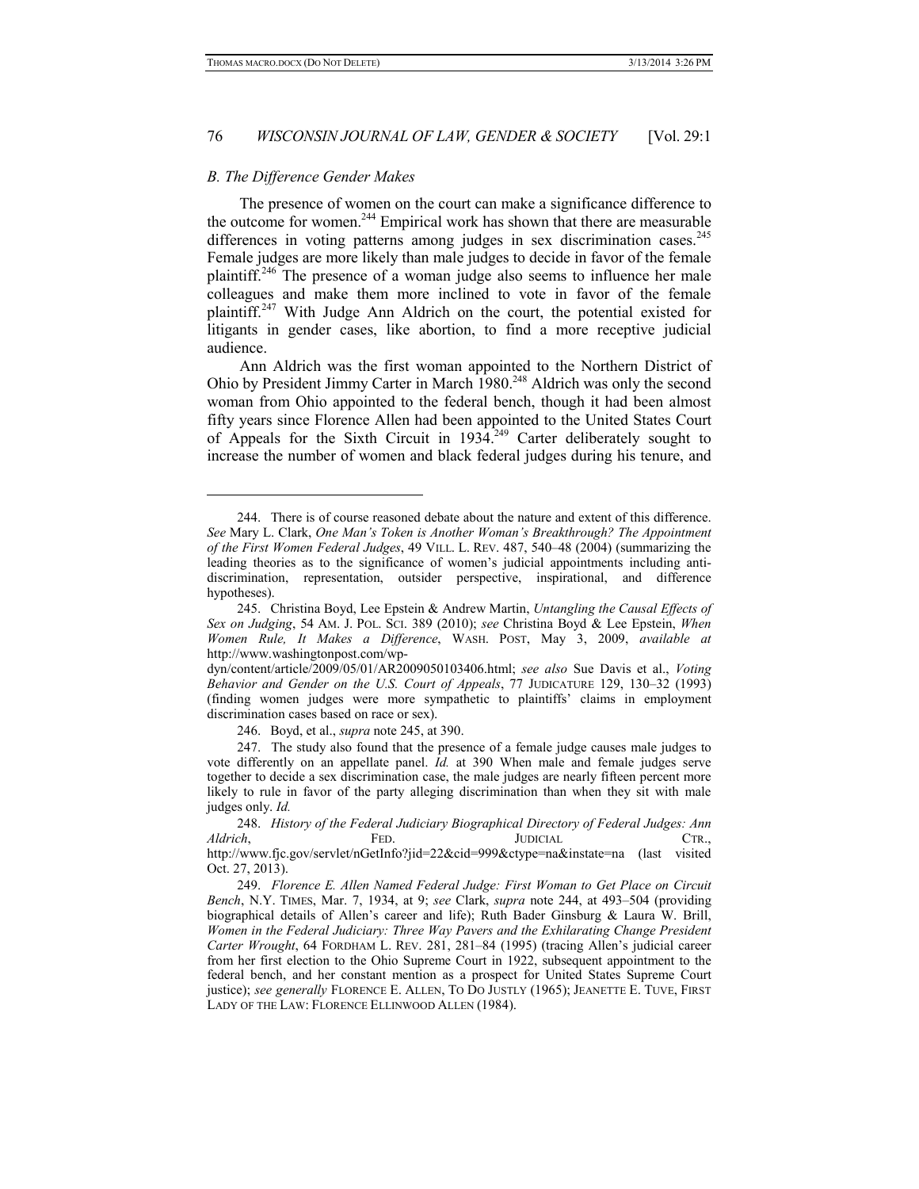### *B. The Difference Gender Makes*

The presence of women on the court can make a significance difference to the outcome for women.[244] Empirical work has shown that there are measurable differences in voting patterns among judges in sex discrimination cases.[245] Female judges are more likely than male judges to decide in favor of the female plaintiff.[246] The presence of a woman judge also seems to influence her male colleagues and make them more inclined to vote in favor of the female plaintiff.[247] With Judge Ann Aldrich on the court, the potential existed for litigants in gender cases, like abortion, to find a more receptive judicial audience.

Ann Aldrich was the first woman appointed to the Northern District of Ohio by President Jimmy Carter in March 1980.[248] Aldrich was only the second woman from Ohio appointed to the federal bench, though it had been almost fifty years since Florence Allen had been appointed to the United States Court of Appeals for the Sixth Circuit in 1934.[249] Carter deliberately sought to increase the number of women and black federal judges during his tenure, and

---

244. There is of course reasoned debate about the nature and extent of this difference. *See* Mary L. Clark, *One Man's Token is Another Woman's Breakthrough? The Appointment of the First Women Federal Judges*, 49 VILL. L. REV. 487, 540–48 (2004) (summarizing the leading theories as to the significance of women's judicial appointments including anti-discrimination, representation, outsider perspective, inspirational, and difference hypotheses).

245. Christina Boyd, Lee Epstein & Andrew Martin, *Untangling the Causal Effects of Sex on Judging*, 54 AM. J. POL. SCI. 389 (2010); *see* Christina Boyd & Lee Epstein, *When Women Rule, It Makes a Difference*, WASH. POST, May 3, 2009, *available at* http://www.washingtonpost.com/wp-dyn/content/article/2009/05/01/AR2009050103406.html; *see also* Sue Davis et al., *Voting Behavior and Gender on the U.S. Court of Appeals*, 77 JUDICATURE 129, 130–32 (1993) (finding women judges were more sympathetic to plaintiffs' claims in employment discrimination cases based on race or sex).

246. Boyd, et al., *supra* note 245, at 390.

247. The study also found that the presence of a female judge causes male judges to vote differently on an appellate panel. *Id.* at 390 When male and female judges serve together to decide a sex discrimination case, the male judges are nearly fifteen percent more likely to rule in favor of the party alleging discrimination than when they sit with male judges only. *Id.*

248. *History of the Federal Judiciary Biographical Directory of Federal Judges: Ann Aldrich*, FED. JUDICIAL CTR., http://www.fjc.gov/servlet/nGetInfo?jid=22&cid=999&ctype=na&instate=na (last visited Oct. 27, 2013).

249. *Florence E. Allen Named Federal Judge: First Woman to Get Place on Circuit Bench*, N.Y. TIMES, Mar. 7, 1934, at 9; *see* Clark, *supra* note 244, at 493–504 (providing biographical details of Allen's career and life); Ruth Bader Ginsburg & Laura W. Brill, *Women in the Federal Judiciary: Three Way Pavers and the Exhilarating Change President Carter Wrought*, 64 FORDHAM L. REV. 281, 281–84 (1995) (tracing Allen's judicial career from her first election to the Ohio Supreme Court in 1922, subsequent appointment to the federal bench, and her constant mention as a prospect for United States Supreme Court justice); *see generally* FLORENCE E. ALLEN, TO DO JUSTLY (1965); JEANETTE E. TUVE, FIRST LADY OF THE LAW: FLORENCE ELLINWOOD ALLEN (1984).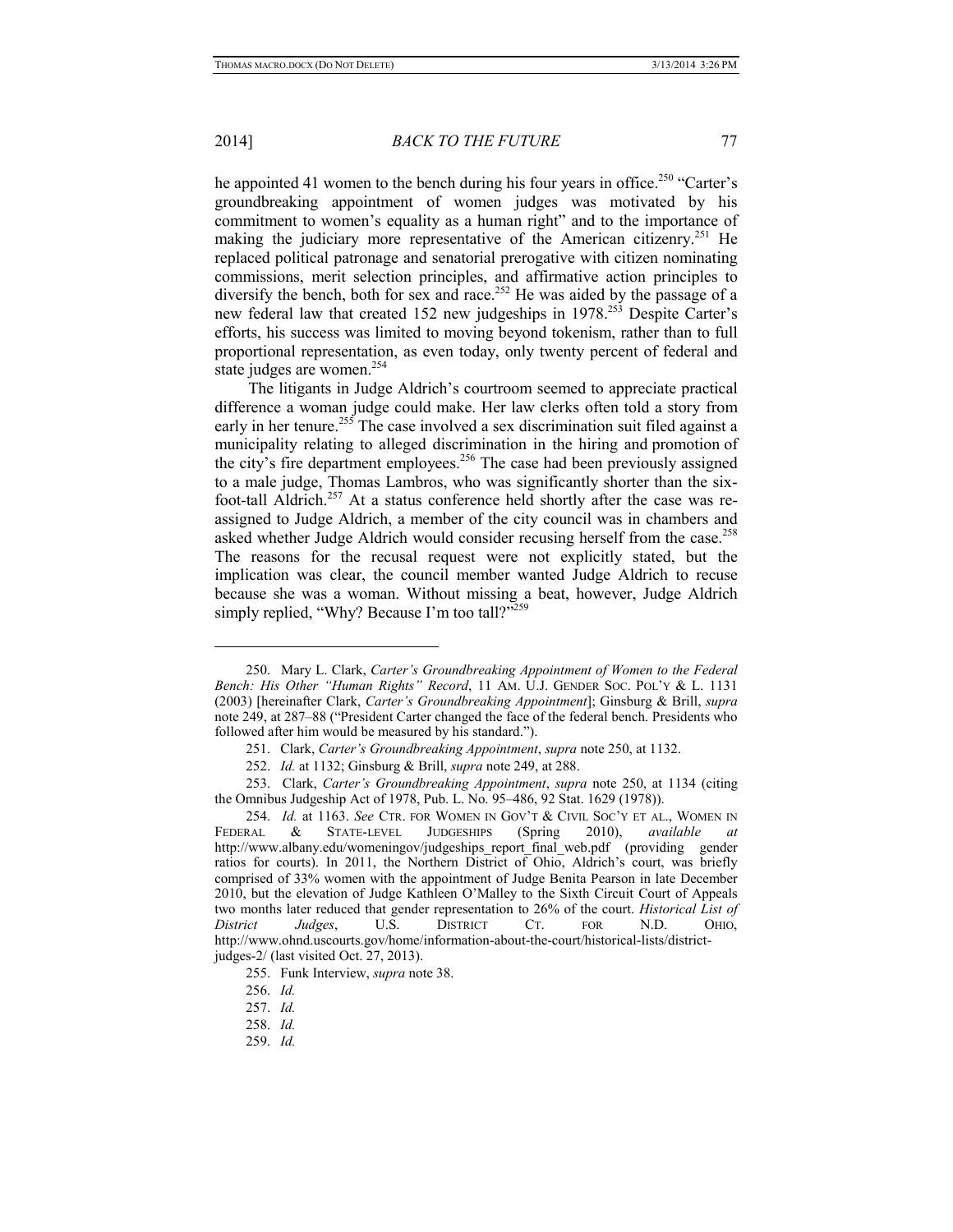he appointed 41 women to the bench during his four years in office.[250] "Carter's groundbreaking appointment of women judges was motivated by his commitment to women's equality as a human right" and to the importance of making the judiciary more representative of the American citizenry.[251] He replaced political patronage and senatorial prerogative with citizen nominating commissions, merit selection principles, and affirmative action principles to diversify the bench, both for sex and race.[252] He was aided by the passage of a new federal law that created 152 new judgeships in 1978.[253] Despite Carter's efforts, his success was limited to moving beyond tokenism, rather than to full proportional representation, as even today, only twenty percent of federal and state judges are women.[254]

The litigants in Judge Aldrich's courtroom seemed to appreciate practical difference a woman judge could make. Her law clerks often told a story from early in her tenure.[255] The case involved a sex discrimination suit filed against a municipality relating to alleged discrimination in the hiring and promotion of the city's fire department employees.[256] The case had been previously assigned to a male judge, Thomas Lambros, who was significantly shorter than the six-foot-tall Aldrich.[257] At a status conference held shortly after the case was re-assigned to Judge Aldrich, a member of the city council was in chambers and asked whether Judge Aldrich would consider recusing herself from the case.[258] The reasons for the recusal request were not explicitly stated, but the implication was clear, the council member wanted Judge Aldrich to recuse because she was a woman. Without missing a beat, however, Judge Aldrich simply replied, "Why? Because I'm too tall?"[259]

---

250. Mary L. Clark, *Carter's Groundbreaking Appointment of Women to the Federal Bench: His Other "Human Rights" Record*, 11 AM. U.J. GENDER SOC. POL'Y & L. 1131 (2003) [hereinafter Clark, *Carter's Groundbreaking Appointment*]; Ginsburg & Brill, *supra* note 249, at 287–88 ("President Carter changed the face of the federal bench. Presidents who followed after him would be measured by his standard.").

251. Clark, *Carter's Groundbreaking Appointment*, *supra* note 250, at 1132.

252. *Id.* at 1132; Ginsburg & Brill, *supra* note 249, at 288.

253. Clark, *Carter's Groundbreaking Appointment*, *supra* note 250, at 1134 (citing the Omnibus Judgeship Act of 1978, Pub. L. No. 95–486, 92 Stat. 1629 (1978)).

254. *Id.* at 1163. *See* CTR. FOR WOMEN IN GOV'T & CIVIL SOC'Y ET AL., WOMEN IN FEDERAL & STATE-LEVEL JUDGESHIPS (Spring 2010), *available at* http://www.albany.edu/womeningov/judgeships_report_final_web.pdf (providing gender ratios for courts). In 2011, the Northern District of Ohio, Aldrich's court, was briefly comprised of 33% women with the appointment of Judge Benita Pearson in late December 2010, but the elevation of Judge Kathleen O'Malley to the Sixth Circuit Court of Appeals two months later reduced that gender representation to 26% of the court. *Historical List of District Judges*, U.S. DISTRICT CT. FOR N.D. OHIO, http://www.ohnd.uscourts.gov/home/information-about-the-court/historical-lists/district-judges-2/ (last visited Oct. 27, 2013).

255. Funk Interview, *supra* note 38.

256. *Id.*

257. *Id.*

258. *Id.*

259. *Id.*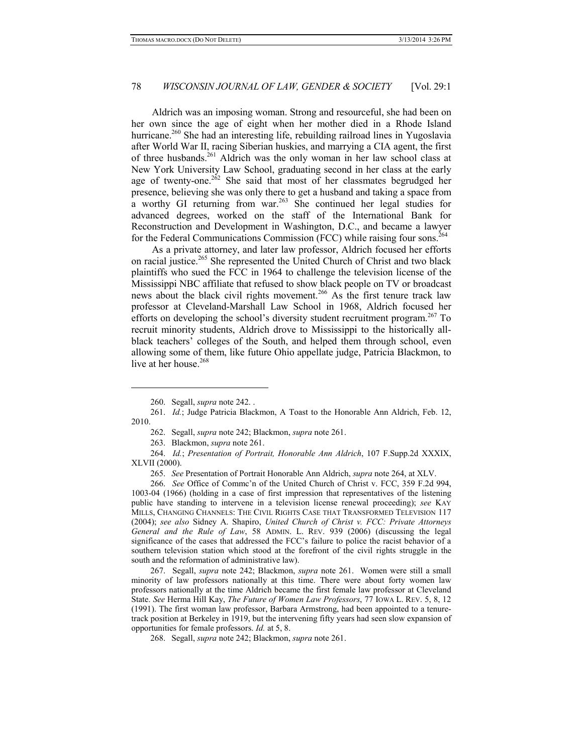Aldrich was an imposing woman. Strong and resourceful, she had been on her own since the age of eight when her mother died in a Rhode Island hurricane.[260] She had an interesting life, rebuilding railroad lines in Yugoslavia after World War II, racing Siberian huskies, and marrying a CIA agent, the first of three husbands.[261] Aldrich was the only woman in her law school class at New York University Law School, graduating second in her class at the early age of twenty-one.[262] She said that most of her classmates begrudged her presence, believing she was only there to get a husband and taking a space from a worthy GI returning from war.[263] She continued her legal studies for advanced degrees, worked on the staff of the International Bank for Reconstruction and Development in Washington, D.C., and became a lawyer for the Federal Communications Commission (FCC) while raising four sons.[264]

As a private attorney, and later law professor, Aldrich focused her efforts on racial justice.[265] She represented the United Church of Christ and two black plaintiffs who sued the FCC in 1964 to challenge the television license of the Mississippi NBC affiliate that refused to show black people on TV or broadcast news about the black civil rights movement.[266] As the first tenure track law professor at Cleveland-Marshall Law School in 1968, Aldrich focused her efforts on developing the school's diversity student recruitment program.[267] To recruit minority students, Aldrich drove to Mississippi to the historically all-black teachers' colleges of the South, and helped them through school, even allowing some of them, like future Ohio appellate judge, Patricia Blackmon, to live at her house.[268]

---

260. Segall, *supra* note 242. .

261. *Id.*; Judge Patricia Blackmon, A Toast to the Honorable Ann Aldrich, Feb. 12, 2010.

262. Segall, *supra* note 242; Blackmon, *supra* note 261.

263. Blackmon, *supra* note 261.

264. *Id.*; *Presentation of Portrait, Honorable Ann Aldrich*, 107 F.Supp.2d XXXIX, XLVII (2000).

265. *See* Presentation of Portrait Honorable Ann Aldrich, *supra* note 264, at XLV.

266. *See* Office of Commc'n of the United Church of Christ v. FCC, 359 F.2d 994, 1003-04 (1966) (holding in a case of first impression that representatives of the listening public have standing to intervene in a television license renewal proceeding); *see* KAY MILLS, CHANGING CHANNELS: THE CIVIL RIGHTS CASE THAT TRANSFORMED TELEVISION 117 (2004); *see also* Sidney A. Shapiro, *United Church of Christ v. FCC: Private Attorneys General and the Rule of Law*, 58 ADMIN. L. REV. 939 (2006) (discussing the legal significance of the cases that addressed the FCC's failure to police the racist behavior of a southern television station which stood at the forefront of the civil rights struggle in the south and the reformation of administrative law).

267. Segall, *supra* note 242; Blackmon, *supra* note 261. Women were still a small minority of law professors nationally at this time. There were about forty women law professors nationally at the time Aldrich became the first female law professor at Cleveland State. *See* Herma Hill Kay, *The Future of Women Law Professors*, 77 IOWA L. REV. 5, 8, 12 (1991). The first woman law professor, Barbara Armstrong, had been appointed to a tenure-track position at Berkeley in 1919, but the intervening fifty years had seen slow expansion of opportunities for female professors. *Id.* at 5, 8.

268. Segall, *supra* note 242; Blackmon, *supra* note 261.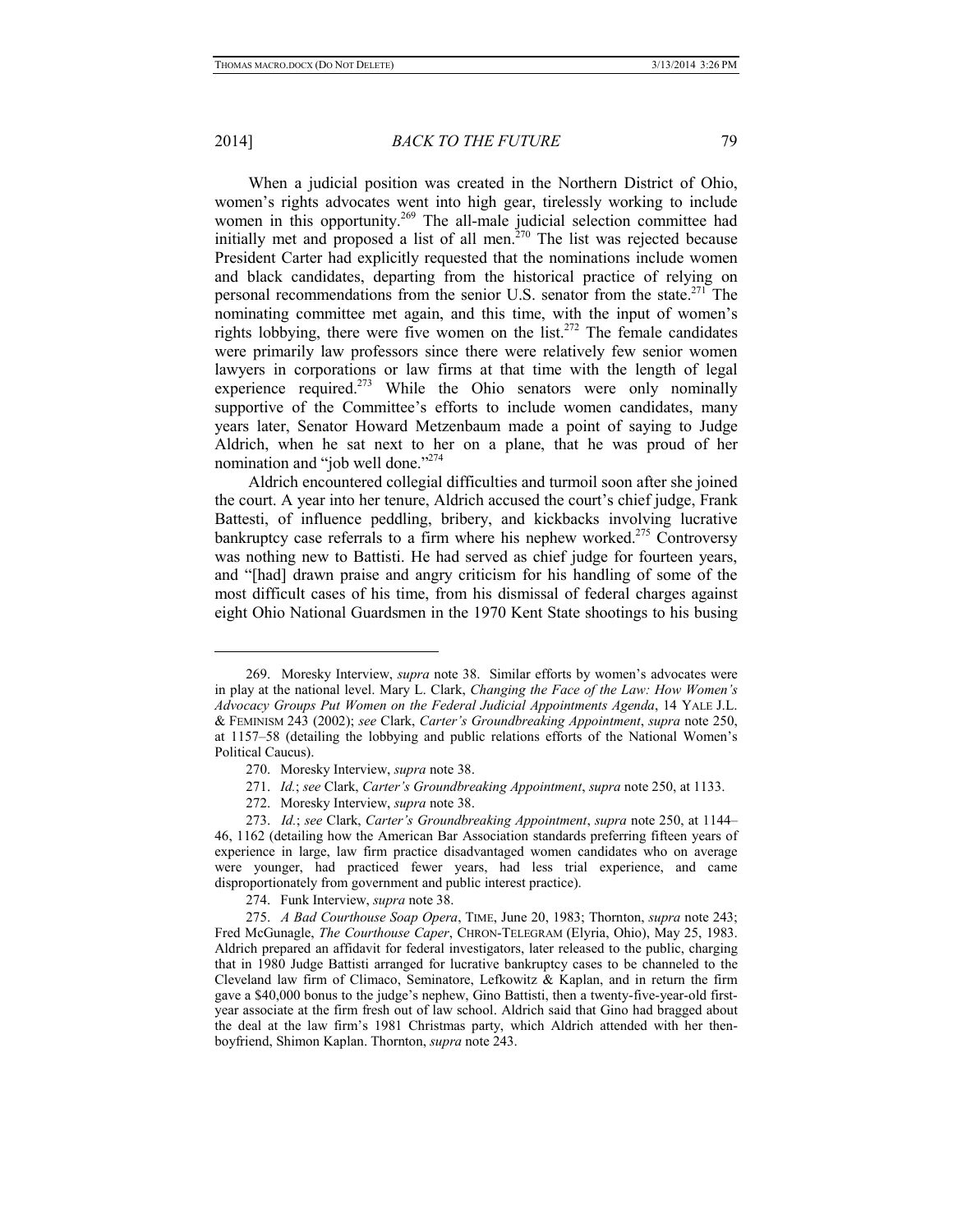When a judicial position was created in the Northern District of Ohio, women's rights advocates went into high gear, tirelessly working to include women in this opportunity.[269] The all-male judicial selection committee had initially met and proposed a list of all men.[270] The list was rejected because President Carter had explicitly requested that the nominations include women and black candidates, departing from the historical practice of relying on personal recommendations from the senior U.S. senator from the state.[271] The nominating committee met again, and this time, with the input of women's rights lobbying, there were five women on the list.[272] The female candidates were primarily law professors since there were relatively few senior women lawyers in corporations or law firms at that time with the length of legal experience required.[273] While the Ohio senators were only nominally supportive of the Committee's efforts to include women candidates, many years later, Senator Howard Metzenbaum made a point of saying to Judge Aldrich, when he sat next to her on a plane, that he was proud of her nomination and "job well done."[274]

Aldrich encountered collegial difficulties and turmoil soon after she joined the court. A year into her tenure, Aldrich accused the court's chief judge, Frank Battesti, of influence peddling, bribery, and kickbacks involving lucrative bankruptcy case referrals to a firm where his nephew worked.[275] Controversy was nothing new to Battisti. He had served as chief judge for fourteen years, and "[had] drawn praise and angry criticism for his handling of some of the most difficult cases of his time, from his dismissal of federal charges against eight Ohio National Guardsmen in the 1970 Kent State shootings to his busing

---

269. Moresky Interview, *supra* note 38. Similar efforts by women's advocates were in play at the national level. Mary L. Clark, *Changing the Face of the Law: How Women's Advocacy Groups Put Women on the Federal Judicial Appointments Agenda*, 14 YALE J.L. & FEMINISM 243 (2002); *see* Clark, *Carter's Groundbreaking Appointment*, *supra* note 250, at 1157–58 (detailing the lobbying and public relations efforts of the National Women's Political Caucus).

270. Moresky Interview, *supra* note 38.

271. *Id.*; *see* Clark, *Carter's Groundbreaking Appointment*, *supra* note 250, at 1133.

272. Moresky Interview, *supra* note 38.

273. *Id.*; *see* Clark, *Carter's Groundbreaking Appointment*, *supra* note 250, at 1144–46, 1162 (detailing how the American Bar Association standards preferring fifteen years of experience in large, law firm practice disadvantaged women candidates who on average were younger, had practiced fewer years, had less trial experience, and came disproportionately from government and public interest practice).

274. Funk Interview, *supra* note 38.

275. *A Bad Courthouse Soap Opera*, TIME, June 20, 1983; Thornton, *supra* note 243; Fred McGunagle, *The Courthouse Caper*, CHRON-TELEGRAM (Elyria, Ohio), May 25, 1983. Aldrich prepared an affidavit for federal investigators, later released to the public, charging that in 1980 Judge Battisti arranged for lucrative bankruptcy cases to be channeled to the Cleveland law firm of Climaco, Seminatore, Lefkowitz & Kaplan, and in return the firm gave a $40,000 bonus to the judge's nephew, Gino Battisti, then a twenty-five-year-old first-year associate at the firm fresh out of law school. Aldrich said that Gino had bragged about the deal at the law firm's 1981 Christmas party, which Aldrich attended with her then-boyfriend, Shimon Kaplan. Thornton, *supra* note 243.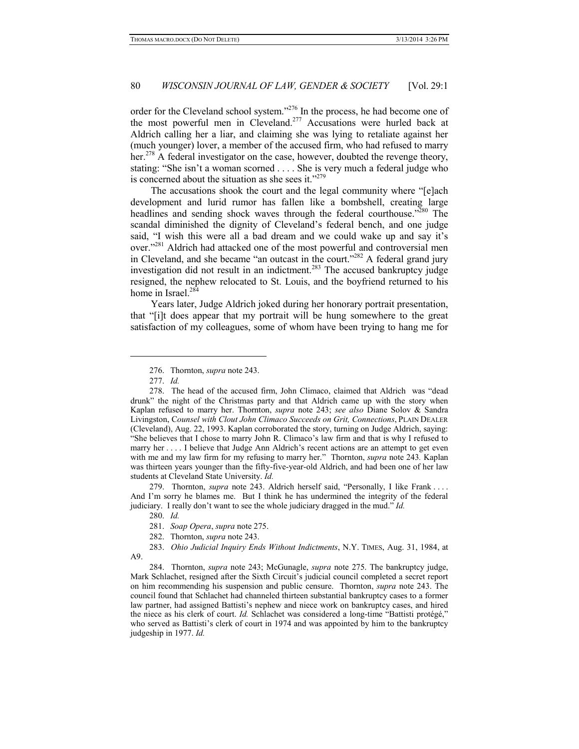order for the Cleveland school system."[276] In the process, he had become one of the most powerful men in Cleveland.[277] Accusations were hurled back at Aldrich calling her a liar, and claiming she was lying to retaliate against her (much younger) lover, a member of the accused firm, who had refused to marry her.[278] A federal investigator on the case, however, doubted the revenge theory, stating: "She isn't a woman scorned . . . . She is very much a federal judge who is concerned about the situation as she sees it."[279]

The accusations shook the court and the legal community where "[e]ach development and lurid rumor has fallen like a bombshell, creating large headlines and sending shock waves through the federal courthouse."[280] The scandal diminished the dignity of Cleveland's federal bench, and one judge said, "I wish this were all a bad dream and we could wake up and say it's over."[281] Aldrich had attacked one of the most powerful and controversial men in Cleveland, and she became "an outcast in the court."[282] A federal grand jury investigation did not result in an indictment.[283] The accused bankruptcy judge resigned, the nephew relocated to St. Louis, and the boyfriend returned to his home in Israel.[284]

Years later, Judge Aldrich joked during her honorary portrait presentation, that "[i]t does appear that my portrait will be hung somewhere to the great satisfaction of my colleagues, some of whom have been trying to hang me for

---

276. Thornton, *supra* note 243.

277. *Id.*

278. The head of the accused firm, John Climaco, claimed that Aldrich was "dead drunk" the night of the Christmas party and that Aldrich came up with the story when Kaplan refused to marry her. Thornton, *supra* note 243; *see also* Diane Solov & Sandra Livingston, *Counsel with Clout John Climaco Succeeds on Grit, Connections*, PLAIN DEALER (Cleveland), Aug. 22, 1993. Kaplan corroborated the story, turning on Judge Aldrich, saying: "She believes that I chose to marry John R. Climaco's law firm and that is why I refused to marry her . . . . I believe that Judge Ann Aldrich's recent actions are an attempt to get even with me and my law firm for my refusing to marry her." Thornton, *supra* note 243*.* Kaplan was thirteen years younger than the fifty-five-year-old Aldrich, and had been one of her law students at Cleveland State University. *Id.*

279. Thornton, *supra* note 243. Aldrich herself said, "Personally, I like Frank . . . . And I'm sorry he blames me. But I think he has undermined the integrity of the federal judiciary. I really don't want to see the whole judiciary dragged in the mud." *Id.*

280. *Id.*

281. *Soap Opera*, *supra* note 275.

282. Thornton, *supra* note 243.

283. *Ohio Judicial Inquiry Ends Without Indictments*, N.Y. TIMES, Aug. 31, 1984, at A9.

284. Thornton, *supra* note 243; McGunagle, *supra* note 275. The bankruptcy judge, Mark Schlachet, resigned after the Sixth Circuit's judicial council completed a secret report on him recommending his suspension and public censure. Thornton, *supra* note 243. The council found that Schlachet had channeled thirteen substantial bankruptcy cases to a former law partner, had assigned Battisti's nephew and niece work on bankruptcy cases, and hired the niece as his clerk of court. *Id.* Schlachet was considered a long-time "Battisti protégé," who served as Battisti's clerk of court in 1974 and was appointed by him to the bankruptcy judgeship in 1977. *Id.*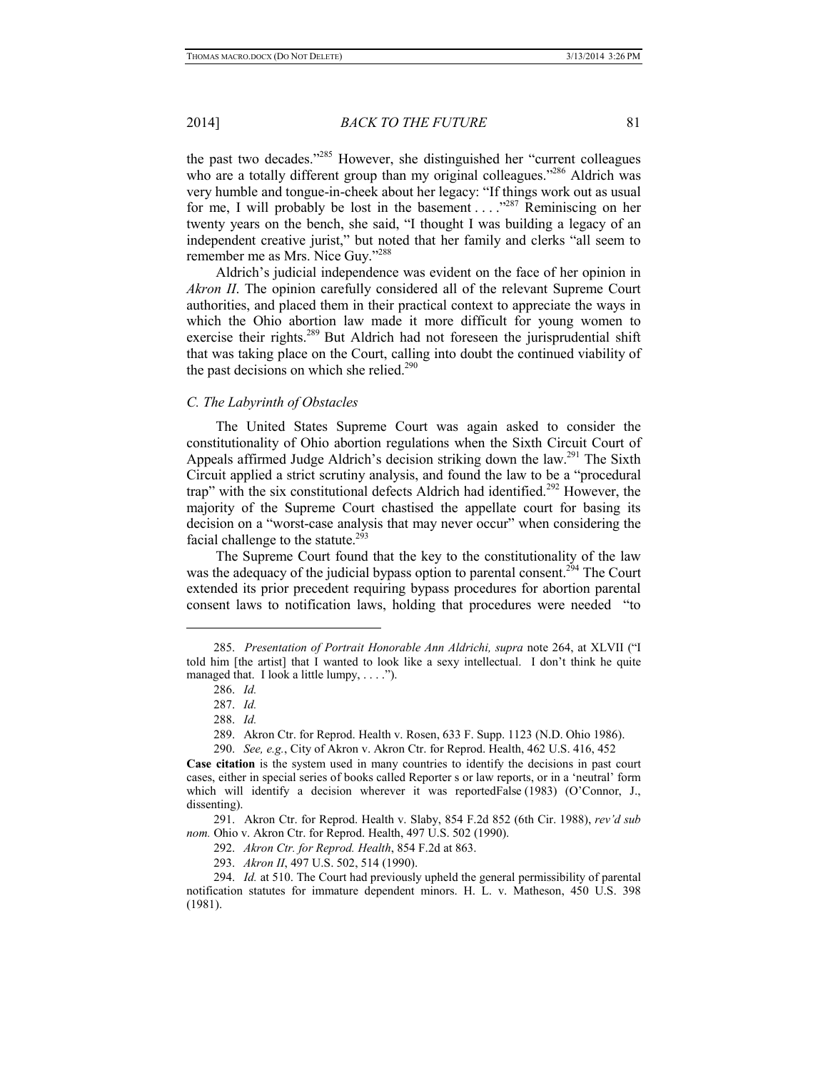the past two decades."[285] However, she distinguished her "current colleagues who are a totally different group than my original colleagues."[286] Aldrich was very humble and tongue-in-cheek about her legacy: "If things work out as usual for me, I will probably be lost in the basement . . . ."[287] Reminiscing on her twenty years on the bench, she said, "I thought I was building a legacy of an independent creative jurist," but noted that her family and clerks "all seem to remember me as Mrs. Nice Guy."[288]

Aldrich's judicial independence was evident on the face of her opinion in *Akron II*. The opinion carefully considered all of the relevant Supreme Court authorities, and placed them in their practical context to appreciate the ways in which the Ohio abortion law made it more difficult for young women to exercise their rights.[289] But Aldrich had not foreseen the jurisprudential shift that was taking place on the Court, calling into doubt the continued viability of the past decisions on which she relied.[290]

### *C. The Labyrinth of Obstacles*

The United States Supreme Court was again asked to consider the constitutionality of Ohio abortion regulations when the Sixth Circuit Court of Appeals affirmed Judge Aldrich's decision striking down the law.[291] The Sixth Circuit applied a strict scrutiny analysis, and found the law to be a "procedural trap" with the six constitutional defects Aldrich had identified.[292] However, the majority of the Supreme Court chastised the appellate court for basing its decision on a "worst-case analysis that may never occur" when considering the facial challenge to the statute.[293]

The Supreme Court found that the key to the constitutionality of the law was the adequacy of the judicial bypass option to parental consent.[294] The Court extended its prior precedent requiring bypass procedures for abortion parental consent laws to notification laws, holding that procedures were needed "to

---

285. *Presentation of Portrait Honorable Ann Aldrichi, supra* note 264, at XLVII ("I told him [the artist] that I wanted to look like a sexy intellectual. I don't think he quite managed that. I look a little lumpy, . . . .").

286. *Id.*

287. *Id.*

288. *Id.*

289. Akron Ctr. for Reprod. Health v. Rosen, 633 F. Supp. 1123 (N.D. Ohio 1986).

290. *See, e.g.*, City of Akron v. Akron Ctr. for Reprod. Health, 462 U.S. 416, 452 **Case citation** is the system used in many countries to identify the decisions in past court cases, either in special series of books called Reporter s or law reports, or in a 'neutral' form which will identify a decision wherever it was reportedFalse (1983) (O'Connor, J., dissenting).

291. Akron Ctr. for Reprod. Health v. Slaby, 854 F.2d 852 (6th Cir. 1988), *rev'd sub nom.* Ohio v. Akron Ctr. for Reprod. Health, 497 U.S. 502 (1990).

292. *Akron Ctr. for Reprod. Health*, 854 F.2d at 863.

293. *Akron II*, 497 U.S. 502, 514 (1990).

294. *Id.* at 510. The Court had previously upheld the general permissibility of parental notification statutes for immature dependent minors. H. L. v. Matheson, 450 U.S. 398 (1981).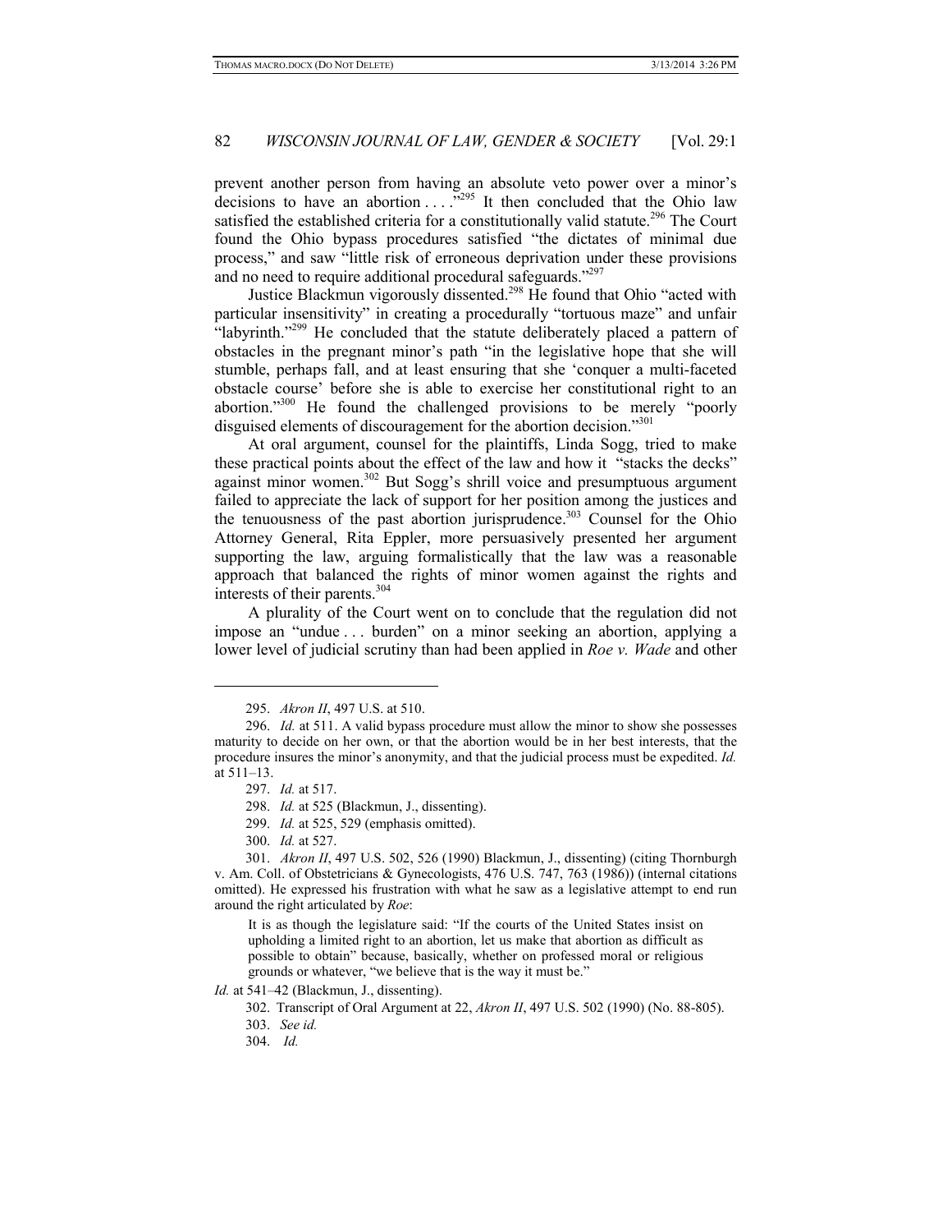prevent another person from having an absolute veto power over a minor's decisions to have an abortion . . . ."[295] It then concluded that the Ohio law satisfied the established criteria for a constitutionally valid statute.[296] The Court found the Ohio bypass procedures satisfied "the dictates of minimal due process," and saw "little risk of erroneous deprivation under these provisions and no need to require additional procedural safeguards."[297]

Justice Blackmun vigorously dissented.[298] He found that Ohio "acted with particular insensitivity" in creating a procedurally "tortuous maze" and unfair "labyrinth."[299] He concluded that the statute deliberately placed a pattern of obstacles in the pregnant minor's path "in the legislative hope that she will stumble, perhaps fall, and at least ensuring that she 'conquer a multi-faceted obstacle course' before she is able to exercise her constitutional right to an abortion."[300] He found the challenged provisions to be merely "poorly disguised elements of discouragement for the abortion decision."[301]

At oral argument, counsel for the plaintiffs, Linda Sogg, tried to make these practical points about the effect of the law and how it "stacks the decks" against minor women.[302] But Sogg's shrill voice and presumptuous argument failed to appreciate the lack of support for her position among the justices and the tenuousness of the past abortion jurisprudence.[303] Counsel for the Ohio Attorney General, Rita Eppler, more persuasively presented her argument supporting the law, arguing formalistically that the law was a reasonable approach that balanced the rights of minor women against the rights and interests of their parents.[304]

A plurality of the Court went on to conclude that the regulation did not impose an "undue . . . burden" on a minor seeking an abortion, applying a lower level of judicial scrutiny than had been applied in *Roe v. Wade* and other

---

295. *Akron II*, 497 U.S. at 510.

296. *Id.* at 511. A valid bypass procedure must allow the minor to show she possesses maturity to decide on her own, or that the abortion would be in her best interests, that the procedure insures the minor's anonymity, and that the judicial process must be expedited. *Id.* at 511–13.

297. *Id.* at 517.

298. *Id.* at 525 (Blackmun, J., dissenting).

299. *Id.* at 525, 529 (emphasis omitted).

300. *Id.* at 527.

301. *Akron II*, 497 U.S. 502, 526 (1990) Blackmun, J., dissenting) (citing Thornburgh v. Am. Coll. of Obstetricians & Gynecologists, 476 U.S. 747, 763 (1986)) (internal citations omitted). He expressed his frustration with what he saw as a legislative attempt to end run around the right articulated by *Roe*:

> It is as though the legislature said: "If the courts of the United States insist on upholding a limited right to an abortion, let us make that abortion as difficult as possible to obtain" because, basically, whether on professed moral or religious grounds or whatever, "we believe that is the way it must be."

*Id.* at 541–42 (Blackmun, J., dissenting).

302. Transcript of Oral Argument at 22, *Akron II*, 497 U.S. 502 (1990) (No. 88-805).

303. *See id.*

304. *Id.*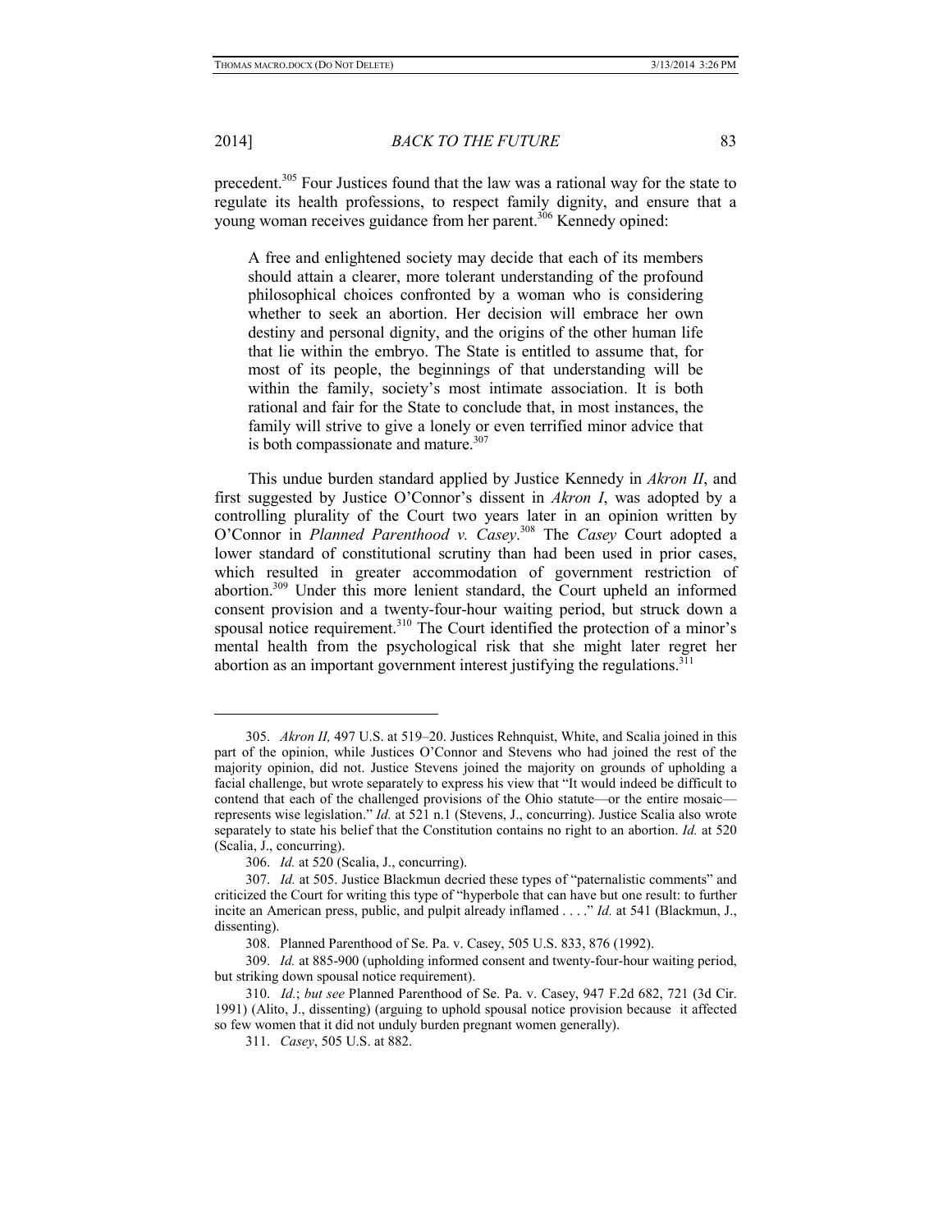precedent.[305] Four Justices found that the law was a rational way for the state to regulate its health professions, to respect family dignity, and ensure that a young woman receives guidance from her parent.[306] Kennedy opined:

> A free and enlightened society may decide that each of its members should attain a clearer, more tolerant understanding of the profound philosophical choices confronted by a woman who is considering whether to seek an abortion. Her decision will embrace her own destiny and personal dignity, and the origins of the other human life that lie within the embryo. The State is entitled to assume that, for most of its people, the beginnings of that understanding will be within the family, society's most intimate association. It is both rational and fair for the State to conclude that, in most instances, the family will strive to give a lonely or even terrified minor advice that is both compassionate and mature.[307]

This undue burden standard applied by Justice Kennedy in *Akron II*, and first suggested by Justice O'Connor's dissent in *Akron I*, was adopted by a controlling plurality of the Court two years later in an opinion written by O'Connor in *Planned Parenthood v. Casey*.[308] The *Casey* Court adopted a lower standard of constitutional scrutiny than had been used in prior cases, which resulted in greater accommodation of government restriction of abortion.[309] Under this more lenient standard, the Court upheld an informed consent provision and a twenty-four-hour waiting period, but struck down a spousal notice requirement.[310] The Court identified the protection of a minor's mental health from the psychological risk that she might later regret her abortion as an important government interest justifying the regulations.[311]

---

305. *Akron II,* 497 U.S. at 519–20. Justices Rehnquist, White, and Scalia joined in this part of the opinion, while Justices O'Connor and Stevens who had joined the rest of the majority opinion, did not. Justice Stevens joined the majority on grounds of upholding a facial challenge, but wrote separately to express his view that "It would indeed be difficult to contend that each of the challenged provisions of the Ohio statute—or the entire mosaic—represents wise legislation." *Id.* at 521 n.1 (Stevens, J., concurring). Justice Scalia also wrote separately to state his belief that the Constitution contains no right to an abortion. *Id.* at 520 (Scalia, J., concurring).

306. *Id.* at 520 (Scalia, J., concurring).

307. *Id.* at 505. Justice Blackmun decried these types of "paternalistic comments" and criticized the Court for writing this type of "hyperbole that can have but one result: to further incite an American press, public, and pulpit already inflamed . . . ." *Id.* at 541 (Blackmun, J., dissenting).

308. Planned Parenthood of Se. Pa. v. Casey, 505 U.S. 833, 876 (1992).

309. *Id.* at 885-900 (upholding informed consent and twenty-four-hour waiting period, but striking down spousal notice requirement).

310. *Id.*; *but see* Planned Parenthood of Se. Pa. v. Casey, 947 F.2d 682, 721 (3d Cir. 1991) (Alito, J., dissenting) (arguing to uphold spousal notice provision because it affected so few women that it did not unduly burden pregnant women generally).

311. *Casey*, 505 U.S. at 882.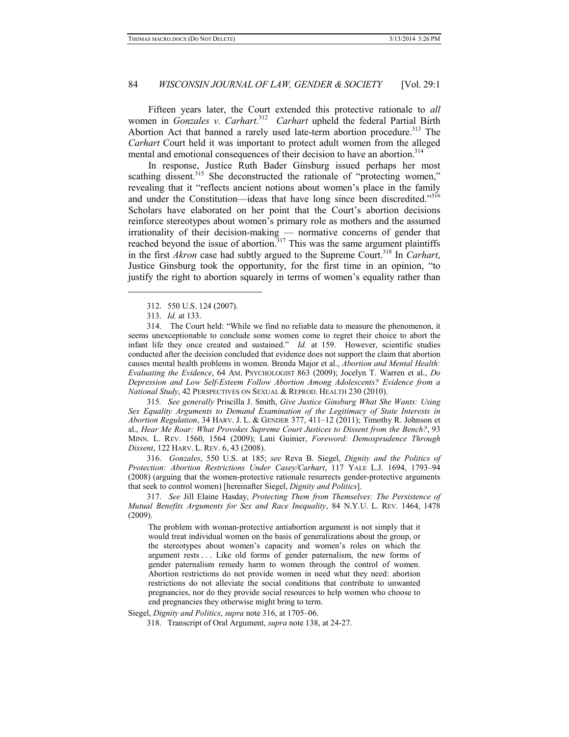Fifteen years later, the Court extended this protective rationale to *all* women in *Gonzales v. Carhart*.[312] *Carhart* upheld the federal Partial Birth Abortion Act that banned a rarely used late-term abortion procedure.[313] The *Carhart* Court held it was important to protect adult women from the alleged mental and emotional consequences of their decision to have an abortion.[314]

In response, Justice Ruth Bader Ginsburg issued perhaps her most scathing dissent.[315] She deconstructed the rationale of "protecting women," revealing that it "reflects ancient notions about women's place in the family and under the Constitution—ideas that have long since been discredited."[316] Scholars have elaborated on her point that the Court's abortion decisions reinforce stereotypes about women's primary role as mothers and the assumed irrationality of their decision-making — normative concerns of gender that reached beyond the issue of abortion.[317] This was the same argument plaintiffs in the first *Akron* case had subtly argued to the Supreme Court.[318] In *Carhart*, Justice Ginsburg took the opportunity, for the first time in an opinion, "to justify the right to abortion squarely in terms of women's equality rather than

---

312. 550 U.S. 124 (2007).

313. *Id.* at 133.

314. The Court held: "While we find no reliable data to measure the phenomenon, it seems unexceptionable to conclude some women come to regret their choice to abort the infant life they once created and sustained." *Id.* at 159. However, scientific studies conducted after the decision concluded that evidence does not support the claim that abortion causes mental health problems in women. Brenda Major et al., *Abortion and Mental Health: Evaluating the Evidence*, 64 AM. PSYCHOLOGIST 863 (2009); Jocelyn T. Warren et al., *Do Depression and Low Self-Esteem Follow Abortion Among Adolescents? Evidence from a National Study*, 42 PERSPECTIVES ON SEXUAL & REPROD. HEALTH 230 (2010).

315. *See generally* Priscilla J. Smith, *Give Justice Ginsburg What She Wants: Using Sex Equality Arguments to Demand Examination of the Legitimacy of State Interests in Abortion Regulation*, 34 HARV. J. L. & GENDER 377, 411–12 (2011); Timothy R. Johnson et al., *Hear Me Roar: What Provokes Supreme Court Justices to Dissent from the Bench?*, 93 MINN. L. REV. 1560, 1564 (2009); Lani Guinier, *Foreword: Demosprudence Through Dissent*, 122 HARV. L. REV. 6, 43 (2008).

316. *Gonzales*, 550 U.S. at 185; *see* Reva B. Siegel, *Dignity and the Politics of Protection: Abortion Restrictions Under Casey/Carhart*, 117 YALE L.J. 1694, 1793–94 (2008) (arguing that the women-protective rationale resurrects gender-protective arguments that seek to control women) [hereinafter Siegel, *Dignity and Politics*].

317. *See* Jill Elaine Hasday, *Protecting Them from Themselves: The Persistence of Mutual Benefits Arguments for Sex and Race Inequality*, 84 N.Y.U. L. REV. 1464, 1478 (2009).

> The problem with woman-protective antiabortion argument is not simply that it would treat individual women on the basis of generalizations about the group, or the stereotypes about women's capacity and women's roles on which the argument rests . . . Like old forms of gender paternalism, the new forms of gender paternalism remedy harm to women through the control of women. Abortion restrictions do not provide women in need what they need: abortion restrictions do not alleviate the social conditions that contribute to unwanted pregnancies, nor do they provide social resources to help women who choose to end pregnancies they otherwise might bring to term.

Siegel, *Dignity and Politics*, *supra* note 316, at 1705–06.

318. Transcript of Oral Argument, *supra* note 138, at 24-27.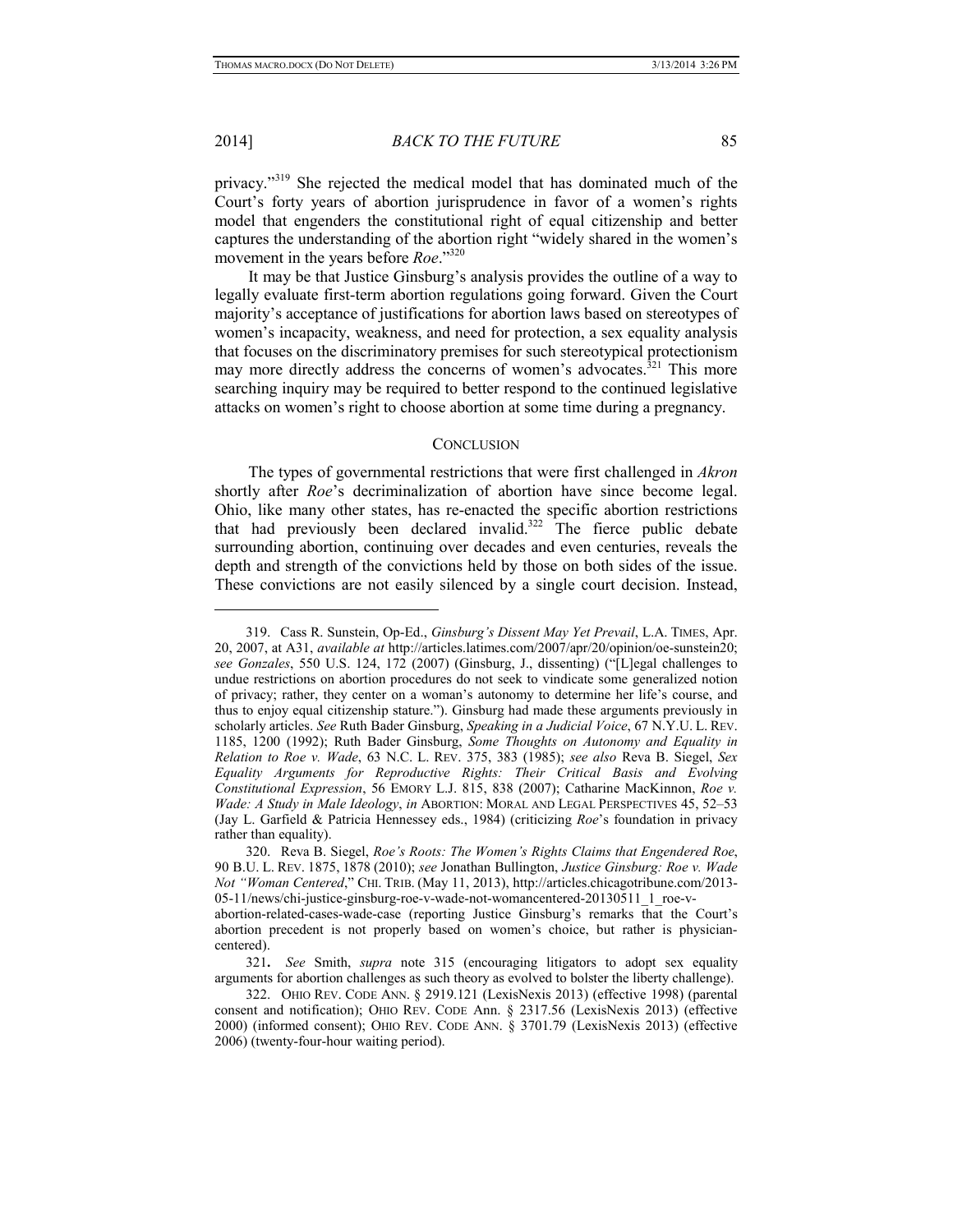privacy."[319] She rejected the medical model that has dominated much of the Court's forty years of abortion jurisprudence in favor of a women's rights model that engenders the constitutional right of equal citizenship and better captures the understanding of the abortion right "widely shared in the women's movement in the years before *Roe*."[320]

It may be that Justice Ginsburg's analysis provides the outline of a way to legally evaluate first-term abortion regulations going forward. Given the Court majority's acceptance of justifications for abortion laws based on stereotypes of women's incapacity, weakness, and need for protection, a sex equality analysis that focuses on the discriminatory premises for such stereotypical protectionism may more directly address the concerns of women's advocates.[321] This more searching inquiry may be required to better respond to the continued legislative attacks on women's right to choose abortion at some time during a pregnancy.

## CONCLUSION

The types of governmental restrictions that were first challenged in *Akron* shortly after *Roe*'s decriminalization of abortion have since become legal. Ohio, like many other states, has re-enacted the specific abortion restrictions that had previously been declared invalid.[322] The fierce public debate surrounding abortion, continuing over decades and even centuries, reveals the depth and strength of the convictions held by those on both sides of the issue. These convictions are not easily silenced by a single court decision. Instead,

---

319. Cass R. Sunstein, Op-Ed., *Ginsburg's Dissent May Yet Prevail*, L.A. TIMES, Apr. 20, 2007, at A31, *available at* http://articles.latimes.com/2007/apr/20/opinion/oe-sunstein20; *see Gonzales*, 550 U.S. 124, 172 (2007) (Ginsburg, J., dissenting) ("[L]egal challenges to undue restrictions on abortion procedures do not seek to vindicate some generalized notion of privacy; rather, they center on a woman's autonomy to determine her life's course, and thus to enjoy equal citizenship stature."). Ginsburg had made these arguments previously in scholarly articles. *See* Ruth Bader Ginsburg, *Speaking in a Judicial Voice*, 67 N.Y.U. L. REV. 1185, 1200 (1992); Ruth Bader Ginsburg, *Some Thoughts on Autonomy and Equality in Relation to Roe v. Wade*, 63 N.C. L. REV. 375, 383 (1985); *see also* Reva B. Siegel, *Sex Equality Arguments for Reproductive Rights: Their Critical Basis and Evolving Constitutional Expression*, 56 EMORY L.J. 815, 838 (2007); Catharine MacKinnon, *Roe v. Wade: A Study in Male Ideology*, *in* ABORTION: MORAL AND LEGAL PERSPECTIVES 45, 52–53 (Jay L. Garfield & Patricia Hennessey eds., 1984) (criticizing *Roe*'s foundation in privacy rather than equality).

320. Reva B. Siegel, *Roe's Roots: The Women's Rights Claims that Engendered Roe*, 90 B.U. L. REV. 1875, 1878 (2010); *see* Jonathan Bullington, *Justice Ginsburg: Roe v. Wade Not "Woman Centered*," CHI. TRIB. (May 11, 2013), http://articles.chicagotribune.com/2013-05-11/news/chi-justice-ginsburg-roe-v-wade-not-womancentered-20130511_1_roe-v-abortion-related-cases-wade-case (reporting Justice Ginsburg's remarks that the Court's abortion precedent is not properly based on women's choice, but rather is physician-centered).

321. *See* Smith, *supra* note 315 (encouraging litigators to adopt sex equality arguments for abortion challenges as such theory as evolved to bolster the liberty challenge).

322. OHIO REV. CODE ANN. § 2919.121 (LexisNexis 2013) (effective 1998) (parental consent and notification); OHIO REV. CODE Ann. § 2317.56 (LexisNexis 2013) (effective 2000) (informed consent); OHIO REV. CODE ANN. § 3701.79 (LexisNexis 2013) (effective 2006) (twenty-four-hour waiting period).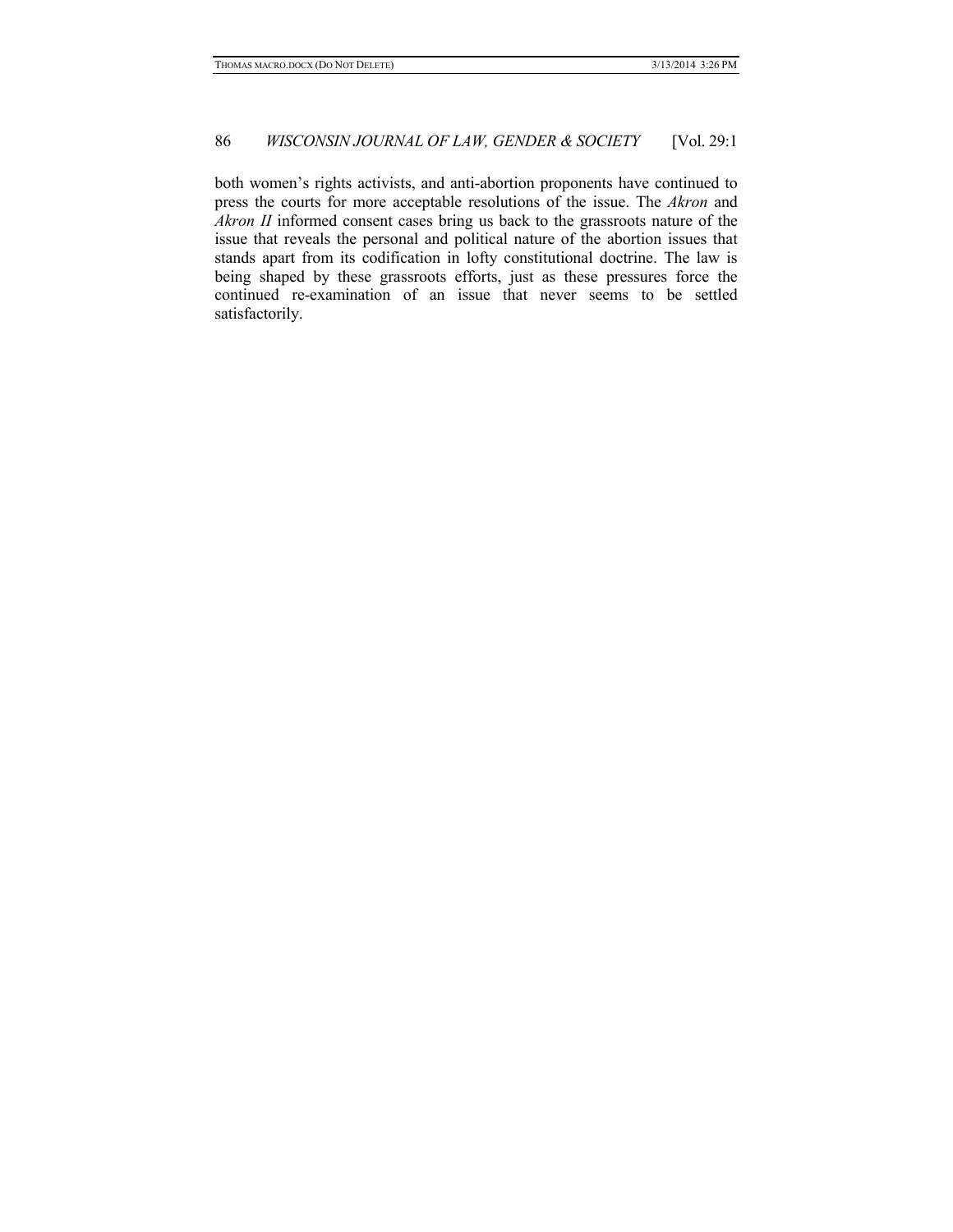both women's rights activists, and anti-abortion proponents have continued to press the courts for more acceptable resolutions of the issue. The *Akron* and *Akron II* informed consent cases bring us back to the grassroots nature of the issue that reveals the personal and political nature of the abortion issues that stands apart from its codification in lofty constitutional doctrine. The law is being shaped by these grassroots efforts, just as these pressures force the continued re-examination of an issue that never seems to be settled satisfactorily.